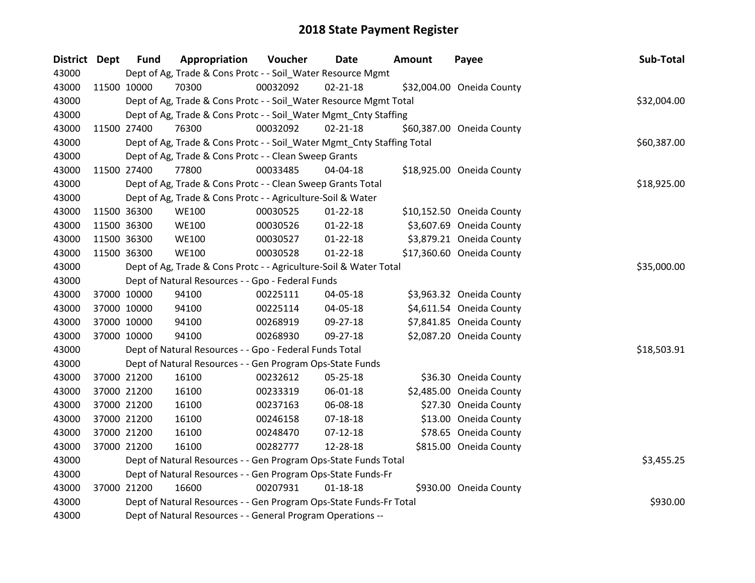# 2018 State Payment Register

| District | Dept | Fund | Appropriation | Voucher | Date | Amount | Payee | Sub-Total |
|---|---|---|---|---|---|---|---|---|
| 43000 | | Dept of Ag, Trade & Cons Protc - - Soil_Water Resource Mgmt | | | | | | |
| 43000 | 11500 | 10000 | 70300 | 00032092 | 02-21-18 | $32,004.00 | Oneida County | |
| 43000 | | Dept of Ag, Trade & Cons Protc - - Soil_Water Resource Mgmt Total | | | | | | $32,004.00 |
| 43000 | | Dept of Ag, Trade & Cons Protc - - Soil_Water Mgmt_Cnty Staffing | | | | | | |
| 43000 | 11500 | 27400 | 76300 | 00032092 | 02-21-18 | $60,387.00 | Oneida County | |
| 43000 | | Dept of Ag, Trade & Cons Protc - - Soil_Water Mgmt_Cnty Staffing Total | | | | | | $60,387.00 |
| 43000 | | Dept of Ag, Trade & Cons Protc - - Clean Sweep Grants | | | | | | |
| 43000 | 11500 | 27400 | 77800 | 00033485 | 04-04-18 | $18,925.00 | Oneida County | |
| 43000 | | Dept of Ag, Trade & Cons Protc - - Clean Sweep Grants Total | | | | | | $18,925.00 |
| 43000 | | Dept of Ag, Trade & Cons Protc - - Agriculture-Soil & Water | | | | | | |
| 43000 | 11500 | 36300 | WE100 | 00030525 | 01-22-18 | $10,152.50 | Oneida County | |
| 43000 | 11500 | 36300 | WE100 | 00030526 | 01-22-18 | $3,607.69 | Oneida County | |
| 43000 | 11500 | 36300 | WE100 | 00030527 | 01-22-18 | $3,879.21 | Oneida County | |
| 43000 | 11500 | 36300 | WE100 | 00030528 | 01-22-18 | $17,360.60 | Oneida County | |
| 43000 | | Dept of Ag, Trade & Cons Protc - - Agriculture-Soil & Water Total | | | | | | $35,000.00 |
| 43000 | | Dept of Natural Resources - - Gpo - Federal Funds | | | | | | |
| 43000 | 37000 | 10000 | 94100 | 00225111 | 04-05-18 | $3,963.32 | Oneida County | |
| 43000 | 37000 | 10000 | 94100 | 00225114 | 04-05-18 | $4,611.54 | Oneida County | |
| 43000 | 37000 | 10000 | 94100 | 00268919 | 09-27-18 | $7,841.85 | Oneida County | |
| 43000 | 37000 | 10000 | 94100 | 00268930 | 09-27-18 | $2,087.20 | Oneida County | |
| 43000 | | Dept of Natural Resources - - Gpo - Federal Funds Total | | | | | | $18,503.91 |
| 43000 | | Dept of Natural Resources - - Gen Program Ops-State Funds | | | | | | |
| 43000 | 37000 | 21200 | 16100 | 00232612 | 05-25-18 | $36.30 | Oneida County | |
| 43000 | 37000 | 21200 | 16100 | 00233319 | 06-01-18 | $2,485.00 | Oneida County | |
| 43000 | 37000 | 21200 | 16100 | 00237163 | 06-08-18 | $27.30 | Oneida County | |
| 43000 | 37000 | 21200 | 16100 | 00246158 | 07-18-18 | $13.00 | Oneida County | |
| 43000 | 37000 | 21200 | 16100 | 00248470 | 07-12-18 | $78.65 | Oneida County | |
| 43000 | 37000 | 21200 | 16100 | 00282777 | 12-28-18 | $815.00 | Oneida County | |
| 43000 | | Dept of Natural Resources - - Gen Program Ops-State Funds Total | | | | | | $3,455.25 |
| 43000 | | Dept of Natural Resources - - Gen Program Ops-State Funds-Fr | | | | | | |
| 43000 | 37000 | 21200 | 16600 | 00207931 | 01-18-18 | $930.00 | Oneida County | |
| 43000 | | Dept of Natural Resources - - Gen Program Ops-State Funds-Fr Total | | | | | | $930.00 |
| 43000 | | Dept of Natural Resources - - General Program Operations -- | | | | | | |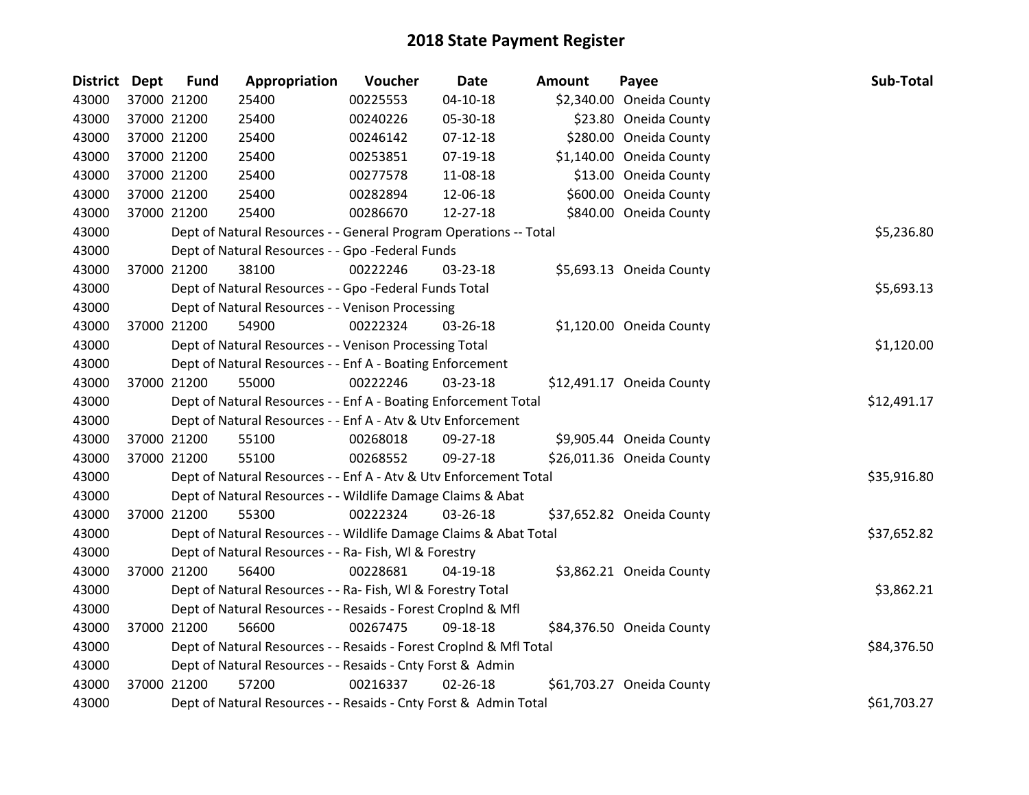# 2018 State Payment Register

| District | Dept | Fund | Appropriation | Voucher | Date | Amount | Payee | Sub-Total |
|---|---|---|---|---|---|---|---|---|
| 43000 | 37000 | 21200 | 25400 | 00225553 | 04-10-18 | $2,340.00 | Oneida County | |
| 43000 | 37000 | 21200 | 25400 | 00240226 | 05-30-18 | $23.80 | Oneida County | |
| 43000 | 37000 | 21200 | 25400 | 00246142 | 07-12-18 | $280.00 | Oneida County | |
| 43000 | 37000 | 21200 | 25400 | 00253851 | 07-19-18 | $1,140.00 | Oneida County | |
| 43000 | 37000 | 21200 | 25400 | 00277578 | 11-08-18 | $13.00 | Oneida County | |
| 43000 | 37000 | 21200 | 25400 | 00282894 | 12-06-18 | $600.00 | Oneida County | |
| 43000 | 37000 | 21200 | 25400 | 00286670 | 12-27-18 | $840.00 | Oneida County | |
| 43000 | | Dept of Natural Resources - - General Program Operations -- Total | | | | | | $5,236.80 |
| 43000 | | Dept of Natural Resources - - Gpo -Federal Funds | | | | | | |
| 43000 | 37000 | 21200 | 38100 | 00222246 | 03-23-18 | $5,693.13 | Oneida County | |
| 43000 | | Dept of Natural Resources - - Gpo -Federal Funds Total | | | | | | $5,693.13 |
| 43000 | | Dept of Natural Resources - - Venison Processing | | | | | | |
| 43000 | 37000 | 21200 | 54900 | 00222324 | 03-26-18 | $1,120.00 | Oneida County | |
| 43000 | | Dept of Natural Resources - - Venison Processing Total | | | | | | $1,120.00 |
| 43000 | | Dept of Natural Resources - - Enf A - Boating Enforcement | | | | | | |
| 43000 | 37000 | 21200 | 55000 | 00222246 | 03-23-18 | $12,491.17 | Oneida County | |
| 43000 | | Dept of Natural Resources - - Enf A - Boating Enforcement Total | | | | | | $12,491.17 |
| 43000 | | Dept of Natural Resources - - Enf A - Atv & Utv Enforcement | | | | | | |
| 43000 | 37000 | 21200 | 55100 | 00268018 | 09-27-18 | $9,905.44 | Oneida County | |
| 43000 | 37000 | 21200 | 55100 | 00268552 | 09-27-18 | $26,011.36 | Oneida County | |
| 43000 | | Dept of Natural Resources - - Enf A - Atv & Utv Enforcement Total | | | | | | $35,916.80 |
| 43000 | | Dept of Natural Resources - - Wildlife Damage Claims & Abat | | | | | | |
| 43000 | 37000 | 21200 | 55300 | 00222324 | 03-26-18 | $37,652.82 | Oneida County | |
| 43000 | | Dept of Natural Resources - - Wildlife Damage Claims & Abat Total | | | | | | $37,652.82 |
| 43000 | | Dept of Natural Resources - - Ra- Fish, Wl & Forestry | | | | | | |
| 43000 | 37000 | 21200 | 56400 | 00228681 | 04-19-18 | $3,862.21 | Oneida County | |
| 43000 | | Dept of Natural Resources - - Ra- Fish, Wl & Forestry Total | | | | | | $3,862.21 |
| 43000 | | Dept of Natural Resources - - Resaids - Forest Croplnd & Mfl | | | | | | |
| 43000 | 37000 | 21200 | 56600 | 00267475 | 09-18-18 | $84,376.50 | Oneida County | |
| 43000 | | Dept of Natural Resources - - Resaids - Forest Croplnd & Mfl Total | | | | | | $84,376.50 |
| 43000 | | Dept of Natural Resources - - Resaids - Cnty Forst & Admin | | | | | | |
| 43000 | 37000 | 21200 | 57200 | 00216337 | 02-26-18 | $61,703.27 | Oneida County | |
| 43000 | | Dept of Natural Resources - - Resaids - Cnty Forst & Admin Total | | | | | | $61,703.27 |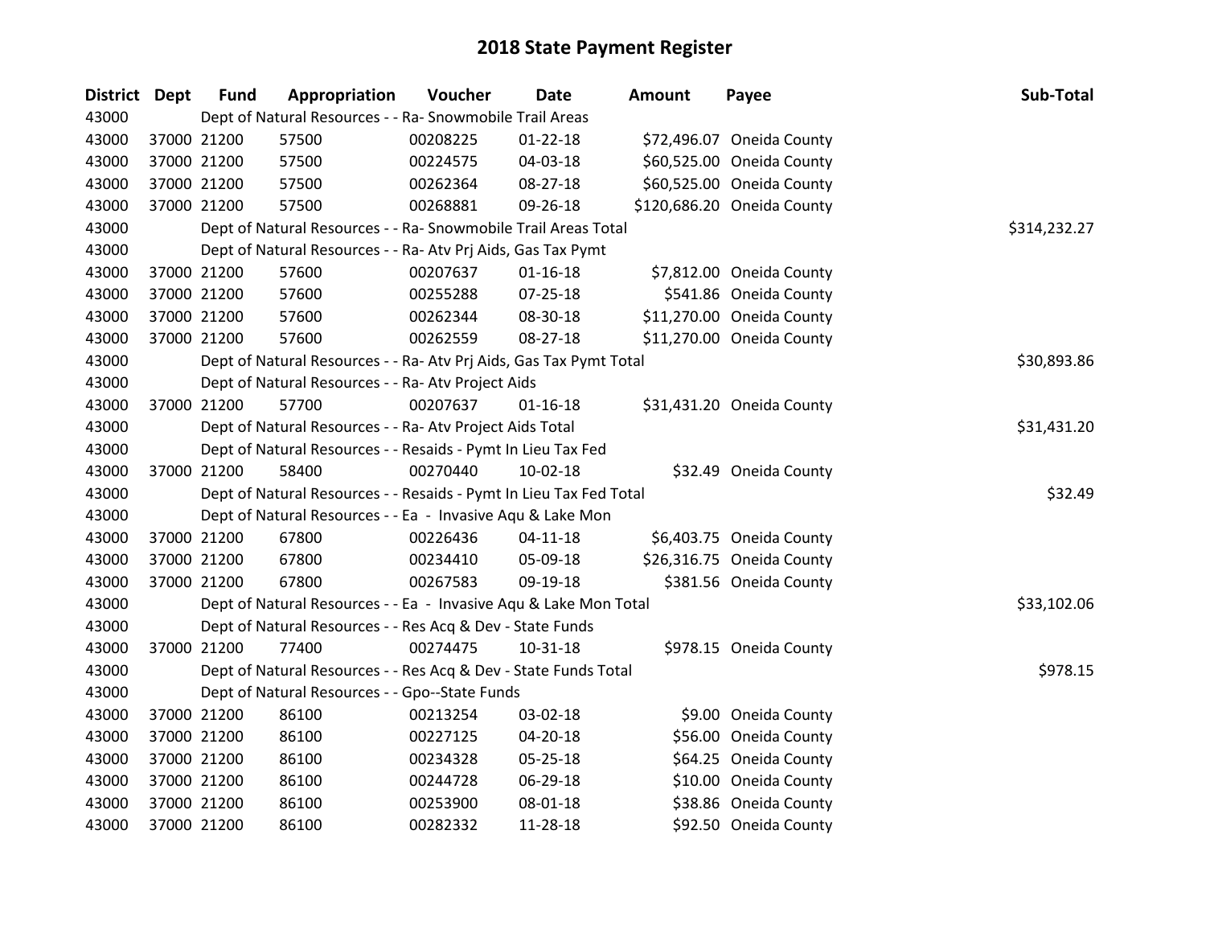# 2018 State Payment Register

| District | Dept | Fund | Appropriation | Voucher | Date | Amount | Payee | Sub-Total |
|---|---|---|---|---|---|---|---|---|
| 43000 | | Dept of Natural Resources - - Ra- Snowmobile Trail Areas | | | | | | |
| 43000 | 37000 | 21200 | 57500 | 00208225 | 01-22-18 | $72,496.07 | Oneida County | |
| 43000 | 37000 | 21200 | 57500 | 00224575 | 04-03-18 | $60,525.00 | Oneida County | |
| 43000 | 37000 | 21200 | 57500 | 00262364 | 08-27-18 | $60,525.00 | Oneida County | |
| 43000 | 37000 | 21200 | 57500 | 00268881 | 09-26-18 | $120,686.20 | Oneida County | |
| 43000 | | Dept of Natural Resources - - Ra- Snowmobile Trail Areas Total | | | | | | $314,232.27 |
| 43000 | | Dept of Natural Resources - - Ra- Atv Prj Aids, Gas Tax Pymt | | | | | | |
| 43000 | 37000 | 21200 | 57600 | 00207637 | 01-16-18 | $7,812.00 | Oneida County | |
| 43000 | 37000 | 21200 | 57600 | 00255288 | 07-25-18 | $541.86 | Oneida County | |
| 43000 | 37000 | 21200 | 57600 | 00262344 | 08-30-18 | $11,270.00 | Oneida County | |
| 43000 | 37000 | 21200 | 57600 | 00262559 | 08-27-18 | $11,270.00 | Oneida County | |
| 43000 | | Dept of Natural Resources - - Ra- Atv Prj Aids, Gas Tax Pymt Total | | | | | | $30,893.86 |
| 43000 | | Dept of Natural Resources - - Ra- Atv Project Aids | | | | | | |
| 43000 | 37000 | 21200 | 57700 | 00207637 | 01-16-18 | $31,431.20 | Oneida County | |
| 43000 | | Dept of Natural Resources - - Ra- Atv Project Aids Total | | | | | | $31,431.20 |
| 43000 | | Dept of Natural Resources - - Resaids - Pymt In Lieu Tax Fed | | | | | | |
| 43000 | 37000 | 21200 | 58400 | 00270440 | 10-02-18 | $32.49 | Oneida County | |
| 43000 | | Dept of Natural Resources - - Resaids - Pymt In Lieu Tax Fed Total | | | | | | $32.49 |
| 43000 | | Dept of Natural Resources - - Ea - Invasive Aqu & Lake Mon | | | | | | |
| 43000 | 37000 | 21200 | 67800 | 00226436 | 04-11-18 | $6,403.75 | Oneida County | |
| 43000 | 37000 | 21200 | 67800 | 00234410 | 05-09-18 | $26,316.75 | Oneida County | |
| 43000 | 37000 | 21200 | 67800 | 00267583 | 09-19-18 | $381.56 | Oneida County | |
| 43000 | | Dept of Natural Resources - - Ea - Invasive Aqu & Lake Mon Total | | | | | | $33,102.06 |
| 43000 | | Dept of Natural Resources - - Res Acq & Dev - State Funds | | | | | | |
| 43000 | 37000 | 21200 | 77400 | 00274475 | 10-31-18 | $978.15 | Oneida County | |
| 43000 | | Dept of Natural Resources - - Res Acq & Dev - State Funds Total | | | | | | $978.15 |
| 43000 | | Dept of Natural Resources - - Gpo--State Funds | | | | | | |
| 43000 | 37000 | 21200 | 86100 | 00213254 | 03-02-18 | $9.00 | Oneida County | |
| 43000 | 37000 | 21200 | 86100 | 00227125 | 04-20-18 | $56.00 | Oneida County | |
| 43000 | 37000 | 21200 | 86100 | 00234328 | 05-25-18 | $64.25 | Oneida County | |
| 43000 | 37000 | 21200 | 86100 | 00244728 | 06-29-18 | $10.00 | Oneida County | |
| 43000 | 37000 | 21200 | 86100 | 00253900 | 08-01-18 | $38.86 | Oneida County | |
| 43000 | 37000 | 21200 | 86100 | 00282332 | 11-28-18 | $92.50 | Oneida County | |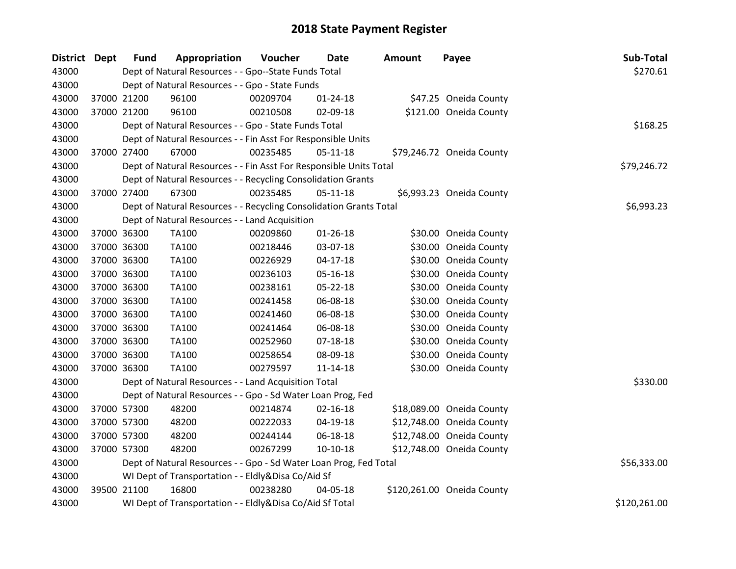# 2018 State Payment Register

| District | Dept | Fund | Appropriation | Voucher | Date | Amount | Payee | Sub-Total |
|---|---|---|---|---|---|---|---|---|
| 43000 | | Dept of Natural Resources - - Gpo--State Funds Total | | | | | | $270.61 |
| 43000 | | Dept of Natural Resources - - Gpo - State Funds | | | | | | |
| 43000 | 37000 | 21200 | 96100 | 00209704 | 01-24-18 | $47.25 | Oneida County | |
| 43000 | 37000 | 21200 | 96100 | 00210508 | 02-09-18 | $121.00 | Oneida County | |
| 43000 | | Dept of Natural Resources - - Gpo - State Funds Total | | | | | | $168.25 |
| 43000 | | Dept of Natural Resources - - Fin Asst For Responsible Units | | | | | | |
| 43000 | 37000 | 27400 | 67000 | 00235485 | 05-11-18 | $79,246.72 | Oneida County | |
| 43000 | | Dept of Natural Resources - - Fin Asst For Responsible Units Total | | | | | | $79,246.72 |
| 43000 | | Dept of Natural Resources - - Recycling Consolidation Grants | | | | | | |
| 43000 | 37000 | 27400 | 67300 | 00235485 | 05-11-18 | $6,993.23 | Oneida County | |
| 43000 | | Dept of Natural Resources - - Recycling Consolidation Grants Total | | | | | | $6,993.23 |
| 43000 | | Dept of Natural Resources - - Land Acquisition | | | | | | |
| 43000 | 37000 | 36300 | TA100 | 00209860 | 01-26-18 | $30.00 | Oneida County | |
| 43000 | 37000 | 36300 | TA100 | 00218446 | 03-07-18 | $30.00 | Oneida County | |
| 43000 | 37000 | 36300 | TA100 | 00226929 | 04-17-18 | $30.00 | Oneida County | |
| 43000 | 37000 | 36300 | TA100 | 00236103 | 05-16-18 | $30.00 | Oneida County | |
| 43000 | 37000 | 36300 | TA100 | 00238161 | 05-22-18 | $30.00 | Oneida County | |
| 43000 | 37000 | 36300 | TA100 | 00241458 | 06-08-18 | $30.00 | Oneida County | |
| 43000 | 37000 | 36300 | TA100 | 00241460 | 06-08-18 | $30.00 | Oneida County | |
| 43000 | 37000 | 36300 | TA100 | 00241464 | 06-08-18 | $30.00 | Oneida County | |
| 43000 | 37000 | 36300 | TA100 | 00252960 | 07-18-18 | $30.00 | Oneida County | |
| 43000 | 37000 | 36300 | TA100 | 00258654 | 08-09-18 | $30.00 | Oneida County | |
| 43000 | 37000 | 36300 | TA100 | 00279597 | 11-14-18 | $30.00 | Oneida County | |
| 43000 | | Dept of Natural Resources - - Land Acquisition Total | | | | | | $330.00 |
| 43000 | | Dept of Natural Resources - - Gpo - Sd Water Loan Prog, Fed | | | | | | |
| 43000 | 37000 | 57300 | 48200 | 00214874 | 02-16-18 | $18,089.00 | Oneida County | |
| 43000 | 37000 | 57300 | 48200 | 00222033 | 04-19-18 | $12,748.00 | Oneida County | |
| 43000 | 37000 | 57300 | 48200 | 00244144 | 06-18-18 | $12,748.00 | Oneida County | |
| 43000 | 37000 | 57300 | 48200 | 00267299 | 10-10-18 | $12,748.00 | Oneida County | |
| 43000 | | Dept of Natural Resources - - Gpo - Sd Water Loan Prog, Fed Total | | | | | | $56,333.00 |
| 43000 | | WI Dept of Transportation - - Eldly&Disa Co/Aid Sf | | | | | | |
| 43000 | 39500 | 21100 | 16800 | 00238280 | 04-05-18 | $120,261.00 | Oneida County | |
| 43000 | | WI Dept of Transportation - - Eldly&Disa Co/Aid Sf Total | | | | | | $120,261.00 |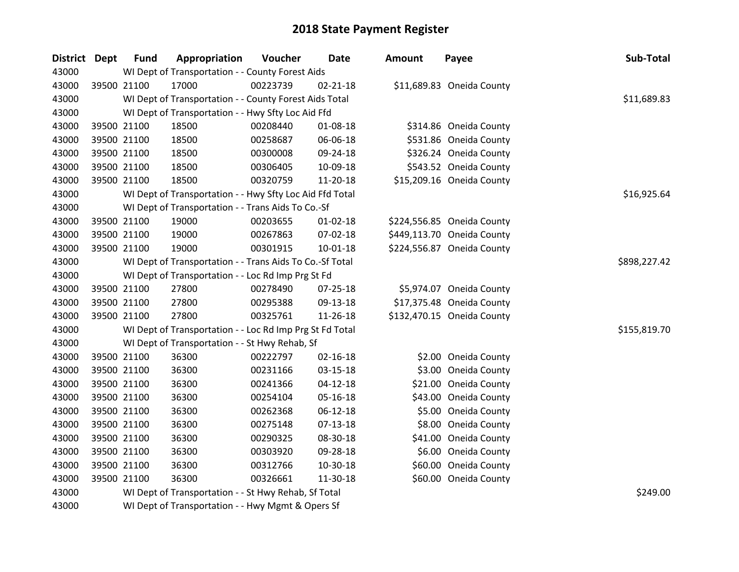# 2018 State Payment Register

| District | Dept | Fund | Appropriation | Voucher | Date | Amount | Payee | Sub-Total |
|---|---|---|---|---|---|---|---|---|
| 43000 | | WI Dept of Transportation - - County Forest Aids | | | | | | |
| 43000 | 39500 | 21100 | 17000 | 00223739 | 02-21-18 | $11,689.83 | Oneida County | |
| 43000 | | WI Dept of Transportation - - County Forest Aids Total | | | | | | $11,689.83 |
| 43000 | | WI Dept of Transportation - - Hwy Sfty Loc Aid Ffd | | | | | | |
| 43000 | 39500 | 21100 | 18500 | 00208440 | 01-08-18 | $314.86 | Oneida County | |
| 43000 | 39500 | 21100 | 18500 | 00258687 | 06-06-18 | $531.86 | Oneida County | |
| 43000 | 39500 | 21100 | 18500 | 00300008 | 09-24-18 | $326.24 | Oneida County | |
| 43000 | 39500 | 21100 | 18500 | 00306405 | 10-09-18 | $543.52 | Oneida County | |
| 43000 | 39500 | 21100 | 18500 | 00320759 | 11-20-18 | $15,209.16 | Oneida County | |
| 43000 | | WI Dept of Transportation - - Hwy Sfty Loc Aid Ffd Total | | | | | | $16,925.64 |
| 43000 | | WI Dept of Transportation - - Trans Aids To Co.-Sf | | | | | | |
| 43000 | 39500 | 21100 | 19000 | 00203655 | 01-02-18 | $224,556.85 | Oneida County | |
| 43000 | 39500 | 21100 | 19000 | 00267863 | 07-02-18 | $449,113.70 | Oneida County | |
| 43000 | 39500 | 21100 | 19000 | 00301915 | 10-01-18 | $224,556.87 | Oneida County | |
| 43000 | | WI Dept of Transportation - - Trans Aids To Co.-Sf Total | | | | | | $898,227.42 |
| 43000 | | WI Dept of Transportation - - Loc Rd Imp Prg St Fd | | | | | | |
| 43000 | 39500 | 21100 | 27800 | 00278490 | 07-25-18 | $5,974.07 | Oneida County | |
| 43000 | 39500 | 21100 | 27800 | 00295388 | 09-13-18 | $17,375.48 | Oneida County | |
| 43000 | 39500 | 21100 | 27800 | 00325761 | 11-26-18 | $132,470.15 | Oneida County | |
| 43000 | | WI Dept of Transportation - - Loc Rd Imp Prg St Fd Total | | | | | | $155,819.70 |
| 43000 | | WI Dept of Transportation - - St Hwy Rehab, Sf | | | | | | |
| 43000 | 39500 | 21100 | 36300 | 00222797 | 02-16-18 | $2.00 | Oneida County | |
| 43000 | 39500 | 21100 | 36300 | 00231166 | 03-15-18 | $3.00 | Oneida County | |
| 43000 | 39500 | 21100 | 36300 | 00241366 | 04-12-18 | $21.00 | Oneida County | |
| 43000 | 39500 | 21100 | 36300 | 00254104 | 05-16-18 | $43.00 | Oneida County | |
| 43000 | 39500 | 21100 | 36300 | 00262368 | 06-12-18 | $5.00 | Oneida County | |
| 43000 | 39500 | 21100 | 36300 | 00275148 | 07-13-18 | $8.00 | Oneida County | |
| 43000 | 39500 | 21100 | 36300 | 00290325 | 08-30-18 | $41.00 | Oneida County | |
| 43000 | 39500 | 21100 | 36300 | 00303920 | 09-28-18 | $6.00 | Oneida County | |
| 43000 | 39500 | 21100 | 36300 | 00312766 | 10-30-18 | $60.00 | Oneida County | |
| 43000 | 39500 | 21100 | 36300 | 00326661 | 11-30-18 | $60.00 | Oneida County | |
| 43000 | | WI Dept of Transportation - - St Hwy Rehab, Sf Total | | | | | | $249.00 |
| 43000 | | WI Dept of Transportation - - Hwy Mgmt & Opers Sf | | | | | | |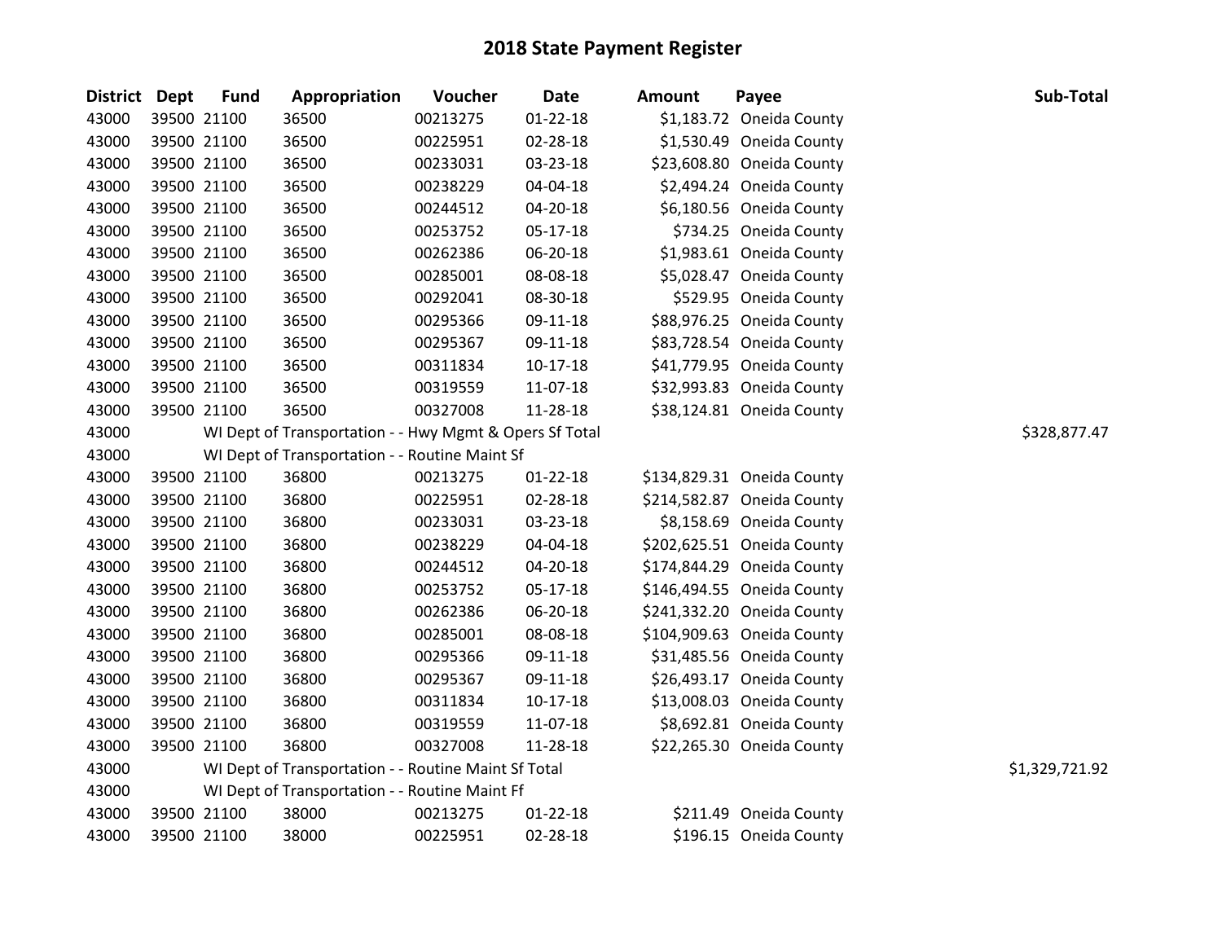# 2018 State Payment Register

| District | Dept | Fund | Appropriation | Voucher | Date | Amount | Payee | Sub-Total |
|---|---|---|---|---|---|---|---|---|
| 43000 | 39500 | 21100 | 36500 | 00213275 | 01-22-18 | $1,183.72 | Oneida County | |
| 43000 | 39500 | 21100 | 36500 | 00225951 | 02-28-18 | $1,530.49 | Oneida County | |
| 43000 | 39500 | 21100 | 36500 | 00233031 | 03-23-18 | $23,608.80 | Oneida County | |
| 43000 | 39500 | 21100 | 36500 | 00238229 | 04-04-18 | $2,494.24 | Oneida County | |
| 43000 | 39500 | 21100 | 36500 | 00244512 | 04-20-18 | $6,180.56 | Oneida County | |
| 43000 | 39500 | 21100 | 36500 | 00253752 | 05-17-18 | $734.25 | Oneida County | |
| 43000 | 39500 | 21100 | 36500 | 00262386 | 06-20-18 | $1,983.61 | Oneida County | |
| 43000 | 39500 | 21100 | 36500 | 00285001 | 08-08-18 | $5,028.47 | Oneida County | |
| 43000 | 39500 | 21100 | 36500 | 00292041 | 08-30-18 | $529.95 | Oneida County | |
| 43000 | 39500 | 21100 | 36500 | 00295366 | 09-11-18 | $88,976.25 | Oneida County | |
| 43000 | 39500 | 21100 | 36500 | 00295367 | 09-11-18 | $83,728.54 | Oneida County | |
| 43000 | 39500 | 21100 | 36500 | 00311834 | 10-17-18 | $41,779.95 | Oneida County | |
| 43000 | 39500 | 21100 | 36500 | 00319559 | 11-07-18 | $32,993.83 | Oneida County | |
| 43000 | 39500 | 21100 | 36500 | 00327008 | 11-28-18 | $38,124.81 | Oneida County | |
| 43000 | | WI Dept of Transportation - - Hwy Mgmt & Opers Sf Total | | | | | | $328,877.47 |
| 43000 | | WI Dept of Transportation - - Routine Maint Sf | | | | | | |
| 43000 | 39500 | 21100 | 36800 | 00213275 | 01-22-18 | $134,829.31 | Oneida County | |
| 43000 | 39500 | 21100 | 36800 | 00225951 | 02-28-18 | $214,582.87 | Oneida County | |
| 43000 | 39500 | 21100 | 36800 | 00233031 | 03-23-18 | $8,158.69 | Oneida County | |
| 43000 | 39500 | 21100 | 36800 | 00238229 | 04-04-18 | $202,625.51 | Oneida County | |
| 43000 | 39500 | 21100 | 36800 | 00244512 | 04-20-18 | $174,844.29 | Oneida County | |
| 43000 | 39500 | 21100 | 36800 | 00253752 | 05-17-18 | $146,494.55 | Oneida County | |
| 43000 | 39500 | 21100 | 36800 | 00262386 | 06-20-18 | $241,332.20 | Oneida County | |
| 43000 | 39500 | 21100 | 36800 | 00285001 | 08-08-18 | $104,909.63 | Oneida County | |
| 43000 | 39500 | 21100 | 36800 | 00295366 | 09-11-18 | $31,485.56 | Oneida County | |
| 43000 | 39500 | 21100 | 36800 | 00295367 | 09-11-18 | $26,493.17 | Oneida County | |
| 43000 | 39500 | 21100 | 36800 | 00311834 | 10-17-18 | $13,008.03 | Oneida County | |
| 43000 | 39500 | 21100 | 36800 | 00319559 | 11-07-18 | $8,692.81 | Oneida County | |
| 43000 | 39500 | 21100 | 36800 | 00327008 | 11-28-18 | $22,265.30 | Oneida County | |
| 43000 | | WI Dept of Transportation - - Routine Maint Sf Total | | | | | | $1,329,721.92 |
| 43000 | | WI Dept of Transportation - - Routine Maint Ff | | | | | | |
| 43000 | 39500 | 21100 | 38000 | 00213275 | 01-22-18 | $211.49 | Oneida County | |
| 43000 | 39500 | 21100 | 38000 | 00225951 | 02-28-18 | $196.15 | Oneida County | |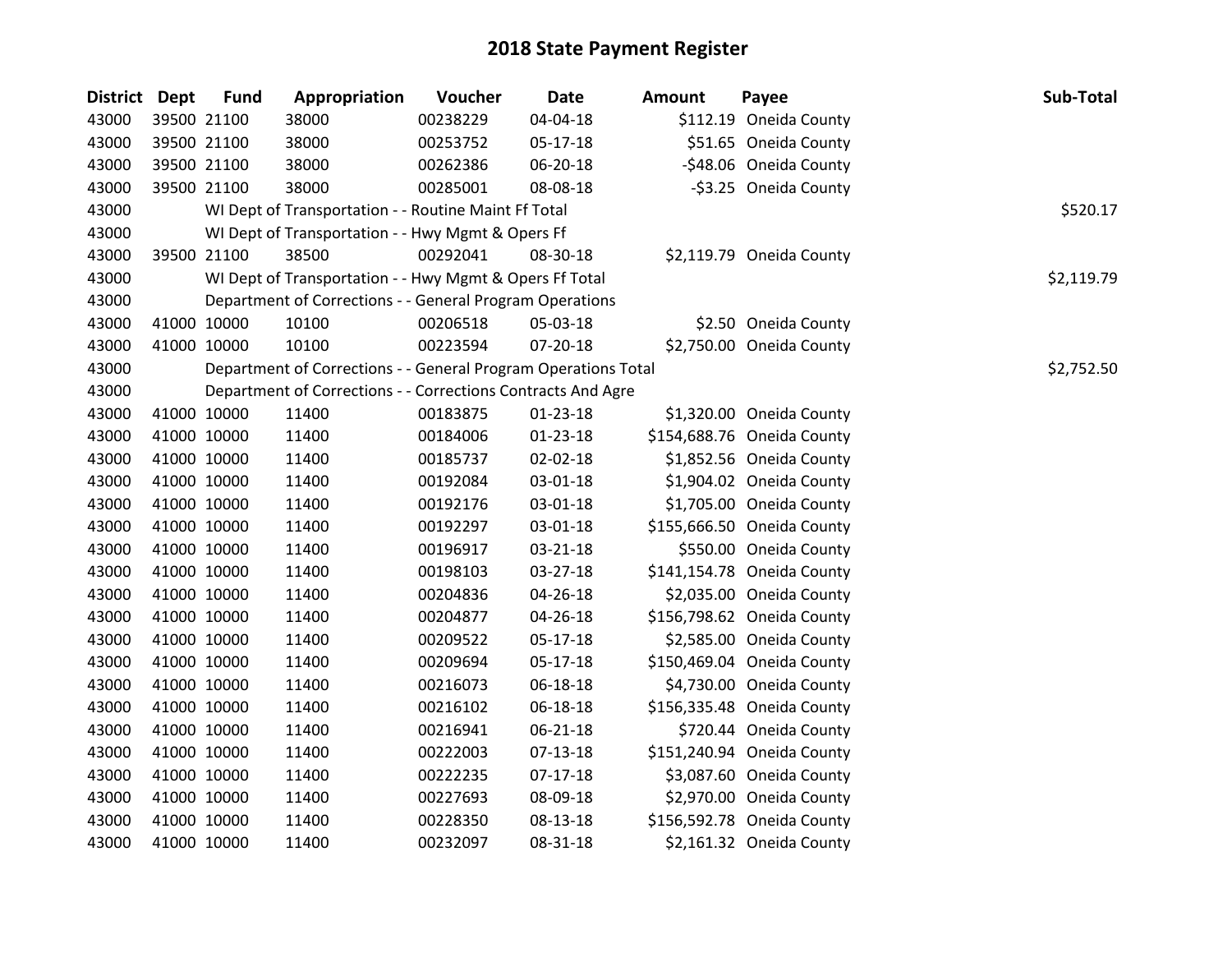# 2018 State Payment Register

| District | Dept | Fund | Appropriation | Voucher | Date | Amount | Payee | Sub-Total |
|---|---|---|---|---|---|---|---|---|
| 43000 | 39500 | 21100 | 38000 | 00238229 | 04-04-18 | $112.19 | Oneida County | |
| 43000 | 39500 | 21100 | 38000 | 00253752 | 05-17-18 | $51.65 | Oneida County | |
| 43000 | 39500 | 21100 | 38000 | 00262386 | 06-20-18 | -$48.06 | Oneida County | |
| 43000 | 39500 | 21100 | 38000 | 00285001 | 08-08-18 | -$3.25 | Oneida County | |
| 43000 | | WI Dept of Transportation - - Routine Maint Ff Total | | | | | | $520.17 |
| 43000 | | WI Dept of Transportation - - Hwy Mgmt & Opers Ff | | | | | | |
| 43000 | 39500 | 21100 | 38500 | 00292041 | 08-30-18 | $2,119.79 | Oneida County | |
| 43000 | | WI Dept of Transportation - - Hwy Mgmt & Opers Ff Total | | | | | | $2,119.79 |
| 43000 | | Department of Corrections - - General Program Operations | | | | | | |
| 43000 | 41000 | 10000 | 10100 | 00206518 | 05-03-18 | $2.50 | Oneida County | |
| 43000 | 41000 | 10000 | 10100 | 00223594 | 07-20-18 | $2,750.00 | Oneida County | |
| 43000 | | Department of Corrections - - General Program Operations Total | | | | | | $2,752.50 |
| 43000 | | Department of Corrections - - Corrections Contracts And Agre | | | | | | |
| 43000 | 41000 | 10000 | 11400 | 00183875 | 01-23-18 | $1,320.00 | Oneida County | |
| 43000 | 41000 | 10000 | 11400 | 00184006 | 01-23-18 | $154,688.76 | Oneida County | |
| 43000 | 41000 | 10000 | 11400 | 00185737 | 02-02-18 | $1,852.56 | Oneida County | |
| 43000 | 41000 | 10000 | 11400 | 00192084 | 03-01-18 | $1,904.02 | Oneida County | |
| 43000 | 41000 | 10000 | 11400 | 00192176 | 03-01-18 | $1,705.00 | Oneida County | |
| 43000 | 41000 | 10000 | 11400 | 00192297 | 03-01-18 | $155,666.50 | Oneida County | |
| 43000 | 41000 | 10000 | 11400 | 00196917 | 03-21-18 | $550.00 | Oneida County | |
| 43000 | 41000 | 10000 | 11400 | 00198103 | 03-27-18 | $141,154.78 | Oneida County | |
| 43000 | 41000 | 10000 | 11400 | 00204836 | 04-26-18 | $2,035.00 | Oneida County | |
| 43000 | 41000 | 10000 | 11400 | 00204877 | 04-26-18 | $156,798.62 | Oneida County | |
| 43000 | 41000 | 10000 | 11400 | 00209522 | 05-17-18 | $2,585.00 | Oneida County | |
| 43000 | 41000 | 10000 | 11400 | 00209694 | 05-17-18 | $150,469.04 | Oneida County | |
| 43000 | 41000 | 10000 | 11400 | 00216073 | 06-18-18 | $4,730.00 | Oneida County | |
| 43000 | 41000 | 10000 | 11400 | 00216102 | 06-18-18 | $156,335.48 | Oneida County | |
| 43000 | 41000 | 10000 | 11400 | 00216941 | 06-21-18 | $720.44 | Oneida County | |
| 43000 | 41000 | 10000 | 11400 | 00222003 | 07-13-18 | $151,240.94 | Oneida County | |
| 43000 | 41000 | 10000 | 11400 | 00222235 | 07-17-18 | $3,087.60 | Oneida County | |
| 43000 | 41000 | 10000 | 11400 | 00227693 | 08-09-18 | $2,970.00 | Oneida County | |
| 43000 | 41000 | 10000 | 11400 | 00228350 | 08-13-18 | $156,592.78 | Oneida County | |
| 43000 | 41000 | 10000 | 11400 | 00232097 | 08-31-18 | $2,161.32 | Oneida County | |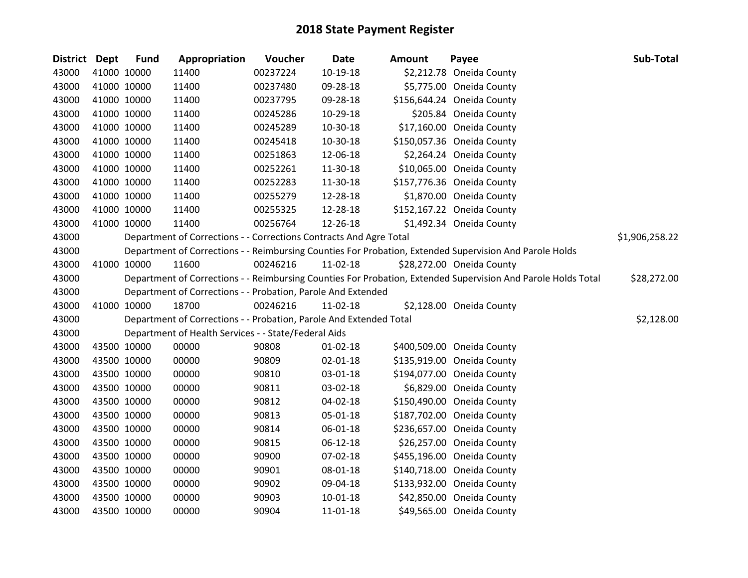# 2018 State Payment Register

| District | Dept | Fund | Appropriation | Voucher | Date | Amount | Payee | Sub-Total |
|---|---|---|---|---|---|---|---|---|
| 43000 | 41000 | 10000 | 11400 | 00237224 | 10-19-18 | $2,212.78 | Oneida County | |
| 43000 | 41000 | 10000 | 11400 | 00237480 | 09-28-18 | $5,775.00 | Oneida County | |
| 43000 | 41000 | 10000 | 11400 | 00237795 | 09-28-18 | $156,644.24 | Oneida County | |
| 43000 | 41000 | 10000 | 11400 | 00245286 | 10-29-18 | $205.84 | Oneida County | |
| 43000 | 41000 | 10000 | 11400 | 00245289 | 10-30-18 | $17,160.00 | Oneida County | |
| 43000 | 41000 | 10000 | 11400 | 00245418 | 10-30-18 | $150,057.36 | Oneida County | |
| 43000 | 41000 | 10000 | 11400 | 00251863 | 12-06-18 | $2,264.24 | Oneida County | |
| 43000 | 41000 | 10000 | 11400 | 00252261 | 11-30-18 | $10,065.00 | Oneida County | |
| 43000 | 41000 | 10000 | 11400 | 00252283 | 11-30-18 | $157,776.36 | Oneida County | |
| 43000 | 41000 | 10000 | 11400 | 00255279 | 12-28-18 | $1,870.00 | Oneida County | |
| 43000 | 41000 | 10000 | 11400 | 00255325 | 12-28-18 | $152,167.22 | Oneida County | |
| 43000 | 41000 | 10000 | 11400 | 00256764 | 12-26-18 | $1,492.34 | Oneida County | |
| 43000 | | Department of Corrections - - Corrections Contracts And Agre Total | | | | | | $1,906,258.22 |
| 43000 | | Department of Corrections - - Reimbursing Counties For Probation, Extended Supervision And Parole Holds | | | | | | |
| 43000 | 41000 | 10000 | 11600 | 00246216 | 11-02-18 | $28,272.00 | Oneida County | |
| 43000 | | Department of Corrections - - Reimbursing Counties For Probation, Extended Supervision And Parole Holds Total | | | | | | $28,272.00 |
| 43000 | | Department of Corrections - - Probation, Parole And Extended | | | | | | |
| 43000 | 41000 | 10000 | 18700 | 00246216 | 11-02-18 | $2,128.00 | Oneida County | |
| 43000 | | Department of Corrections - - Probation, Parole And Extended Total | | | | | | $2,128.00 |
| 43000 | | Department of Health Services - - State/Federal Aids | | | | | | |
| 43000 | 43500 | 10000 | 00000 | 90808 | 01-02-18 | $400,509.00 | Oneida County | |
| 43000 | 43500 | 10000 | 00000 | 90809 | 02-01-18 | $135,919.00 | Oneida County | |
| 43000 | 43500 | 10000 | 00000 | 90810 | 03-01-18 | $194,077.00 | Oneida County | |
| 43000 | 43500 | 10000 | 00000 | 90811 | 03-02-18 | $6,829.00 | Oneida County | |
| 43000 | 43500 | 10000 | 00000 | 90812 | 04-02-18 | $150,490.00 | Oneida County | |
| 43000 | 43500 | 10000 | 00000 | 90813 | 05-01-18 | $187,702.00 | Oneida County | |
| 43000 | 43500 | 10000 | 00000 | 90814 | 06-01-18 | $236,657.00 | Oneida County | |
| 43000 | 43500 | 10000 | 00000 | 90815 | 06-12-18 | $26,257.00 | Oneida County | |
| 43000 | 43500 | 10000 | 00000 | 90900 | 07-02-18 | $455,196.00 | Oneida County | |
| 43000 | 43500 | 10000 | 00000 | 90901 | 08-01-18 | $140,718.00 | Oneida County | |
| 43000 | 43500 | 10000 | 00000 | 90902 | 09-04-18 | $133,932.00 | Oneida County | |
| 43000 | 43500 | 10000 | 00000 | 90903 | 10-01-18 | $42,850.00 | Oneida County | |
| 43000 | 43500 | 10000 | 00000 | 90904 | 11-01-18 | $49,565.00 | Oneida County | |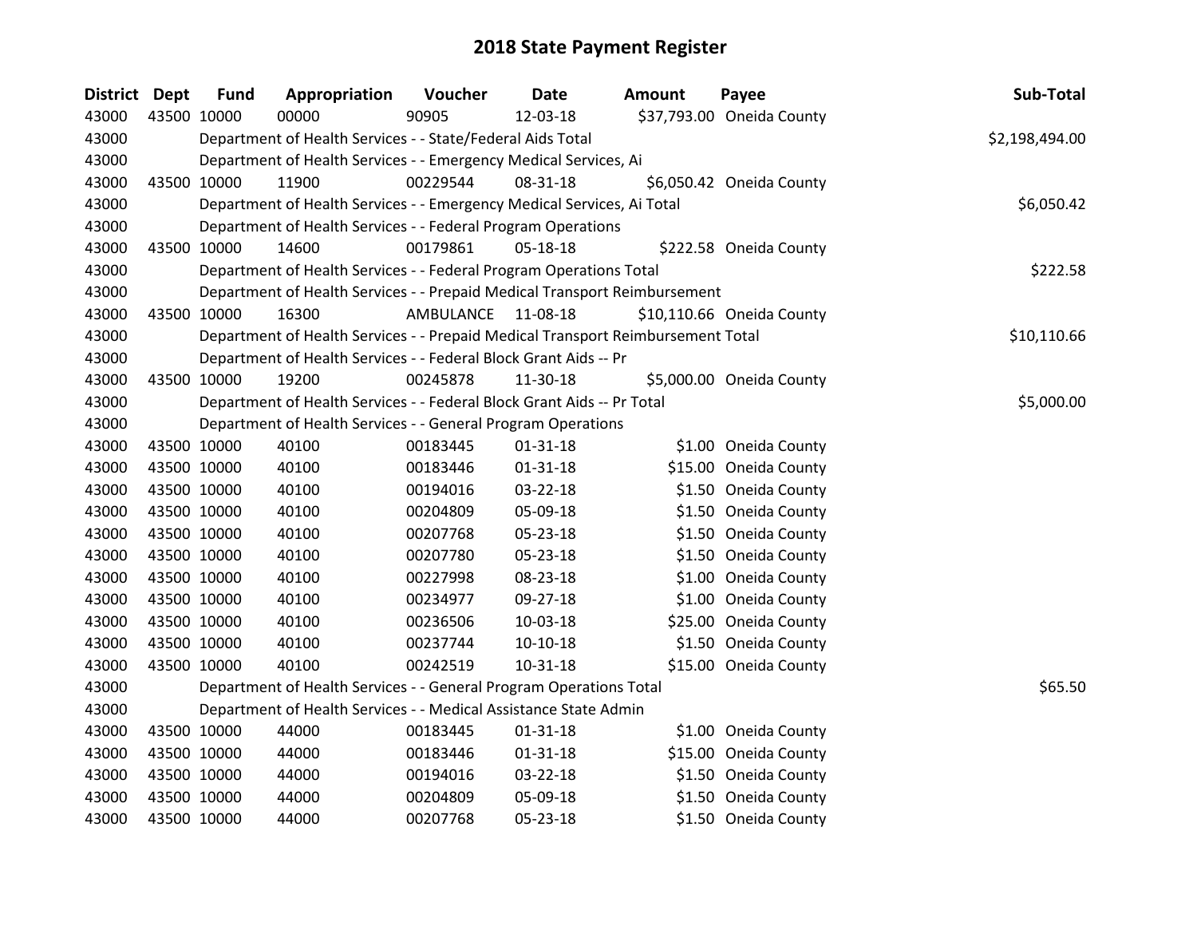# 2018 State Payment Register

| District | Dept | Fund | Appropriation | Voucher | Date | Amount | Payee | Sub-Total |
|---|---|---|---|---|---|---|---|---|
| 43000 | 43500 | 10000 | 00000 | 90905 | 12-03-18 | $37,793.00 | Oneida County | |
| 43000 | | Department of Health Services - - State/Federal Aids Total | | | | | | $2,198,494.00 |
| 43000 | | Department of Health Services - - Emergency Medical Services, Ai | | | | | | |
| 43000 | 43500 | 10000 | 11900 | 00229544 | 08-31-18 | $6,050.42 | Oneida County | |
| 43000 | | Department of Health Services - - Emergency Medical Services, Ai Total | | | | | | $6,050.42 |
| 43000 | | Department of Health Services - - Federal Program Operations | | | | | | |
| 43000 | 43500 | 10000 | 14600 | 00179861 | 05-18-18 | $222.58 | Oneida County | |
| 43000 | | Department of Health Services - - Federal Program Operations Total | | | | | | $222.58 |
| 43000 | | Department of Health Services - - Prepaid Medical Transport Reimbursement | | | | | | |
| 43000 | 43500 | 10000 | 16300 | AMBULANCE | 11-08-18 | $10,110.66 | Oneida County | |
| 43000 | | Department of Health Services - - Prepaid Medical Transport Reimbursement Total | | | | | | $10,110.66 |
| 43000 | | Department of Health Services - - Federal Block Grant Aids -- Pr | | | | | | |
| 43000 | 43500 | 10000 | 19200 | 00245878 | 11-30-18 | $5,000.00 | Oneida County | |
| 43000 | | Department of Health Services - - Federal Block Grant Aids -- Pr Total | | | | | | $5,000.00 |
| 43000 | | Department of Health Services - - General Program Operations | | | | | | |
| 43000 | 43500 | 10000 | 40100 | 00183445 | 01-31-18 | $1.00 | Oneida County | |
| 43000 | 43500 | 10000 | 40100 | 00183446 | 01-31-18 | $15.00 | Oneida County | |
| 43000 | 43500 | 10000 | 40100 | 00194016 | 03-22-18 | $1.50 | Oneida County | |
| 43000 | 43500 | 10000 | 40100 | 00204809 | 05-09-18 | $1.50 | Oneida County | |
| 43000 | 43500 | 10000 | 40100 | 00207768 | 05-23-18 | $1.50 | Oneida County | |
| 43000 | 43500 | 10000 | 40100 | 00207780 | 05-23-18 | $1.50 | Oneida County | |
| 43000 | 43500 | 10000 | 40100 | 00227998 | 08-23-18 | $1.00 | Oneida County | |
| 43000 | 43500 | 10000 | 40100 | 00234977 | 09-27-18 | $1.00 | Oneida County | |
| 43000 | 43500 | 10000 | 40100 | 00236506 | 10-03-18 | $25.00 | Oneida County | |
| 43000 | 43500 | 10000 | 40100 | 00237744 | 10-10-18 | $1.50 | Oneida County | |
| 43000 | 43500 | 10000 | 40100 | 00242519 | 10-31-18 | $15.00 | Oneida County | |
| 43000 | | Department of Health Services - - General Program Operations Total | | | | | | $65.50 |
| 43000 | | Department of Health Services - - Medical Assistance State Admin | | | | | | |
| 43000 | 43500 | 10000 | 44000 | 00183445 | 01-31-18 | $1.00 | Oneida County | |
| 43000 | 43500 | 10000 | 44000 | 00183446 | 01-31-18 | $15.00 | Oneida County | |
| 43000 | 43500 | 10000 | 44000 | 00194016 | 03-22-18 | $1.50 | Oneida County | |
| 43000 | 43500 | 10000 | 44000 | 00204809 | 05-09-18 | $1.50 | Oneida County | |
| 43000 | 43500 | 10000 | 44000 | 00207768 | 05-23-18 | $1.50 | Oneida County | |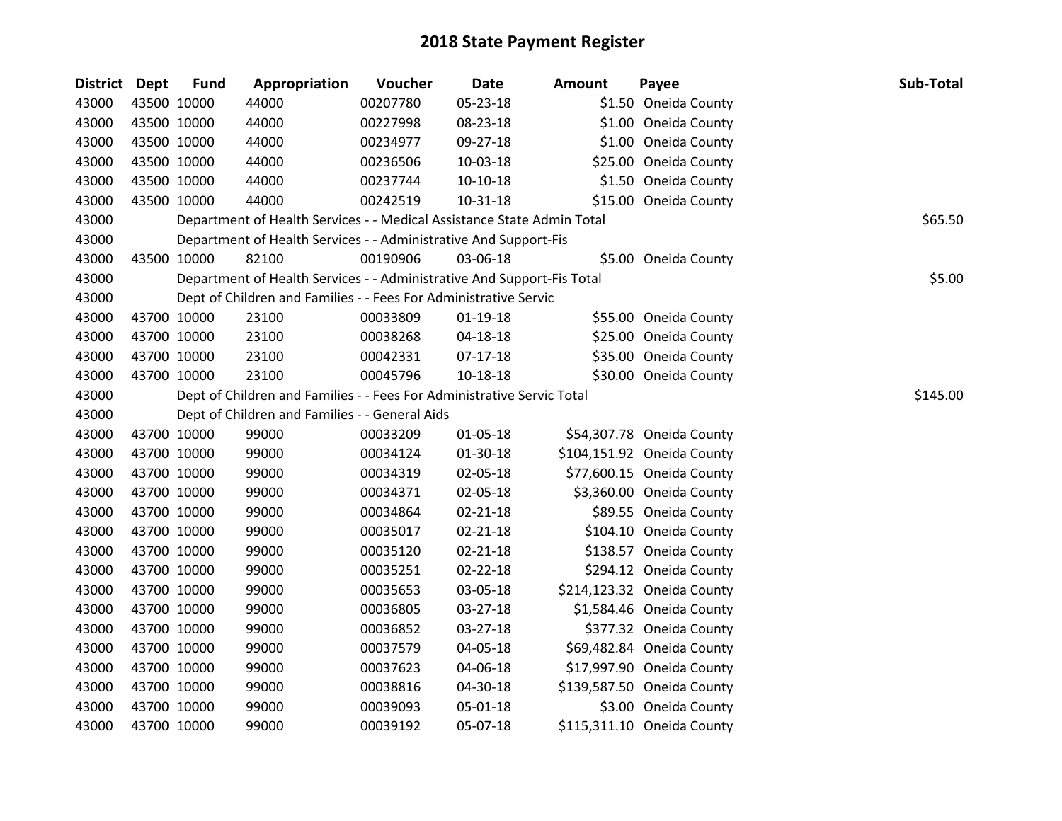# 2018 State Payment Register

| District | Dept | Fund | Appropriation | Voucher | Date | Amount | Payee | Sub-Total |
|---|---|---|---|---|---|---|---|---|
| 43000 | 43500 | 10000 | 44000 | 00207780 | 05-23-18 | $1.50 | Oneida County | |
| 43000 | 43500 | 10000 | 44000 | 00227998 | 08-23-18 | $1.00 | Oneida County | |
| 43000 | 43500 | 10000 | 44000 | 00234977 | 09-27-18 | $1.00 | Oneida County | |
| 43000 | 43500 | 10000 | 44000 | 00236506 | 10-03-18 | $25.00 | Oneida County | |
| 43000 | 43500 | 10000 | 44000 | 00237744 | 10-10-18 | $1.50 | Oneida County | |
| 43000 | 43500 | 10000 | 44000 | 00242519 | 10-31-18 | $15.00 | Oneida County | |
| 43000 | | Department of Health Services - - Medical Assistance State Admin Total | | | | | | $65.50 |
| 43000 | | Department of Health Services - - Administrative And Support-Fis | | | | | | |
| 43000 | 43500 | 10000 | 82100 | 00190906 | 03-06-18 | $5.00 | Oneida County | |
| 43000 | | Department of Health Services - - Administrative And Support-Fis Total | | | | | | $5.00 |
| 43000 | | Dept of Children and Families - - Fees For Administrative Servic | | | | | | |
| 43000 | 43700 | 10000 | 23100 | 00033809 | 01-19-18 | $55.00 | Oneida County | |
| 43000 | 43700 | 10000 | 23100 | 00038268 | 04-18-18 | $25.00 | Oneida County | |
| 43000 | 43700 | 10000 | 23100 | 00042331 | 07-17-18 | $35.00 | Oneida County | |
| 43000 | 43700 | 10000 | 23100 | 00045796 | 10-18-18 | $30.00 | Oneida County | |
| 43000 | | Dept of Children and Families - - Fees For Administrative Servic Total | | | | | | $145.00 |
| 43000 | | Dept of Children and Families - - General Aids | | | | | | |
| 43000 | 43700 | 10000 | 99000 | 00033209 | 01-05-18 | $54,307.78 | Oneida County | |
| 43000 | 43700 | 10000 | 99000 | 00034124 | 01-30-18 | $104,151.92 | Oneida County | |
| 43000 | 43700 | 10000 | 99000 | 00034319 | 02-05-18 | $77,600.15 | Oneida County | |
| 43000 | 43700 | 10000 | 99000 | 00034371 | 02-05-18 | $3,360.00 | Oneida County | |
| 43000 | 43700 | 10000 | 99000 | 00034864 | 02-21-18 | $89.55 | Oneida County | |
| 43000 | 43700 | 10000 | 99000 | 00035017 | 02-21-18 | $104.10 | Oneida County | |
| 43000 | 43700 | 10000 | 99000 | 00035120 | 02-21-18 | $138.57 | Oneida County | |
| 43000 | 43700 | 10000 | 99000 | 00035251 | 02-22-18 | $294.12 | Oneida County | |
| 43000 | 43700 | 10000 | 99000 | 00035653 | 03-05-18 | $214,123.32 | Oneida County | |
| 43000 | 43700 | 10000 | 99000 | 00036805 | 03-27-18 | $1,584.46 | Oneida County | |
| 43000 | 43700 | 10000 | 99000 | 00036852 | 03-27-18 | $377.32 | Oneida County | |
| 43000 | 43700 | 10000 | 99000 | 00037579 | 04-05-18 | $69,482.84 | Oneida County | |
| 43000 | 43700 | 10000 | 99000 | 00037623 | 04-06-18 | $17,997.90 | Oneida County | |
| 43000 | 43700 | 10000 | 99000 | 00038816 | 04-30-18 | $139,587.50 | Oneida County | |
| 43000 | 43700 | 10000 | 99000 | 00039093 | 05-01-18 | $3.00 | Oneida County | |
| 43000 | 43700 | 10000 | 99000 | 00039192 | 05-07-18 | $115,311.10 | Oneida County | |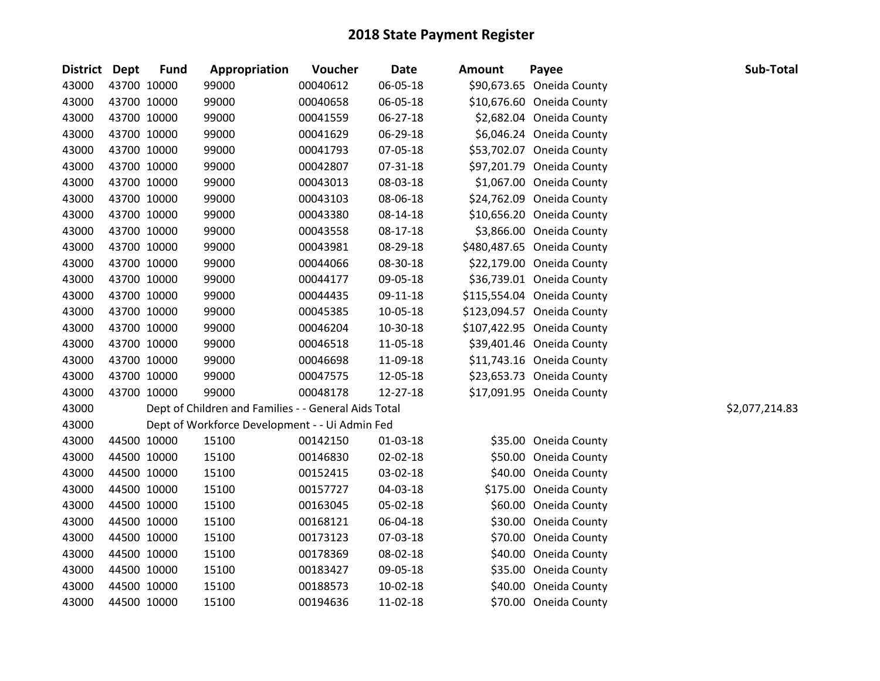# 2018 State Payment Register

| District | Dept | Fund | Appropriation | Voucher | Date | Amount | Payee | Sub-Total |
|---|---|---|---|---|---|---|---|---|
| 43000 | 43700 | 10000 | 99000 | 00040612 | 06-05-18 | $90,673.65 | Oneida County | |
| 43000 | 43700 | 10000 | 99000 | 00040658 | 06-05-18 | $10,676.60 | Oneida County | |
| 43000 | 43700 | 10000 | 99000 | 00041559 | 06-27-18 | $2,682.04 | Oneida County | |
| 43000 | 43700 | 10000 | 99000 | 00041629 | 06-29-18 | $6,046.24 | Oneida County | |
| 43000 | 43700 | 10000 | 99000 | 00041793 | 07-05-18 | $53,702.07 | Oneida County | |
| 43000 | 43700 | 10000 | 99000 | 00042807 | 07-31-18 | $97,201.79 | Oneida County | |
| 43000 | 43700 | 10000 | 99000 | 00043013 | 08-03-18 | $1,067.00 | Oneida County | |
| 43000 | 43700 | 10000 | 99000 | 00043103 | 08-06-18 | $24,762.09 | Oneida County | |
| 43000 | 43700 | 10000 | 99000 | 00043380 | 08-14-18 | $10,656.20 | Oneida County | |
| 43000 | 43700 | 10000 | 99000 | 00043558 | 08-17-18 | $3,866.00 | Oneida County | |
| 43000 | 43700 | 10000 | 99000 | 00043981 | 08-29-18 | $480,487.65 | Oneida County | |
| 43000 | 43700 | 10000 | 99000 | 00044066 | 08-30-18 | $22,179.00 | Oneida County | |
| 43000 | 43700 | 10000 | 99000 | 00044177 | 09-05-18 | $36,739.01 | Oneida County | |
| 43000 | 43700 | 10000 | 99000 | 00044435 | 09-11-18 | $115,554.04 | Oneida County | |
| 43000 | 43700 | 10000 | 99000 | 00045385 | 10-05-18 | $123,094.57 | Oneida County | |
| 43000 | 43700 | 10000 | 99000 | 00046204 | 10-30-18 | $107,422.95 | Oneida County | |
| 43000 | 43700 | 10000 | 99000 | 00046518 | 11-05-18 | $39,401.46 | Oneida County | |
| 43000 | 43700 | 10000 | 99000 | 00046698 | 11-09-18 | $11,743.16 | Oneida County | |
| 43000 | 43700 | 10000 | 99000 | 00047575 | 12-05-18 | $23,653.73 | Oneida County | |
| 43000 | 43700 | 10000 | 99000 | 00048178 | 12-27-18 | $17,091.95 | Oneida County | |
| 43000 | | Dept of Children and Families - - General Aids Total | | | | | | $2,077,214.83 |
| 43000 | | Dept of Workforce Development - - Ui Admin Fed | | | | | | |
| 43000 | 44500 | 10000 | 15100 | 00142150 | 01-03-18 | $35.00 | Oneida County | |
| 43000 | 44500 | 10000 | 15100 | 00146830 | 02-02-18 | $50.00 | Oneida County | |
| 43000 | 44500 | 10000 | 15100 | 00152415 | 03-02-18 | $40.00 | Oneida County | |
| 43000 | 44500 | 10000 | 15100 | 00157727 | 04-03-18 | $175.00 | Oneida County | |
| 43000 | 44500 | 10000 | 15100 | 00163045 | 05-02-18 | $60.00 | Oneida County | |
| 43000 | 44500 | 10000 | 15100 | 00168121 | 06-04-18 | $30.00 | Oneida County | |
| 43000 | 44500 | 10000 | 15100 | 00173123 | 07-03-18 | $70.00 | Oneida County | |
| 43000 | 44500 | 10000 | 15100 | 00178369 | 08-02-18 | $40.00 | Oneida County | |
| 43000 | 44500 | 10000 | 15100 | 00183427 | 09-05-18 | $35.00 | Oneida County | |
| 43000 | 44500 | 10000 | 15100 | 00188573 | 10-02-18 | $40.00 | Oneida County | |
| 43000 | 44500 | 10000 | 15100 | 00194636 | 11-02-18 | $70.00 | Oneida County | |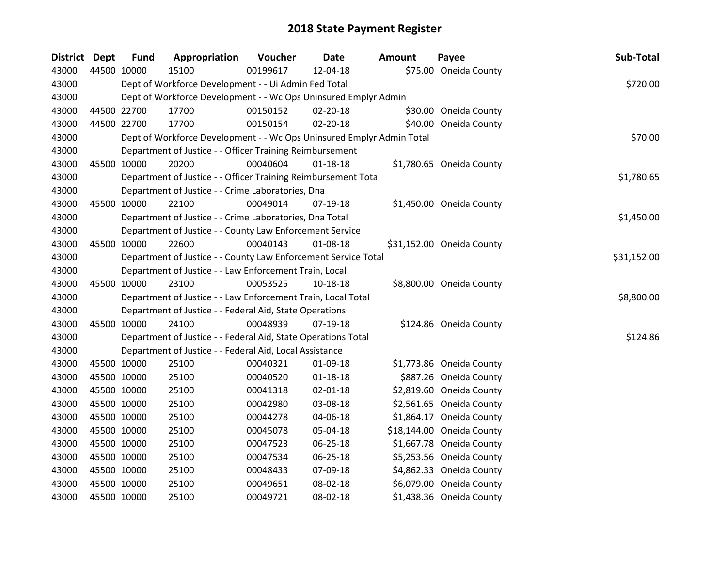# 2018 State Payment Register

| District | Dept | Fund | Appropriation | Voucher | Date | Amount | Payee | Sub-Total |
|---|---|---|---|---|---|---|---|---|
| 43000 | 44500 | 10000 | 15100 | 00199617 | 12-04-18 | $75.00 | Oneida County | |
| 43000 | | Dept of Workforce Development - - Ui Admin Fed Total | | | | | | $720.00 |
| 43000 | | Dept of Workforce Development - - Wc Ops Uninsured Emplyr Admin | | | | | | |
| 43000 | 44500 | 22700 | 17700 | 00150152 | 02-20-18 | $30.00 | Oneida County | |
| 43000 | 44500 | 22700 | 17700 | 00150154 | 02-20-18 | $40.00 | Oneida County | |
| 43000 | | Dept of Workforce Development - - Wc Ops Uninsured Emplyr Admin Total | | | | | | $70.00 |
| 43000 | | Department of Justice - - Officer Training Reimbursement | | | | | | |
| 43000 | 45500 | 10000 | 20200 | 00040604 | 01-18-18 | $1,780.65 | Oneida County | |
| 43000 | | Department of Justice - - Officer Training Reimbursement Total | | | | | | $1,780.65 |
| 43000 | | Department of Justice - - Crime Laboratories, Dna | | | | | | |
| 43000 | 45500 | 10000 | 22100 | 00049014 | 07-19-18 | $1,450.00 | Oneida County | |
| 43000 | | Department of Justice - - Crime Laboratories, Dna Total | | | | | | $1,450.00 |
| 43000 | | Department of Justice - - County Law Enforcement Service | | | | | | |
| 43000 | 45500 | 10000 | 22600 | 00040143 | 01-08-18 | $31,152.00 | Oneida County | |
| 43000 | | Department of Justice - - County Law Enforcement Service Total | | | | | | $31,152.00 |
| 43000 | | Department of Justice - - Law Enforcement Train, Local | | | | | | |
| 43000 | 45500 | 10000 | 23100 | 00053525 | 10-18-18 | $8,800.00 | Oneida County | |
| 43000 | | Department of Justice - - Law Enforcement Train, Local Total | | | | | | $8,800.00 |
| 43000 | | Department of Justice - - Federal Aid, State Operations | | | | | | |
| 43000 | 45500 | 10000 | 24100 | 00048939 | 07-19-18 | $124.86 | Oneida County | |
| 43000 | | Department of Justice - - Federal Aid, State Operations Total | | | | | | $124.86 |
| 43000 | | Department of Justice - - Federal Aid, Local Assistance | | | | | | |
| 43000 | 45500 | 10000 | 25100 | 00040321 | 01-09-18 | $1,773.86 | Oneida County | |
| 43000 | 45500 | 10000 | 25100 | 00040520 | 01-18-18 | $887.26 | Oneida County | |
| 43000 | 45500 | 10000 | 25100 | 00041318 | 02-01-18 | $2,819.60 | Oneida County | |
| 43000 | 45500 | 10000 | 25100 | 00042980 | 03-08-18 | $2,561.65 | Oneida County | |
| 43000 | 45500 | 10000 | 25100 | 00044278 | 04-06-18 | $1,864.17 | Oneida County | |
| 43000 | 45500 | 10000 | 25100 | 00045078 | 05-04-18 | $18,144.00 | Oneida County | |
| 43000 | 45500 | 10000 | 25100 | 00047523 | 06-25-18 | $1,667.78 | Oneida County | |
| 43000 | 45500 | 10000 | 25100 | 00047534 | 06-25-18 | $5,253.56 | Oneida County | |
| 43000 | 45500 | 10000 | 25100 | 00048433 | 07-09-18 | $4,862.33 | Oneida County | |
| 43000 | 45500 | 10000 | 25100 | 00049651 | 08-02-18 | $6,079.00 | Oneida County | |
| 43000 | 45500 | 10000 | 25100 | 00049721 | 08-02-18 | $1,438.36 | Oneida County | |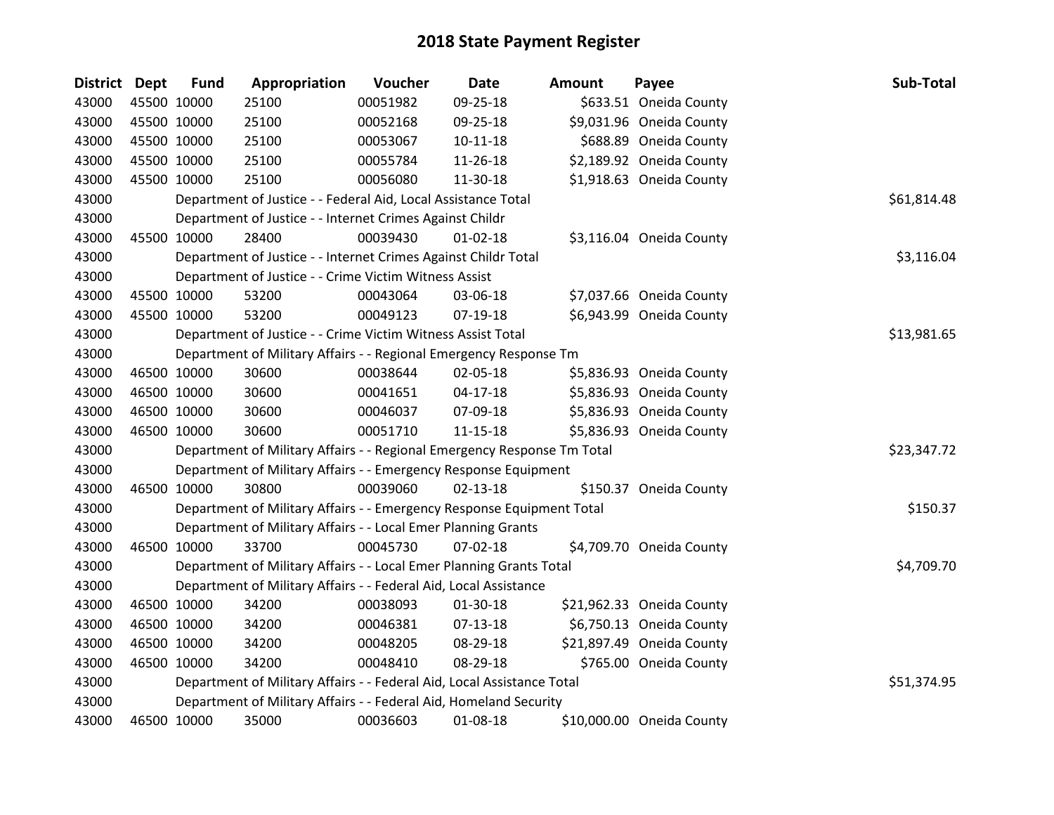# 2018 State Payment Register

| District | Dept | Fund | Appropriation | Voucher | Date | Amount | Payee | Sub-Total |
|---|---|---|---|---|---|---|---|---|
| 43000 | 45500 | 10000 | 25100 | 00051982 | 09-25-18 | $633.51 | Oneida County | |
| 43000 | 45500 | 10000 | 25100 | 00052168 | 09-25-18 | $9,031.96 | Oneida County | |
| 43000 | 45500 | 10000 | 25100 | 00053067 | 10-11-18 | $688.89 | Oneida County | |
| 43000 | 45500 | 10000 | 25100 | 00055784 | 11-26-18 | $2,189.92 | Oneida County | |
| 43000 | 45500 | 10000 | 25100 | 00056080 | 11-30-18 | $1,918.63 | Oneida County | |
| 43000 | | | Department of Justice - - Federal Aid, Local Assistance Total | | | | | $61,814.48 |
| 43000 | | | Department of Justice - - Internet Crimes Against Childr | | | | | |
| 43000 | 45500 | 10000 | 28400 | 00039430 | 01-02-18 | $3,116.04 | Oneida County | |
| 43000 | | | Department of Justice - - Internet Crimes Against Childr Total | | | | | $3,116.04 |
| 43000 | | | Department of Justice - - Crime Victim Witness Assist | | | | | |
| 43000 | 45500 | 10000 | 53200 | 00043064 | 03-06-18 | $7,037.66 | Oneida County | |
| 43000 | 45500 | 10000 | 53200 | 00049123 | 07-19-18 | $6,943.99 | Oneida County | |
| 43000 | | | Department of Justice - - Crime Victim Witness Assist Total | | | | | $13,981.65 |
| 43000 | | | Department of Military Affairs - - Regional Emergency Response Tm | | | | | |
| 43000 | 46500 | 10000 | 30600 | 00038644 | 02-05-18 | $5,836.93 | Oneida County | |
| 43000 | 46500 | 10000 | 30600 | 00041651 | 04-17-18 | $5,836.93 | Oneida County | |
| 43000 | 46500 | 10000 | 30600 | 00046037 | 07-09-18 | $5,836.93 | Oneida County | |
| 43000 | 46500 | 10000 | 30600 | 00051710 | 11-15-18 | $5,836.93 | Oneida County | |
| 43000 | | | Department of Military Affairs - - Regional Emergency Response Tm Total | | | | | $23,347.72 |
| 43000 | | | Department of Military Affairs - - Emergency Response Equipment | | | | | |
| 43000 | 46500 | 10000 | 30800 | 00039060 | 02-13-18 | $150.37 | Oneida County | |
| 43000 | | | Department of Military Affairs - - Emergency Response Equipment Total | | | | | $150.37 |
| 43000 | | | Department of Military Affairs - - Local Emer Planning Grants | | | | | |
| 43000 | 46500 | 10000 | 33700 | 00045730 | 07-02-18 | $4,709.70 | Oneida County | |
| 43000 | | | Department of Military Affairs - - Local Emer Planning Grants Total | | | | | $4,709.70 |
| 43000 | | | Department of Military Affairs - - Federal Aid, Local Assistance | | | | | |
| 43000 | 46500 | 10000 | 34200 | 00038093 | 01-30-18 | $21,962.33 | Oneida County | |
| 43000 | 46500 | 10000 | 34200 | 00046381 | 07-13-18 | $6,750.13 | Oneida County | |
| 43000 | 46500 | 10000 | 34200 | 00048205 | 08-29-18 | $21,897.49 | Oneida County | |
| 43000 | 46500 | 10000 | 34200 | 00048410 | 08-29-18 | $765.00 | Oneida County | |
| 43000 | | | Department of Military Affairs - - Federal Aid, Local Assistance Total | | | | | $51,374.95 |
| 43000 | | | Department of Military Affairs - - Federal Aid, Homeland Security | | | | | |
| 43000 | 46500 | 10000 | 35000 | 00036603 | 01-08-18 | $10,000.00 | Oneida County | |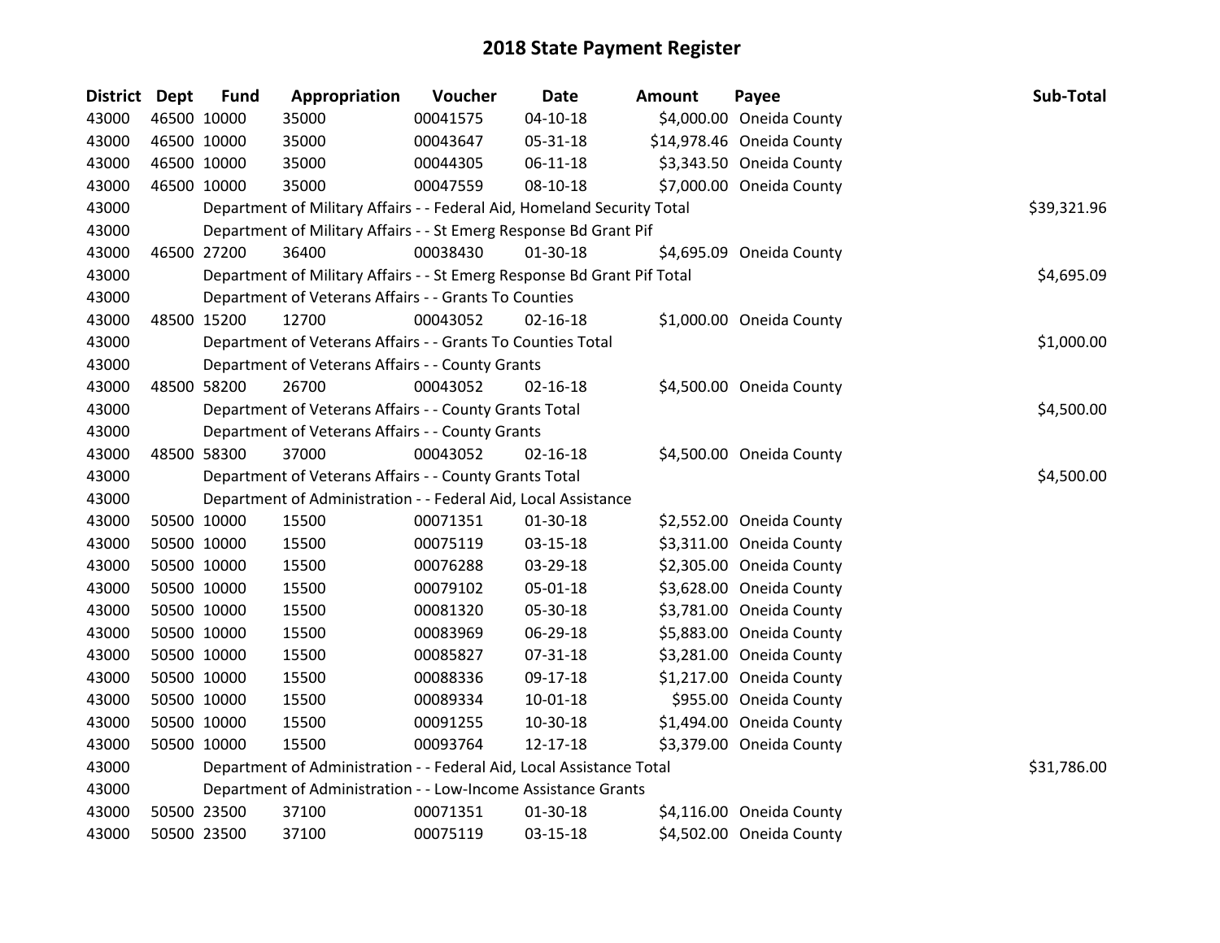# 2018 State Payment Register

| District | Dept | Fund | Appropriation | Voucher | Date | Amount | Payee | Sub-Total |
|---|---|---|---|---|---|---|---|---|
| 43000 | 46500 | 10000 | 35000 | 00041575 | 04-10-18 | $4,000.00 | Oneida County | |
| 43000 | 46500 | 10000 | 35000 | 00043647 | 05-31-18 | $14,978.46 | Oneida County | |
| 43000 | 46500 | 10000 | 35000 | 00044305 | 06-11-18 | $3,343.50 | Oneida County | |
| 43000 | 46500 | 10000 | 35000 | 00047559 | 08-10-18 | $7,000.00 | Oneida County | |
| 43000 | | Department of Military Affairs - - Federal Aid, Homeland Security Total | | | | | | $39,321.96 |
| 43000 | | Department of Military Affairs - - St Emerg Response Bd Grant Pif | | | | | | |
| 43000 | 46500 | 27200 | 36400 | 00038430 | 01-30-18 | $4,695.09 | Oneida County | |
| 43000 | | Department of Military Affairs - - St Emerg Response Bd Grant Pif Total | | | | | | $4,695.09 |
| 43000 | | Department of Veterans Affairs - - Grants To Counties | | | | | | |
| 43000 | 48500 | 15200 | 12700 | 00043052 | 02-16-18 | $1,000.00 | Oneida County | |
| 43000 | | Department of Veterans Affairs - - Grants To Counties Total | | | | | | $1,000.00 |
| 43000 | | Department of Veterans Affairs - - County Grants | | | | | | |
| 43000 | 48500 | 58200 | 26700 | 00043052 | 02-16-18 | $4,500.00 | Oneida County | |
| 43000 | | Department of Veterans Affairs - - County Grants Total | | | | | | $4,500.00 |
| 43000 | | Department of Veterans Affairs - - County Grants | | | | | | |
| 43000 | 48500 | 58300 | 37000 | 00043052 | 02-16-18 | $4,500.00 | Oneida County | |
| 43000 | | Department of Veterans Affairs - - County Grants Total | | | | | | $4,500.00 |
| 43000 | | Department of Administration - - Federal Aid, Local Assistance | | | | | | |
| 43000 | 50500 | 10000 | 15500 | 00071351 | 01-30-18 | $2,552.00 | Oneida County | |
| 43000 | 50500 | 10000 | 15500 | 00075119 | 03-15-18 | $3,311.00 | Oneida County | |
| 43000 | 50500 | 10000 | 15500 | 00076288 | 03-29-18 | $2,305.00 | Oneida County | |
| 43000 | 50500 | 10000 | 15500 | 00079102 | 05-01-18 | $3,628.00 | Oneida County | |
| 43000 | 50500 | 10000 | 15500 | 00081320 | 05-30-18 | $3,781.00 | Oneida County | |
| 43000 | 50500 | 10000 | 15500 | 00083969 | 06-29-18 | $5,883.00 | Oneida County | |
| 43000 | 50500 | 10000 | 15500 | 00085827 | 07-31-18 | $3,281.00 | Oneida County | |
| 43000 | 50500 | 10000 | 15500 | 00088336 | 09-17-18 | $1,217.00 | Oneida County | |
| 43000 | 50500 | 10000 | 15500 | 00089334 | 10-01-18 | $955.00 | Oneida County | |
| 43000 | 50500 | 10000 | 15500 | 00091255 | 10-30-18 | $1,494.00 | Oneida County | |
| 43000 | 50500 | 10000 | 15500 | 00093764 | 12-17-18 | $3,379.00 | Oneida County | |
| 43000 | | Department of Administration - - Federal Aid, Local Assistance Total | | | | | | $31,786.00 |
| 43000 | | Department of Administration - - Low-Income Assistance Grants | | | | | | |
| 43000 | 50500 | 23500 | 37100 | 00071351 | 01-30-18 | $4,116.00 | Oneida County | |
| 43000 | 50500 | 23500 | 37100 | 00075119 | 03-15-18 | $4,502.00 | Oneida County | |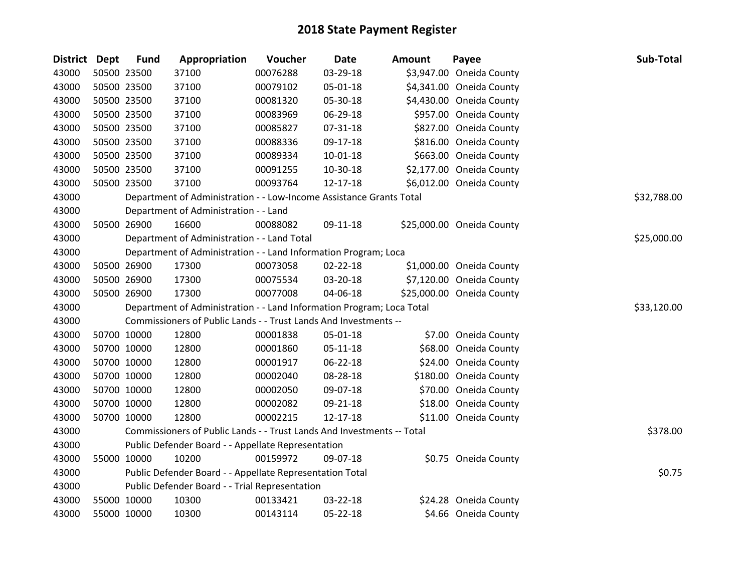# 2018 State Payment Register

| District | Dept | Fund | Appropriation | Voucher | Date | Amount | Payee | Sub-Total |
|---|---|---|---|---|---|---|---|---|
| 43000 | 50500 | 23500 | 37100 | 00076288 | 03-29-18 | $3,947.00 | Oneida County | |
| 43000 | 50500 | 23500 | 37100 | 00079102 | 05-01-18 | $4,341.00 | Oneida County | |
| 43000 | 50500 | 23500 | 37100 | 00081320 | 05-30-18 | $4,430.00 | Oneida County | |
| 43000 | 50500 | 23500 | 37100 | 00083969 | 06-29-18 | $957.00 | Oneida County | |
| 43000 | 50500 | 23500 | 37100 | 00085827 | 07-31-18 | $827.00 | Oneida County | |
| 43000 | 50500 | 23500 | 37100 | 00088336 | 09-17-18 | $816.00 | Oneida County | |
| 43000 | 50500 | 23500 | 37100 | 00089334 | 10-01-18 | $663.00 | Oneida County | |
| 43000 | 50500 | 23500 | 37100 | 00091255 | 10-30-18 | $2,177.00 | Oneida County | |
| 43000 | 50500 | 23500 | 37100 | 00093764 | 12-17-18 | $6,012.00 | Oneida County | |
| 43000 | | | Department of Administration - - Low-Income Assistance Grants Total | | | | | $32,788.00 |
| 43000 | | | Department of Administration - - Land | | | | | |
| 43000 | 50500 | 26900 | 16600 | 00088082 | 09-11-18 | $25,000.00 | Oneida County | |
| 43000 | | | Department of Administration - - Land Total | | | | | $25,000.00 |
| 43000 | | | Department of Administration - - Land Information Program; Loca | | | | | |
| 43000 | 50500 | 26900 | 17300 | 00073058 | 02-22-18 | $1,000.00 | Oneida County | |
| 43000 | 50500 | 26900 | 17300 | 00075534 | 03-20-18 | $7,120.00 | Oneida County | |
| 43000 | 50500 | 26900 | 17300 | 00077008 | 04-06-18 | $25,000.00 | Oneida County | |
| 43000 | | | Department of Administration - - Land Information Program; Loca Total | | | | | $33,120.00 |
| 43000 | | | Commissioners of Public Lands - - Trust Lands And Investments -- | | | | | |
| 43000 | 50700 | 10000 | 12800 | 00001838 | 05-01-18 | $7.00 | Oneida County | |
| 43000 | 50700 | 10000 | 12800 | 00001860 | 05-11-18 | $68.00 | Oneida County | |
| 43000 | 50700 | 10000 | 12800 | 00001917 | 06-22-18 | $24.00 | Oneida County | |
| 43000 | 50700 | 10000 | 12800 | 00002040 | 08-28-18 | $180.00 | Oneida County | |
| 43000 | 50700 | 10000 | 12800 | 00002050 | 09-07-18 | $70.00 | Oneida County | |
| 43000 | 50700 | 10000 | 12800 | 00002082 | 09-21-18 | $18.00 | Oneida County | |
| 43000 | 50700 | 10000 | 12800 | 00002215 | 12-17-18 | $11.00 | Oneida County | |
| 43000 | | | Commissioners of Public Lands - - Trust Lands And Investments -- Total | | | | | $378.00 |
| 43000 | | | Public Defender Board - - Appellate Representation | | | | | |
| 43000 | 55000 | 10000 | 10200 | 00159972 | 09-07-18 | $0.75 | Oneida County | |
| 43000 | | | Public Defender Board - - Appellate Representation Total | | | | | $0.75 |
| 43000 | | | Public Defender Board - - Trial Representation | | | | | |
| 43000 | 55000 | 10000 | 10300 | 00133421 | 03-22-18 | $24.28 | Oneida County | |
| 43000 | 55000 | 10000 | 10300 | 00143114 | 05-22-18 | $4.66 | Oneida County | |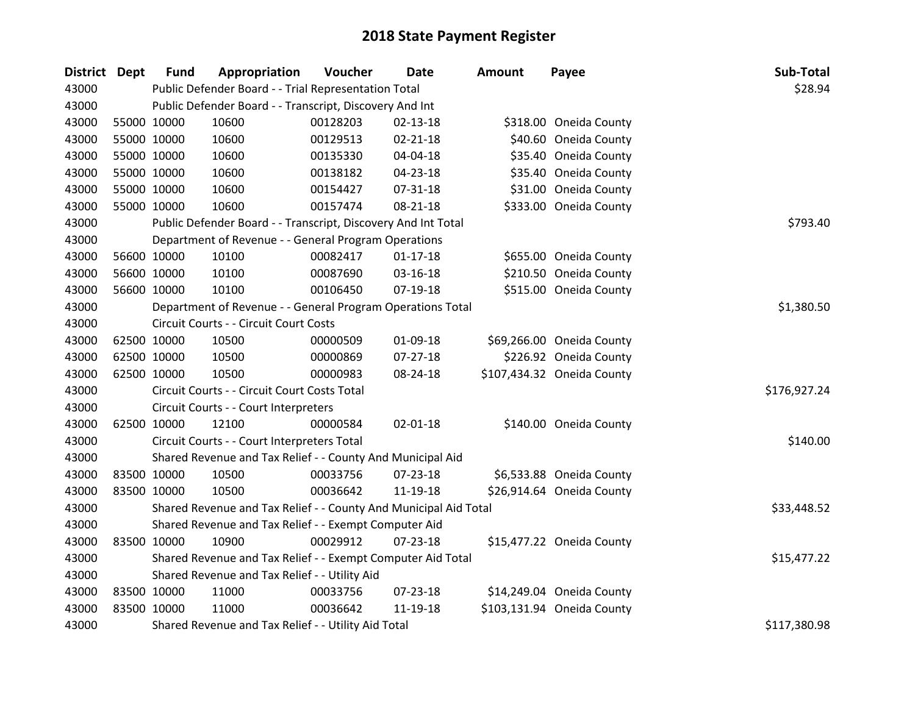# 2018 State Payment Register

| District | Dept | Fund | Appropriation | Voucher | Date | Amount | Payee | Sub-Total |
|---|---|---|---|---|---|---|---|---|
| 43000 | | Public Defender Board - - Trial Representation Total | | | | | | $28.94 |
| 43000 | | Public Defender Board - - Transcript, Discovery And Int | | | | | | |
| 43000 | 55000 | 10000 | 10600 | 00128203 | 02-13-18 | $318.00 | Oneida County | |
| 43000 | 55000 | 10000 | 10600 | 00129513 | 02-21-18 | $40.60 | Oneida County | |
| 43000 | 55000 | 10000 | 10600 | 00135330 | 04-04-18 | $35.40 | Oneida County | |
| 43000 | 55000 | 10000 | 10600 | 00138182 | 04-23-18 | $35.40 | Oneida County | |
| 43000 | 55000 | 10000 | 10600 | 00154427 | 07-31-18 | $31.00 | Oneida County | |
| 43000 | 55000 | 10000 | 10600 | 00157474 | 08-21-18 | $333.00 | Oneida County | |
| 43000 | | Public Defender Board - - Transcript, Discovery And Int Total | | | | | | $793.40 |
| 43000 | | Department of Revenue - - General Program Operations | | | | | | |
| 43000 | 56600 | 10000 | 10100 | 00082417 | 01-17-18 | $655.00 | Oneida County | |
| 43000 | 56600 | 10000 | 10100 | 00087690 | 03-16-18 | $210.50 | Oneida County | |
| 43000 | 56600 | 10000 | 10100 | 00106450 | 07-19-18 | $515.00 | Oneida County | |
| 43000 | | Department of Revenue - - General Program Operations Total | | | | | | $1,380.50 |
| 43000 | | Circuit Courts - - Circuit Court Costs | | | | | | |
| 43000 | 62500 | 10000 | 10500 | 00000509 | 01-09-18 | $69,266.00 | Oneida County | |
| 43000 | 62500 | 10000 | 10500 | 00000869 | 07-27-18 | $226.92 | Oneida County | |
| 43000 | 62500 | 10000 | 10500 | 00000983 | 08-24-18 | $107,434.32 | Oneida County | |
| 43000 | | Circuit Courts - - Circuit Court Costs Total | | | | | | $176,927.24 |
| 43000 | | Circuit Courts - - Court Interpreters | | | | | | |
| 43000 | 62500 | 10000 | 12100 | 00000584 | 02-01-18 | $140.00 | Oneida County | |
| 43000 | | Circuit Courts - - Court Interpreters Total | | | | | | $140.00 |
| 43000 | | Shared Revenue and Tax Relief - - County And Municipal Aid | | | | | | |
| 43000 | 83500 | 10000 | 10500 | 00033756 | 07-23-18 | $6,533.88 | Oneida County | |
| 43000 | 83500 | 10000 | 10500 | 00036642 | 11-19-18 | $26,914.64 | Oneida County | |
| 43000 | | Shared Revenue and Tax Relief - - County And Municipal Aid Total | | | | | | $33,448.52 |
| 43000 | | Shared Revenue and Tax Relief - - Exempt Computer Aid | | | | | | |
| 43000 | 83500 | 10000 | 10900 | 00029912 | 07-23-18 | $15,477.22 | Oneida County | |
| 43000 | | Shared Revenue and Tax Relief - - Exempt Computer Aid Total | | | | | | $15,477.22 |
| 43000 | | Shared Revenue and Tax Relief - - Utility Aid | | | | | | |
| 43000 | 83500 | 10000 | 11000 | 00033756 | 07-23-18 | $14,249.04 | Oneida County | |
| 43000 | 83500 | 10000 | 11000 | 00036642 | 11-19-18 | $103,131.94 | Oneida County | |
| 43000 | | Shared Revenue and Tax Relief - - Utility Aid Total | | | | | | $117,380.98 |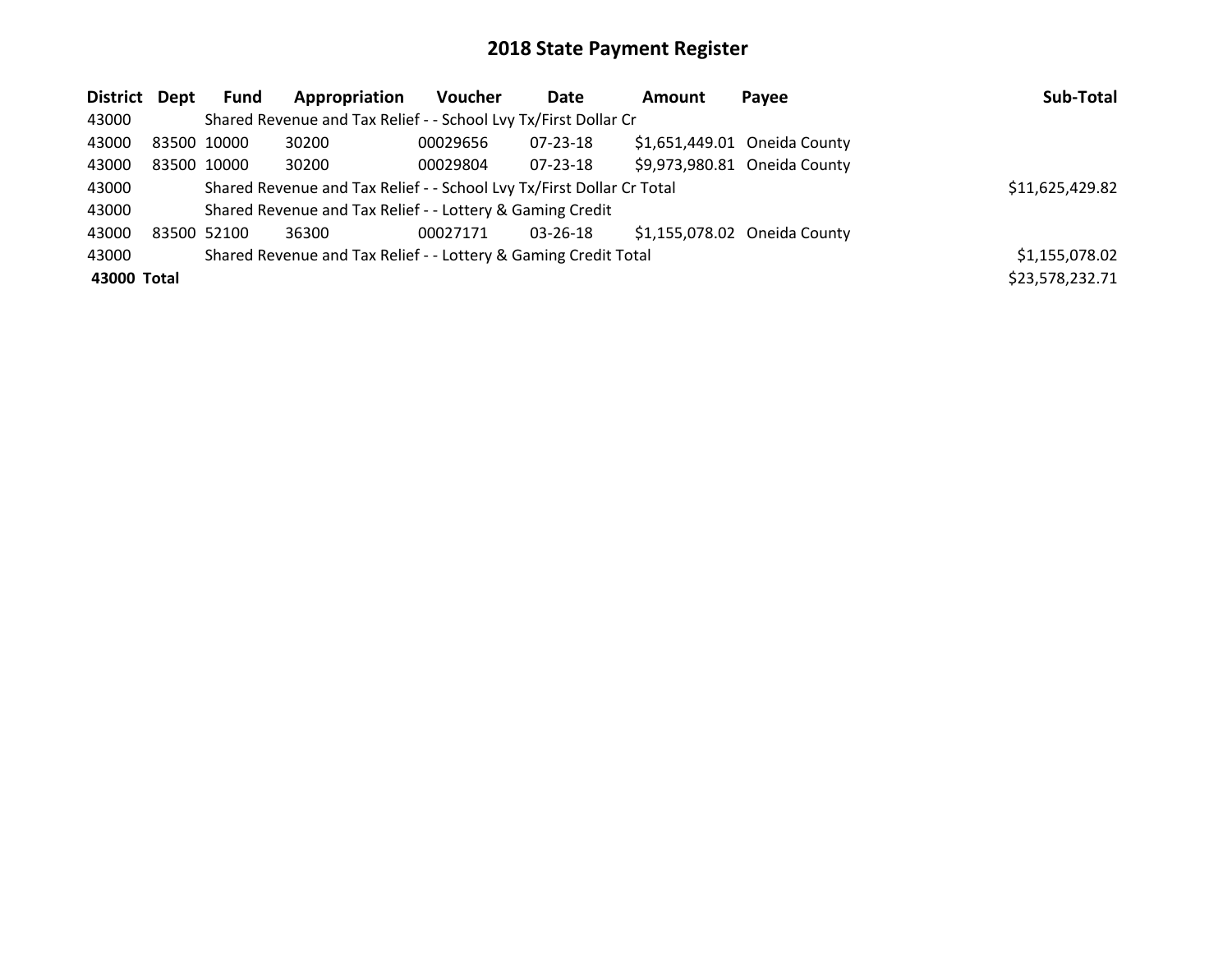# 2018 State Payment Register

| District | Dept | Fund | Appropriation | Voucher | Date | Amount | Payee | Sub-Total |
|---|---|---|---|---|---|---|---|---|
| 43000 | | Shared Revenue and Tax Relief - - School Lvy Tx/First Dollar Cr | | | | | | |
| 43000 | 83500 | 10000 | 30200 | 00029656 | 07-23-18 | $1,651,449.01 | Oneida County | |
| 43000 | 83500 | 10000 | 30200 | 00029804 | 07-23-18 | $9,973,980.81 | Oneida County | |
| 43000 | | Shared Revenue and Tax Relief - - School Lvy Tx/First Dollar Cr Total | | | | | | $11,625,429.82 |
| 43000 | | Shared Revenue and Tax Relief - - Lottery & Gaming Credit | | | | | | |
| 43000 | 83500 | 52100 | 36300 | 00027171 | 03-26-18 | $1,155,078.02 | Oneida County | |
| 43000 | | Shared Revenue and Tax Relief - - Lottery & Gaming Credit Total | | | | | | $1,155,078.02 |
| **43000 Total** | | | | | | | | $23,578,232.71 |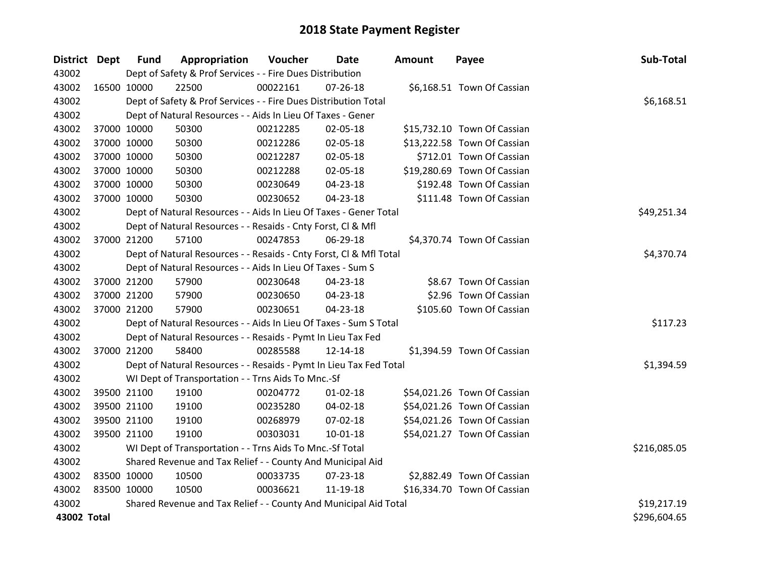# 2018 State Payment Register

| District | Dept | Fund | Appropriation | Voucher | Date | Amount | Payee | Sub-Total |
|---|---|---|---|---|---|---|---|---|
| 43002 | | Dept of Safety & Prof Services - - Fire Dues Distribution | | | | | | |
| 43002 | 16500 | 10000 | 22500 | 00022161 | 07-26-18 | $6,168.51 | Town Of Cassian | |
| 43002 | | Dept of Safety & Prof Services - - Fire Dues Distribution Total | | | | | | $6,168.51 |
| 43002 | | Dept of Natural Resources - - Aids In Lieu Of Taxes - Gener | | | | | | |
| 43002 | 37000 | 10000 | 50300 | 00212285 | 02-05-18 | $15,732.10 | Town Of Cassian | |
| 43002 | 37000 | 10000 | 50300 | 00212286 | 02-05-18 | $13,222.58 | Town Of Cassian | |
| 43002 | 37000 | 10000 | 50300 | 00212287 | 02-05-18 | $712.01 | Town Of Cassian | |
| 43002 | 37000 | 10000 | 50300 | 00212288 | 02-05-18 | $19,280.69 | Town Of Cassian | |
| 43002 | 37000 | 10000 | 50300 | 00230649 | 04-23-18 | $192.48 | Town Of Cassian | |
| 43002 | 37000 | 10000 | 50300 | 00230652 | 04-23-18 | $111.48 | Town Of Cassian | |
| 43002 | | Dept of Natural Resources - - Aids In Lieu Of Taxes - Gener Total | | | | | | $49,251.34 |
| 43002 | | Dept of Natural Resources - - Resaids - Cnty Forst, Cl & Mfl | | | | | | |
| 43002 | 37000 | 21200 | 57100 | 00247853 | 06-29-18 | $4,370.74 | Town Of Cassian | |
| 43002 | | Dept of Natural Resources - - Resaids - Cnty Forst, Cl & Mfl Total | | | | | | $4,370.74 |
| 43002 | | Dept of Natural Resources - - Aids In Lieu Of Taxes - Sum S | | | | | | |
| 43002 | 37000 | 21200 | 57900 | 00230648 | 04-23-18 | $8.67 | Town Of Cassian | |
| 43002 | 37000 | 21200 | 57900 | 00230650 | 04-23-18 | $2.96 | Town Of Cassian | |
| 43002 | 37000 | 21200 | 57900 | 00230651 | 04-23-18 | $105.60 | Town Of Cassian | |
| 43002 | | Dept of Natural Resources - - Aids In Lieu Of Taxes - Sum S Total | | | | | | $117.23 |
| 43002 | | Dept of Natural Resources - - Resaids - Pymt In Lieu Tax Fed | | | | | | |
| 43002 | 37000 | 21200 | 58400 | 00285588 | 12-14-18 | $1,394.59 | Town Of Cassian | |
| 43002 | | Dept of Natural Resources - - Resaids - Pymt In Lieu Tax Fed Total | | | | | | $1,394.59 |
| 43002 | | WI Dept of Transportation - - Trns Aids To Mnc.-Sf | | | | | | |
| 43002 | 39500 | 21100 | 19100 | 00204772 | 01-02-18 | $54,021.26 | Town Of Cassian | |
| 43002 | 39500 | 21100 | 19100 | 00235280 | 04-02-18 | $54,021.26 | Town Of Cassian | |
| 43002 | 39500 | 21100 | 19100 | 00268979 | 07-02-18 | $54,021.26 | Town Of Cassian | |
| 43002 | 39500 | 21100 | 19100 | 00303031 | 10-01-18 | $54,021.27 | Town Of Cassian | |
| 43002 | | WI Dept of Transportation - - Trns Aids To Mnc.-Sf Total | | | | | | $216,085.05 |
| 43002 | | Shared Revenue and Tax Relief - - County And Municipal Aid | | | | | | |
| 43002 | 83500 | 10000 | 10500 | 00033735 | 07-23-18 | $2,882.49 | Town Of Cassian | |
| 43002 | 83500 | 10000 | 10500 | 00036621 | 11-19-18 | $16,334.70 | Town Of Cassian | |
| 43002 | | Shared Revenue and Tax Relief - - County And Municipal Aid Total | | | | | | $19,217.19 |
| **43002 Total** | | | | | | | | $296,604.65 |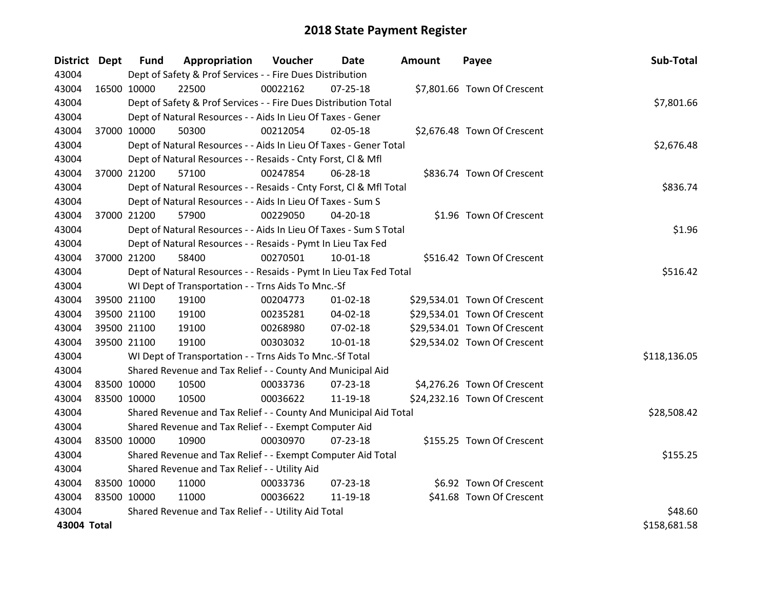# 2018 State Payment Register

| District | Dept | Fund | Appropriation | Voucher | Date | Amount | Payee | Sub-Total |
|---|---|---|---|---|---|---|---|---|
| 43004 | | Dept of Safety & Prof Services - - Fire Dues Distribution | | | | | | |
| 43004 | 16500 | 10000 | 22500 | 00022162 | 07-25-18 | $7,801.66 | Town Of Crescent | |
| 43004 | | Dept of Safety & Prof Services - - Fire Dues Distribution Total | | | | | | $7,801.66 |
| 43004 | | Dept of Natural Resources - - Aids In Lieu Of Taxes - Gener | | | | | | |
| 43004 | 37000 | 10000 | 50300 | 00212054 | 02-05-18 | $2,676.48 | Town Of Crescent | |
| 43004 | | Dept of Natural Resources - - Aids In Lieu Of Taxes - Gener Total | | | | | | $2,676.48 |
| 43004 | | Dept of Natural Resources - - Resaids - Cnty Forst, Cl & Mfl | | | | | | |
| 43004 | 37000 | 21200 | 57100 | 00247854 | 06-28-18 | $836.74 | Town Of Crescent | |
| 43004 | | Dept of Natural Resources - - Resaids - Cnty Forst, Cl & Mfl Total | | | | | | $836.74 |
| 43004 | | Dept of Natural Resources - - Aids In Lieu Of Taxes - Sum S | | | | | | |
| 43004 | 37000 | 21200 | 57900 | 00229050 | 04-20-18 | $1.96 | Town Of Crescent | |
| 43004 | | Dept of Natural Resources - - Aids In Lieu Of Taxes - Sum S Total | | | | | | $1.96 |
| 43004 | | Dept of Natural Resources - - Resaids - Pymt In Lieu Tax Fed | | | | | | |
| 43004 | 37000 | 21200 | 58400 | 00270501 | 10-01-18 | $516.42 | Town Of Crescent | |
| 43004 | | Dept of Natural Resources - - Resaids - Pymt In Lieu Tax Fed Total | | | | | | $516.42 |
| 43004 | | WI Dept of Transportation - - Trns Aids To Mnc.-Sf | | | | | | |
| 43004 | 39500 | 21100 | 19100 | 00204773 | 01-02-18 | $29,534.01 | Town Of Crescent | |
| 43004 | 39500 | 21100 | 19100 | 00235281 | 04-02-18 | $29,534.01 | Town Of Crescent | |
| 43004 | 39500 | 21100 | 19100 | 00268980 | 07-02-18 | $29,534.01 | Town Of Crescent | |
| 43004 | 39500 | 21100 | 19100 | 00303032 | 10-01-18 | $29,534.02 | Town Of Crescent | |
| 43004 | | WI Dept of Transportation - - Trns Aids To Mnc.-Sf Total | | | | | | $118,136.05 |
| 43004 | | Shared Revenue and Tax Relief - - County And Municipal Aid | | | | | | |
| 43004 | 83500 | 10000 | 10500 | 00033736 | 07-23-18 | $4,276.26 | Town Of Crescent | |
| 43004 | 83500 | 10000 | 10500 | 00036622 | 11-19-18 | $24,232.16 | Town Of Crescent | |
| 43004 | | Shared Revenue and Tax Relief - - County And Municipal Aid Total | | | | | | $28,508.42 |
| 43004 | | Shared Revenue and Tax Relief - - Exempt Computer Aid | | | | | | |
| 43004 | 83500 | 10000 | 10900 | 00030970 | 07-23-18 | $155.25 | Town Of Crescent | |
| 43004 | | Shared Revenue and Tax Relief - - Exempt Computer Aid Total | | | | | | $155.25 |
| 43004 | | Shared Revenue and Tax Relief - - Utility Aid | | | | | | |
| 43004 | 83500 | 10000 | 11000 | 00033736 | 07-23-18 | $6.92 | Town Of Crescent | |
| 43004 | 83500 | 10000 | 11000 | 00036622 | 11-19-18 | $41.68 | Town Of Crescent | |
| 43004 | | Shared Revenue and Tax Relief - - Utility Aid Total | | | | | | $48.60 |
| **43004 Total** | | | | | | | | $158,681.58 |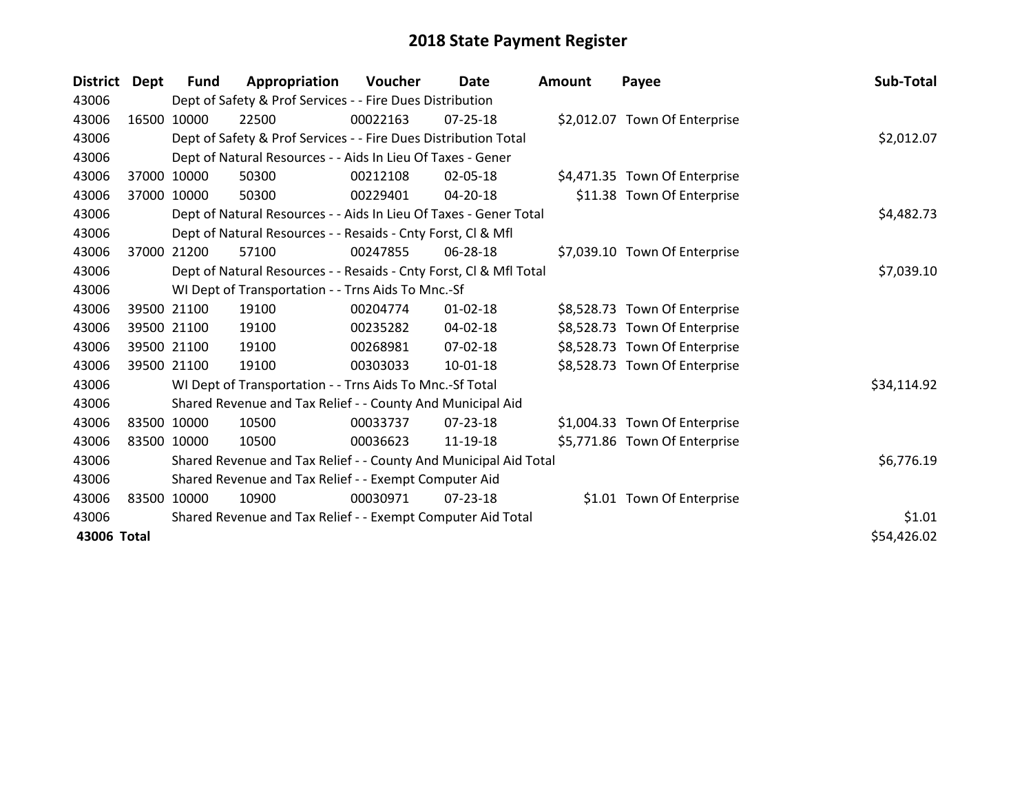# 2018 State Payment Register

| District | Dept | Fund | Appropriation | Voucher | Date | Amount | Payee | Sub-Total |
|---|---|---|---|---|---|---|---|---|
| 43006 | Dept of Safety & Prof Services - - Fire Dues Distribution | | | | | | | |
| 43006 | 16500 | 10000 | 22500 | 00022163 | 07-25-18 | $2,012.07 | Town Of Enterprise | |
| 43006 | Dept of Safety & Prof Services - - Fire Dues Distribution Total | | | | | | | $2,012.07 |
| 43006 | Dept of Natural Resources - - Aids In Lieu Of Taxes - Gener | | | | | | | |
| 43006 | 37000 | 10000 | 50300 | 00212108 | 02-05-18 | $4,471.35 | Town Of Enterprise | |
| 43006 | 37000 | 10000 | 50300 | 00229401 | 04-20-18 | $11.38 | Town Of Enterprise | |
| 43006 | Dept of Natural Resources - - Aids In Lieu Of Taxes - Gener Total | | | | | | | $4,482.73 |
| 43006 | Dept of Natural Resources - - Resaids - Cnty Forst, Cl & Mfl | | | | | | | |
| 43006 | 37000 | 21200 | 57100 | 00247855 | 06-28-18 | $7,039.10 | Town Of Enterprise | |
| 43006 | Dept of Natural Resources - - Resaids - Cnty Forst, Cl & Mfl Total | | | | | | | $7,039.10 |
| 43006 | WI Dept of Transportation - - Trns Aids To Mnc.-Sf | | | | | | | |
| 43006 | 39500 | 21100 | 19100 | 00204774 | 01-02-18 | $8,528.73 | Town Of Enterprise | |
| 43006 | 39500 | 21100 | 19100 | 00235282 | 04-02-18 | $8,528.73 | Town Of Enterprise | |
| 43006 | 39500 | 21100 | 19100 | 00268981 | 07-02-18 | $8,528.73 | Town Of Enterprise | |
| 43006 | 39500 | 21100 | 19100 | 00303033 | 10-01-18 | $8,528.73 | Town Of Enterprise | |
| 43006 | WI Dept of Transportation - - Trns Aids To Mnc.-Sf Total | | | | | | | $34,114.92 |
| 43006 | Shared Revenue and Tax Relief - - County And Municipal Aid | | | | | | | |
| 43006 | 83500 | 10000 | 10500 | 00033737 | 07-23-18 | $1,004.33 | Town Of Enterprise | |
| 43006 | 83500 | 10000 | 10500 | 00036623 | 11-19-18 | $5,771.86 | Town Of Enterprise | |
| 43006 | Shared Revenue and Tax Relief - - County And Municipal Aid Total | | | | | | | $6,776.19 |
| 43006 | Shared Revenue and Tax Relief - - Exempt Computer Aid | | | | | | | |
| 43006 | 83500 | 10000 | 10900 | 00030971 | 07-23-18 | $1.01 | Town Of Enterprise | |
| 43006 | Shared Revenue and Tax Relief - - Exempt Computer Aid Total | | | | | | | $1.01 |
| **43006 Total** | | | | | | | | $54,426.02 |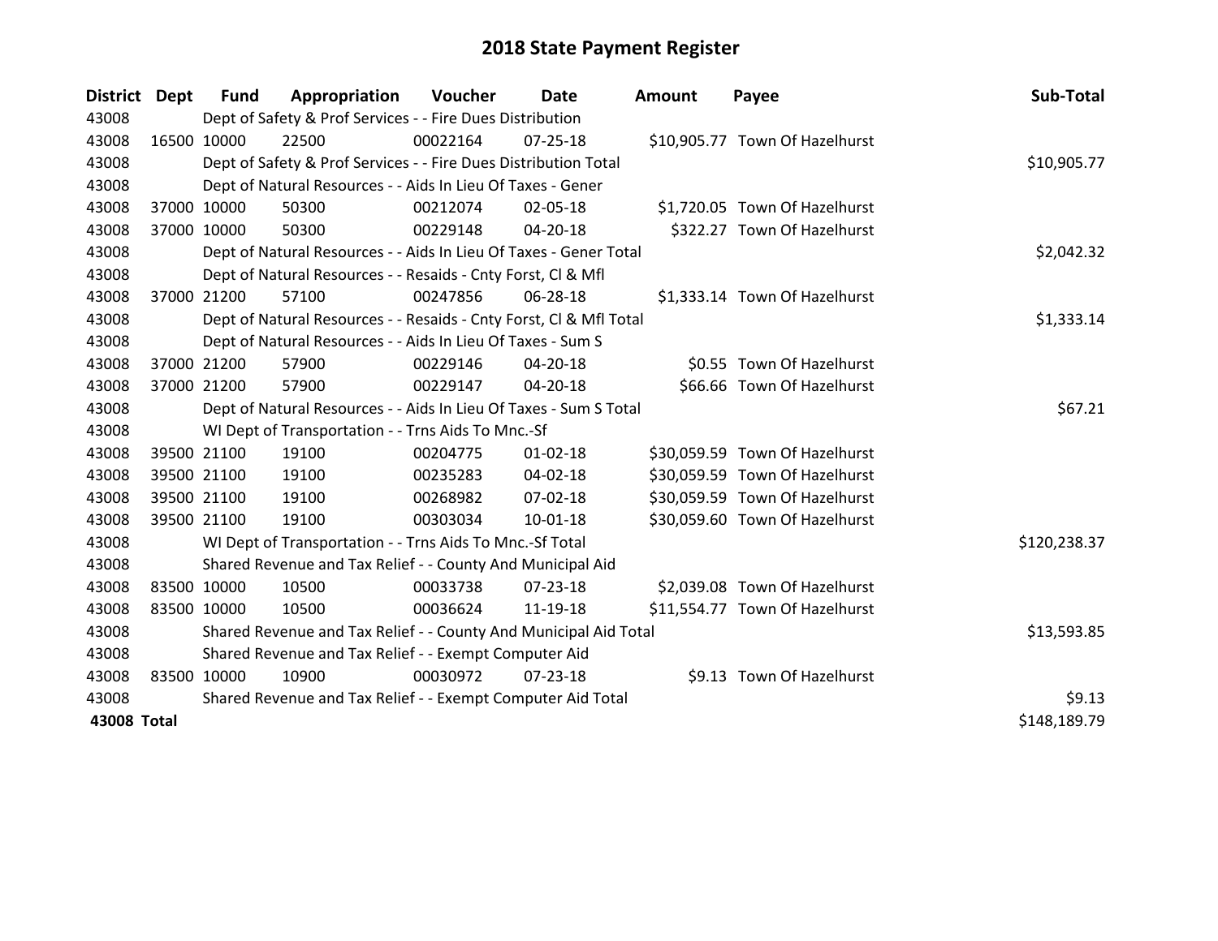# 2018 State Payment Register

| District | Dept | Fund | Appropriation | Voucher | Date | Amount | Payee | Sub-Total |
|---|---|---|---|---|---|---|---|---|
| 43008 | | Dept of Safety & Prof Services - - Fire Dues Distribution | | | | | | |
| 43008 | 16500 | 10000 | 22500 | 00022164 | 07-25-18 | $10,905.77 | Town Of Hazelhurst | |
| 43008 | | Dept of Safety & Prof Services - - Fire Dues Distribution Total | | | | | | $10,905.77 |
| 43008 | | Dept of Natural Resources - - Aids In Lieu Of Taxes - Gener | | | | | | |
| 43008 | 37000 | 10000 | 50300 | 00212074 | 02-05-18 | $1,720.05 | Town Of Hazelhurst | |
| 43008 | 37000 | 10000 | 50300 | 00229148 | 04-20-18 | $322.27 | Town Of Hazelhurst | |
| 43008 | | Dept of Natural Resources - - Aids In Lieu Of Taxes - Gener Total | | | | | | $2,042.32 |
| 43008 | | Dept of Natural Resources - - Resaids - Cnty Forst, Cl & Mfl | | | | | | |
| 43008 | 37000 | 21200 | 57100 | 00247856 | 06-28-18 | $1,333.14 | Town Of Hazelhurst | |
| 43008 | | Dept of Natural Resources - - Resaids - Cnty Forst, Cl & Mfl Total | | | | | | $1,333.14 |
| 43008 | | Dept of Natural Resources - - Aids In Lieu Of Taxes - Sum S | | | | | | |
| 43008 | 37000 | 21200 | 57900 | 00229146 | 04-20-18 | $0.55 | Town Of Hazelhurst | |
| 43008 | 37000 | 21200 | 57900 | 00229147 | 04-20-18 | $66.66 | Town Of Hazelhurst | |
| 43008 | | Dept of Natural Resources - - Aids In Lieu Of Taxes - Sum S Total | | | | | | $67.21 |
| 43008 | | WI Dept of Transportation - - Trns Aids To Mnc.-Sf | | | | | | |
| 43008 | 39500 | 21100 | 19100 | 00204775 | 01-02-18 | $30,059.59 | Town Of Hazelhurst | |
| 43008 | 39500 | 21100 | 19100 | 00235283 | 04-02-18 | $30,059.59 | Town Of Hazelhurst | |
| 43008 | 39500 | 21100 | 19100 | 00268982 | 07-02-18 | $30,059.59 | Town Of Hazelhurst | |
| 43008 | 39500 | 21100 | 19100 | 00303034 | 10-01-18 | $30,059.60 | Town Of Hazelhurst | |
| 43008 | | WI Dept of Transportation - - Trns Aids To Mnc.-Sf Total | | | | | | $120,238.37 |
| 43008 | | Shared Revenue and Tax Relief - - County And Municipal Aid | | | | | | |
| 43008 | 83500 | 10000 | 10500 | 00033738 | 07-23-18 | $2,039.08 | Town Of Hazelhurst | |
| 43008 | 83500 | 10000 | 10500 | 00036624 | 11-19-18 | $11,554.77 | Town Of Hazelhurst | |
| 43008 | | Shared Revenue and Tax Relief - - County And Municipal Aid Total | | | | | | $13,593.85 |
| 43008 | | Shared Revenue and Tax Relief - - Exempt Computer Aid | | | | | | |
| 43008 | 83500 | 10000 | 10900 | 00030972 | 07-23-18 | $9.13 | Town Of Hazelhurst | |
| 43008 | | Shared Revenue and Tax Relief - - Exempt Computer Aid Total | | | | | | $9.13 |
| **43008 Total** | | | | | | | | $148,189.79 |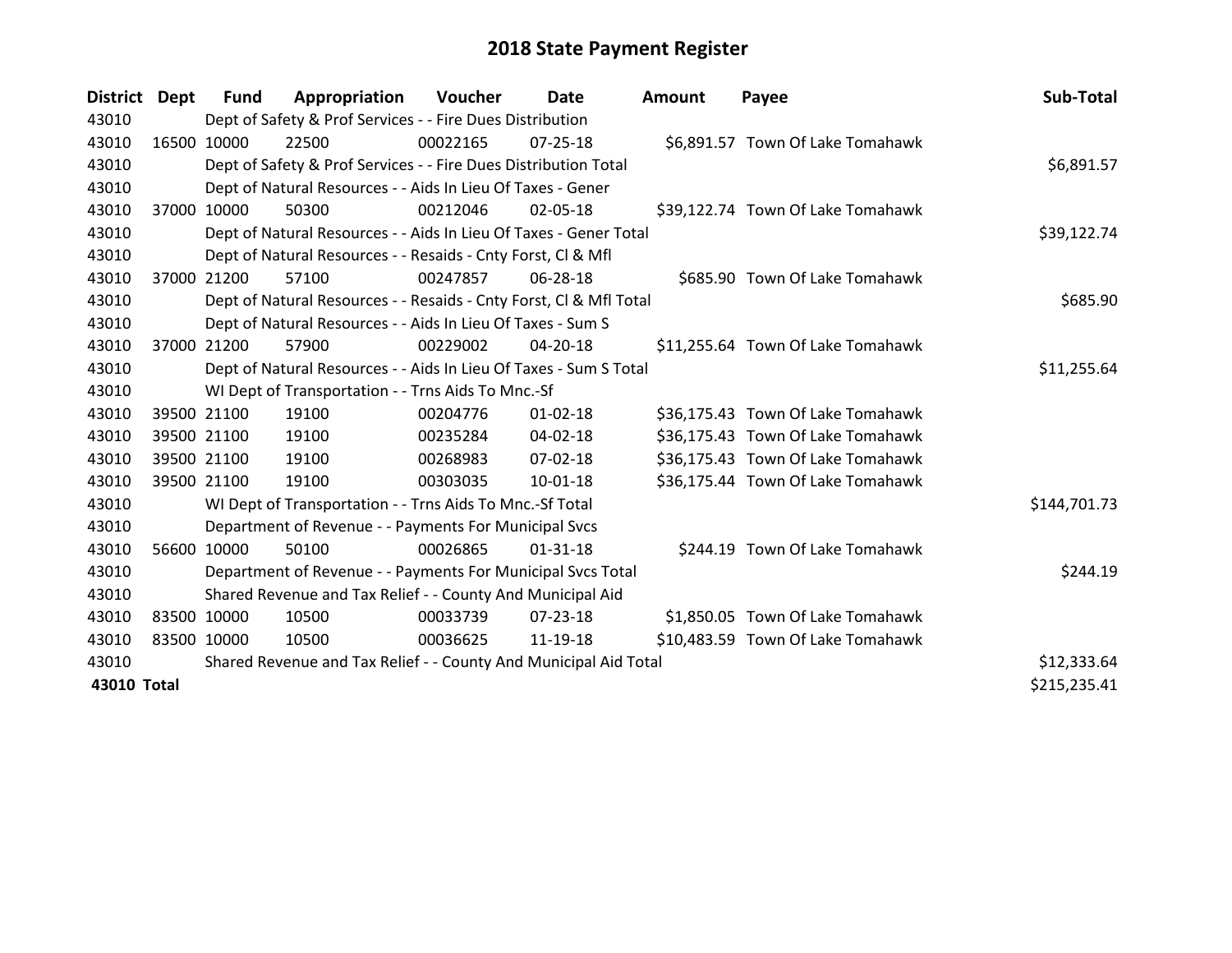# 2018 State Payment Register

| District | Dept | Fund | Appropriation | Voucher | Date | Amount | Payee | Sub-Total |
|---|---|---|---|---|---|---|---|---|
| 43010 | | Dept of Safety & Prof Services - - Fire Dues Distribution | | | | | | |
| 43010 | 16500 | 10000 | 22500 | 00022165 | 07-25-18 | $6,891.57 | Town Of Lake Tomahawk | |
| 43010 | | Dept of Safety & Prof Services - - Fire Dues Distribution Total | | | | | | $6,891.57 |
| 43010 | | Dept of Natural Resources - - Aids In Lieu Of Taxes - Gener | | | | | | |
| 43010 | 37000 | 10000 | 50300 | 00212046 | 02-05-18 | $39,122.74 | Town Of Lake Tomahawk | |
| 43010 | | Dept of Natural Resources - - Aids In Lieu Of Taxes - Gener Total | | | | | | $39,122.74 |
| 43010 | | Dept of Natural Resources - - Resaids - Cnty Forst, Cl & Mfl | | | | | | |
| 43010 | 37000 | 21200 | 57100 | 00247857 | 06-28-18 | $685.90 | Town Of Lake Tomahawk | |
| 43010 | | Dept of Natural Resources - - Resaids - Cnty Forst, Cl & Mfl Total | | | | | | $685.90 |
| 43010 | | Dept of Natural Resources - - Aids In Lieu Of Taxes - Sum S | | | | | | |
| 43010 | 37000 | 21200 | 57900 | 00229002 | 04-20-18 | $11,255.64 | Town Of Lake Tomahawk | |
| 43010 | | Dept of Natural Resources - - Aids In Lieu Of Taxes - Sum S Total | | | | | | $11,255.64 |
| 43010 | | WI Dept of Transportation - - Trns Aids To Mnc.-Sf | | | | | | |
| 43010 | 39500 | 21100 | 19100 | 00204776 | 01-02-18 | $36,175.43 | Town Of Lake Tomahawk | |
| 43010 | 39500 | 21100 | 19100 | 00235284 | 04-02-18 | $36,175.43 | Town Of Lake Tomahawk | |
| 43010 | 39500 | 21100 | 19100 | 00268983 | 07-02-18 | $36,175.43 | Town Of Lake Tomahawk | |
| 43010 | 39500 | 21100 | 19100 | 00303035 | 10-01-18 | $36,175.44 | Town Of Lake Tomahawk | |
| 43010 | | WI Dept of Transportation - - Trns Aids To Mnc.-Sf Total | | | | | | $144,701.73 |
| 43010 | | Department of Revenue - - Payments For Municipal Svcs | | | | | | |
| 43010 | 56600 | 10000 | 50100 | 00026865 | 01-31-18 | $244.19 | Town Of Lake Tomahawk | |
| 43010 | | Department of Revenue - - Payments For Municipal Svcs Total | | | | | | $244.19 |
| 43010 | | Shared Revenue and Tax Relief - - County And Municipal Aid | | | | | | |
| 43010 | 83500 | 10000 | 10500 | 00033739 | 07-23-18 | $1,850.05 | Town Of Lake Tomahawk | |
| 43010 | 83500 | 10000 | 10500 | 00036625 | 11-19-18 | $10,483.59 | Town Of Lake Tomahawk | |
| 43010 | | Shared Revenue and Tax Relief - - County And Municipal Aid Total | | | | | | $12,333.64 |
| **43010 Total** | | | | | | | | $215,235.41 |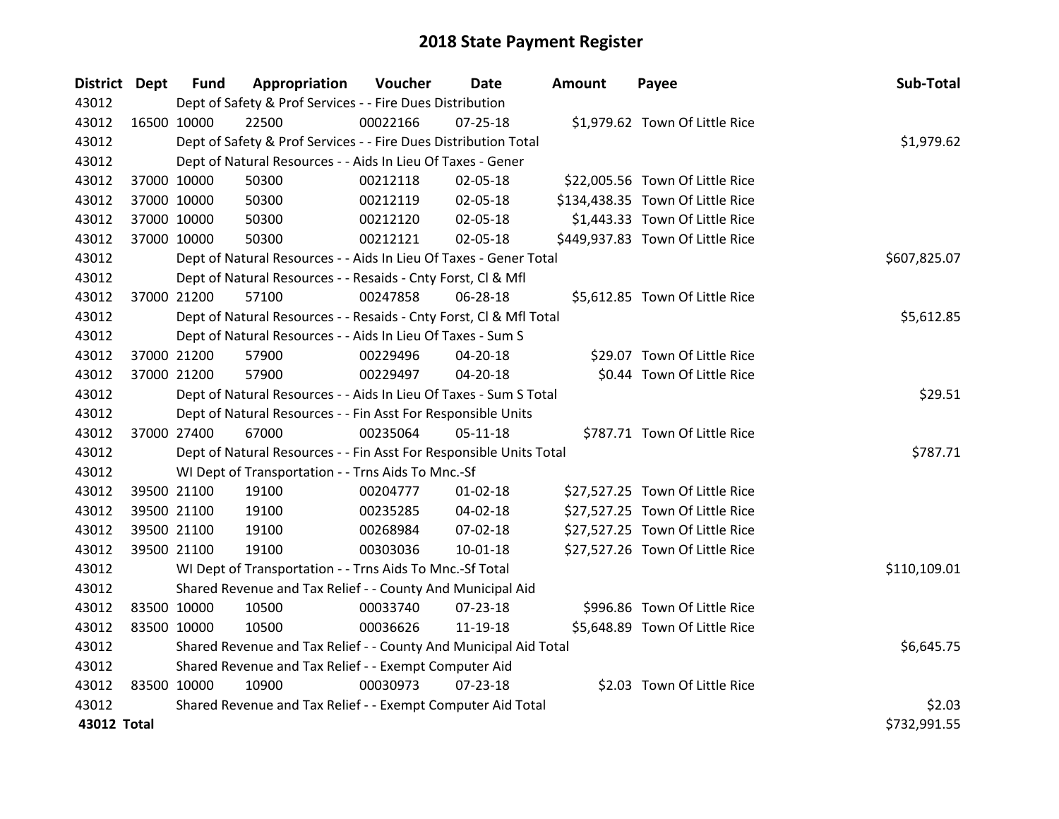# 2018 State Payment Register

| District | Dept | Fund | Appropriation | Voucher | Date | Amount | Payee | Sub-Total |
|---|---|---|---|---|---|---|---|---|
| 43012 | | Dept of Safety & Prof Services - - Fire Dues Distribution | | | | | | |
| 43012 | 16500 | 10000 | 22500 | 00022166 | 07-25-18 | $1,979.62 | Town Of Little Rice | |
| 43012 | | Dept of Safety & Prof Services - - Fire Dues Distribution Total | | | | | | $1,979.62 |
| 43012 | | Dept of Natural Resources - - Aids In Lieu Of Taxes - Gener | | | | | | |
| 43012 | 37000 | 10000 | 50300 | 00212118 | 02-05-18 | $22,005.56 | Town Of Little Rice | |
| 43012 | 37000 | 10000 | 50300 | 00212119 | 02-05-18 | $134,438.35 | Town Of Little Rice | |
| 43012 | 37000 | 10000 | 50300 | 00212120 | 02-05-18 | $1,443.33 | Town Of Little Rice | |
| 43012 | 37000 | 10000 | 50300 | 00212121 | 02-05-18 | $449,937.83 | Town Of Little Rice | |
| 43012 | | Dept of Natural Resources - - Aids In Lieu Of Taxes - Gener Total | | | | | | $607,825.07 |
| 43012 | | Dept of Natural Resources - - Resaids - Cnty Forst, Cl & Mfl | | | | | | |
| 43012 | 37000 | 21200 | 57100 | 00247858 | 06-28-18 | $5,612.85 | Town Of Little Rice | |
| 43012 | | Dept of Natural Resources - - Resaids - Cnty Forst, Cl & Mfl Total | | | | | | $5,612.85 |
| 43012 | | Dept of Natural Resources - - Aids In Lieu Of Taxes - Sum S | | | | | | |
| 43012 | 37000 | 21200 | 57900 | 00229496 | 04-20-18 | $29.07 | Town Of Little Rice | |
| 43012 | 37000 | 21200 | 57900 | 00229497 | 04-20-18 | $0.44 | Town Of Little Rice | |
| 43012 | | Dept of Natural Resources - - Aids In Lieu Of Taxes - Sum S Total | | | | | | $29.51 |
| 43012 | | Dept of Natural Resources - - Fin Asst For Responsible Units | | | | | | |
| 43012 | 37000 | 27400 | 67000 | 00235064 | 05-11-18 | $787.71 | Town Of Little Rice | |
| 43012 | | Dept of Natural Resources - - Fin Asst For Responsible Units Total | | | | | | $787.71 |
| 43012 | | WI Dept of Transportation - - Trns Aids To Mnc.-Sf | | | | | | |
| 43012 | 39500 | 21100 | 19100 | 00204777 | 01-02-18 | $27,527.25 | Town Of Little Rice | |
| 43012 | 39500 | 21100 | 19100 | 00235285 | 04-02-18 | $27,527.25 | Town Of Little Rice | |
| 43012 | 39500 | 21100 | 19100 | 00268984 | 07-02-18 | $27,527.25 | Town Of Little Rice | |
| 43012 | 39500 | 21100 | 19100 | 00303036 | 10-01-18 | $27,527.26 | Town Of Little Rice | |
| 43012 | | WI Dept of Transportation - - Trns Aids To Mnc.-Sf Total | | | | | | $110,109.01 |
| 43012 | | Shared Revenue and Tax Relief - - County And Municipal Aid | | | | | | |
| 43012 | 83500 | 10000 | 10500 | 00033740 | 07-23-18 | $996.86 | Town Of Little Rice | |
| 43012 | 83500 | 10000 | 10500 | 00036626 | 11-19-18 | $5,648.89 | Town Of Little Rice | |
| 43012 | | Shared Revenue and Tax Relief - - County And Municipal Aid Total | | | | | | $6,645.75 |
| 43012 | | Shared Revenue and Tax Relief - - Exempt Computer Aid | | | | | | |
| 43012 | 83500 | 10000 | 10900 | 00030973 | 07-23-18 | $2.03 | Town Of Little Rice | |
| 43012 | | Shared Revenue and Tax Relief - - Exempt Computer Aid Total | | | | | | $2.03 |
| **43012 Total** | | | | | | | | $732,991.55 |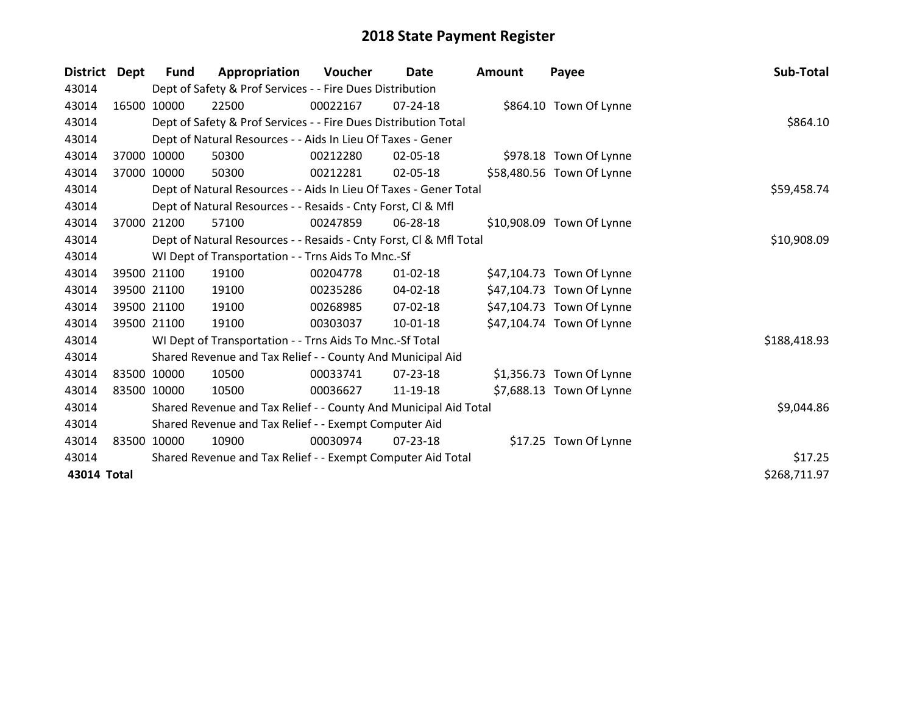# 2018 State Payment Register

| District | Dept | Fund | Appropriation | Voucher | Date | Amount | Payee | Sub-Total |
|---|---|---|---|---|---|---|---|---|
| 43014 | Dept of Safety & Prof Services - - Fire Dues Distribution | | | | | | | |
| 43014 | 16500 | 10000 | 22500 | 00022167 | 07-24-18 | $864.10 | Town Of Lynne | |
| 43014 | Dept of Safety & Prof Services - - Fire Dues Distribution Total | | | | | | | $864.10 |
| 43014 | Dept of Natural Resources - - Aids In Lieu Of Taxes - Gener | | | | | | | |
| 43014 | 37000 | 10000 | 50300 | 00212280 | 02-05-18 | $978.18 | Town Of Lynne | |
| 43014 | 37000 | 10000 | 50300 | 00212281 | 02-05-18 | $58,480.56 | Town Of Lynne | |
| 43014 | Dept of Natural Resources - - Aids In Lieu Of Taxes - Gener Total | | | | | | | $59,458.74 |
| 43014 | Dept of Natural Resources - - Resaids - Cnty Forst, Cl & Mfl | | | | | | | |
| 43014 | 37000 | 21200 | 57100 | 00247859 | 06-28-18 | $10,908.09 | Town Of Lynne | |
| 43014 | Dept of Natural Resources - - Resaids - Cnty Forst, Cl & Mfl Total | | | | | | | $10,908.09 |
| 43014 | WI Dept of Transportation - - Trns Aids To Mnc.-Sf | | | | | | | |
| 43014 | 39500 | 21100 | 19100 | 00204778 | 01-02-18 | $47,104.73 | Town Of Lynne | |
| 43014 | 39500 | 21100 | 19100 | 00235286 | 04-02-18 | $47,104.73 | Town Of Lynne | |
| 43014 | 39500 | 21100 | 19100 | 00268985 | 07-02-18 | $47,104.73 | Town Of Lynne | |
| 43014 | 39500 | 21100 | 19100 | 00303037 | 10-01-18 | $47,104.74 | Town Of Lynne | |
| 43014 | WI Dept of Transportation - - Trns Aids To Mnc.-Sf Total | | | | | | | $188,418.93 |
| 43014 | Shared Revenue and Tax Relief - - County And Municipal Aid | | | | | | | |
| 43014 | 83500 | 10000 | 10500 | 00033741 | 07-23-18 | $1,356.73 | Town Of Lynne | |
| 43014 | 83500 | 10000 | 10500 | 00036627 | 11-19-18 | $7,688.13 | Town Of Lynne | |
| 43014 | Shared Revenue and Tax Relief - - County And Municipal Aid Total | | | | | | | $9,044.86 |
| 43014 | Shared Revenue and Tax Relief - - Exempt Computer Aid | | | | | | | |
| 43014 | 83500 | 10000 | 10900 | 00030974 | 07-23-18 | $17.25 | Town Of Lynne | |
| 43014 | Shared Revenue and Tax Relief - - Exempt Computer Aid Total | | | | | | | $17.25 |
| **43014 Total** | | | | | | | | $268,711.97 |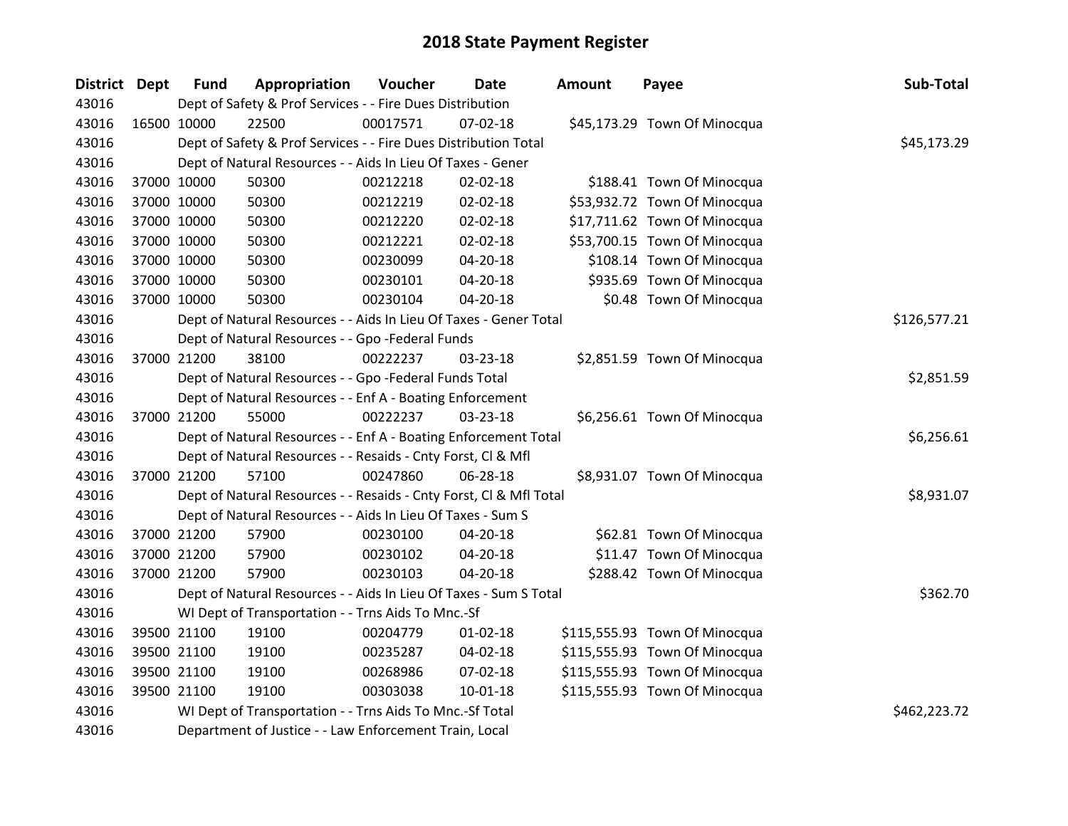# 2018 State Payment Register

| District | Dept | Fund | Appropriation | Voucher | Date | Amount | Payee | Sub-Total |
|---|---|---|---|---|---|---|---|---|
| 43016 | | Dept of Safety & Prof Services - - Fire Dues Distribution | | | | | | |
| 43016 | 16500 | 10000 | 22500 | 00017571 | 07-02-18 | $45,173.29 | Town Of Minocqua | |
| 43016 | | Dept of Safety & Prof Services - - Fire Dues Distribution Total | | | | | | $45,173.29 |
| 43016 | | Dept of Natural Resources - - Aids In Lieu Of Taxes - Gener | | | | | | |
| 43016 | 37000 | 10000 | 50300 | 00212218 | 02-02-18 | $188.41 | Town Of Minocqua | |
| 43016 | 37000 | 10000 | 50300 | 00212219 | 02-02-18 | $53,932.72 | Town Of Minocqua | |
| 43016 | 37000 | 10000 | 50300 | 00212220 | 02-02-18 | $17,711.62 | Town Of Minocqua | |
| 43016 | 37000 | 10000 | 50300 | 00212221 | 02-02-18 | $53,700.15 | Town Of Minocqua | |
| 43016 | 37000 | 10000 | 50300 | 00230099 | 04-20-18 | $108.14 | Town Of Minocqua | |
| 43016 | 37000 | 10000 | 50300 | 00230101 | 04-20-18 | $935.69 | Town Of Minocqua | |
| 43016 | 37000 | 10000 | 50300 | 00230104 | 04-20-18 | $0.48 | Town Of Minocqua | |
| 43016 | | Dept of Natural Resources - - Aids In Lieu Of Taxes - Gener Total | | | | | | $126,577.21 |
| 43016 | | Dept of Natural Resources - - Gpo -Federal Funds | | | | | | |
| 43016 | 37000 | 21200 | 38100 | 00222237 | 03-23-18 | $2,851.59 | Town Of Minocqua | |
| 43016 | | Dept of Natural Resources - - Gpo -Federal Funds Total | | | | | | $2,851.59 |
| 43016 | | Dept of Natural Resources - - Enf A - Boating Enforcement | | | | | | |
| 43016 | 37000 | 21200 | 55000 | 00222237 | 03-23-18 | $6,256.61 | Town Of Minocqua | |
| 43016 | | Dept of Natural Resources - - Enf A - Boating Enforcement Total | | | | | | $6,256.61 |
| 43016 | | Dept of Natural Resources - - Resaids - Cnty Forst, Cl & Mfl | | | | | | |
| 43016 | 37000 | 21200 | 57100 | 00247860 | 06-28-18 | $8,931.07 | Town Of Minocqua | |
| 43016 | | Dept of Natural Resources - - Resaids - Cnty Forst, Cl & Mfl Total | | | | | | $8,931.07 |
| 43016 | | Dept of Natural Resources - - Aids In Lieu Of Taxes - Sum S | | | | | | |
| 43016 | 37000 | 21200 | 57900 | 00230100 | 04-20-18 | $62.81 | Town Of Minocqua | |
| 43016 | 37000 | 21200 | 57900 | 00230102 | 04-20-18 | $11.47 | Town Of Minocqua | |
| 43016 | 37000 | 21200 | 57900 | 00230103 | 04-20-18 | $288.42 | Town Of Minocqua | |
| 43016 | | Dept of Natural Resources - - Aids In Lieu Of Taxes - Sum S Total | | | | | | $362.70 |
| 43016 | | WI Dept of Transportation - - Trns Aids To Mnc.-Sf | | | | | | |
| 43016 | 39500 | 21100 | 19100 | 00204779 | 01-02-18 | $115,555.93 | Town Of Minocqua | |
| 43016 | 39500 | 21100 | 19100 | 00235287 | 04-02-18 | $115,555.93 | Town Of Minocqua | |
| 43016 | 39500 | 21100 | 19100 | 00268986 | 07-02-18 | $115,555.93 | Town Of Minocqua | |
| 43016 | 39500 | 21100 | 19100 | 00303038 | 10-01-18 | $115,555.93 | Town Of Minocqua | |
| 43016 | | WI Dept of Transportation - - Trns Aids To Mnc.-Sf Total | | | | | | $462,223.72 |
| 43016 | | Department of Justice - - Law Enforcement Train, Local | | | | | | |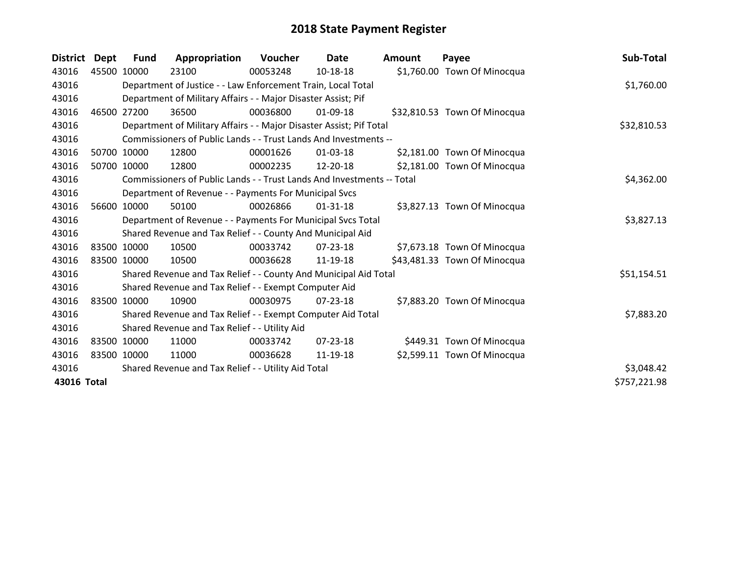# 2018 State Payment Register

| District | Dept | Fund | Appropriation | Voucher | Date | Amount | Payee | Sub-Total |
|---|---|---|---|---|---|---|---|---|
| 43016 | 45500 | 10000 | 23100 | 00053248 | 10-18-18 | $1,760.00 | Town Of Minocqua | |
| 43016 | | Department of Justice - - Law Enforcement Train, Local Total | | | | | | $1,760.00 |
| 43016 | | Department of Military Affairs - - Major Disaster Assist; Pif | | | | | | |
| 43016 | 46500 | 27200 | 36500 | 00036800 | 01-09-18 | $32,810.53 | Town Of Minocqua | |
| 43016 | | Department of Military Affairs - - Major Disaster Assist; Pif Total | | | | | | $32,810.53 |
| 43016 | | Commissioners of Public Lands - - Trust Lands And Investments -- | | | | | | |
| 43016 | 50700 | 10000 | 12800 | 00001626 | 01-03-18 | $2,181.00 | Town Of Minocqua | |
| 43016 | 50700 | 10000 | 12800 | 00002235 | 12-20-18 | $2,181.00 | Town Of Minocqua | |
| 43016 | | Commissioners of Public Lands - - Trust Lands And Investments -- Total | | | | | | $4,362.00 |
| 43016 | | Department of Revenue - - Payments For Municipal Svcs | | | | | | |
| 43016 | 56600 | 10000 | 50100 | 00026866 | 01-31-18 | $3,827.13 | Town Of Minocqua | |
| 43016 | | Department of Revenue - - Payments For Municipal Svcs Total | | | | | | $3,827.13 |
| 43016 | | Shared Revenue and Tax Relief - - County And Municipal Aid | | | | | | |
| 43016 | 83500 | 10000 | 10500 | 00033742 | 07-23-18 | $7,673.18 | Town Of Minocqua | |
| 43016 | 83500 | 10000 | 10500 | 00036628 | 11-19-18 | $43,481.33 | Town Of Minocqua | |
| 43016 | | Shared Revenue and Tax Relief - - County And Municipal Aid Total | | | | | | $51,154.51 |
| 43016 | | Shared Revenue and Tax Relief - - Exempt Computer Aid | | | | | | |
| 43016 | 83500 | 10000 | 10900 | 00030975 | 07-23-18 | $7,883.20 | Town Of Minocqua | |
| 43016 | | Shared Revenue and Tax Relief - - Exempt Computer Aid Total | | | | | | $7,883.20 |
| 43016 | | Shared Revenue and Tax Relief - - Utility Aid | | | | | | |
| 43016 | 83500 | 10000 | 11000 | 00033742 | 07-23-18 | $449.31 | Town Of Minocqua | |
| 43016 | 83500 | 10000 | 11000 | 00036628 | 11-19-18 | $2,599.11 | Town Of Minocqua | |
| 43016 | | Shared Revenue and Tax Relief - - Utility Aid Total | | | | | | $3,048.42 |
| **43016 Total** | | | | | | | | $757,221.98 |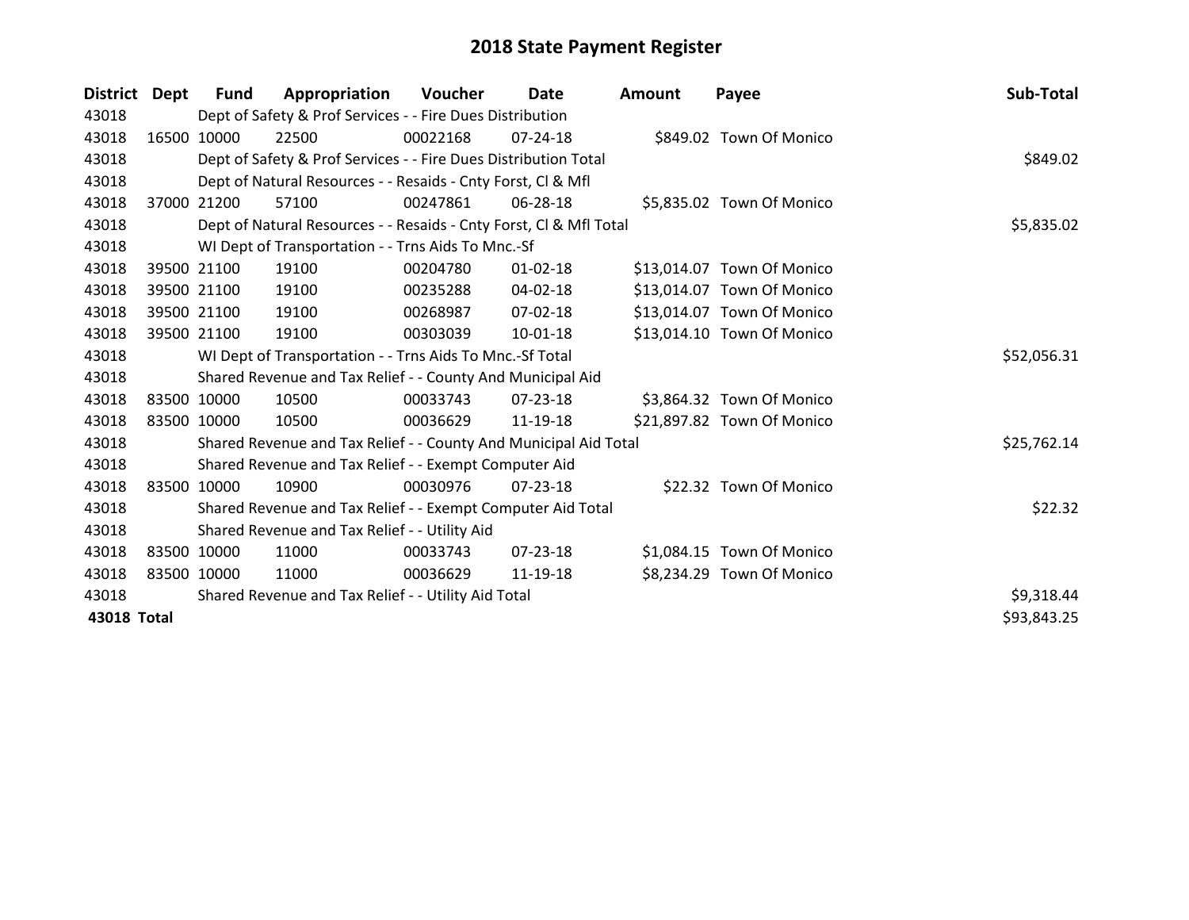# 2018 State Payment Register

| District | Dept | Fund | Appropriation | Voucher | Date | Amount | Payee | Sub-Total |
|---|---|---|---|---|---|---|---|---|
| 43018 | | Dept of Safety & Prof Services - - Fire Dues Distribution | | | | | | |
| 43018 | 16500 | 10000 | 22500 | 00022168 | 07-24-18 | $849.02 | Town Of Monico | |
| 43018 | | Dept of Safety & Prof Services - - Fire Dues Distribution Total | | | | | | $849.02 |
| 43018 | | Dept of Natural Resources - - Resaids - Cnty Forst, Cl & Mfl | | | | | | |
| 43018 | 37000 | 21200 | 57100 | 00247861 | 06-28-18 | $5,835.02 | Town Of Monico | |
| 43018 | | Dept of Natural Resources - - Resaids - Cnty Forst, Cl & Mfl Total | | | | | | $5,835.02 |
| 43018 | | WI Dept of Transportation - - Trns Aids To Mnc.-Sf | | | | | | |
| 43018 | 39500 | 21100 | 19100 | 00204780 | 01-02-18 | $13,014.07 | Town Of Monico | |
| 43018 | 39500 | 21100 | 19100 | 00235288 | 04-02-18 | $13,014.07 | Town Of Monico | |
| 43018 | 39500 | 21100 | 19100 | 00268987 | 07-02-18 | $13,014.07 | Town Of Monico | |
| 43018 | 39500 | 21100 | 19100 | 00303039 | 10-01-18 | $13,014.10 | Town Of Monico | |
| 43018 | | WI Dept of Transportation - - Trns Aids To Mnc.-Sf Total | | | | | | $52,056.31 |
| 43018 | | Shared Revenue and Tax Relief - - County And Municipal Aid | | | | | | |
| 43018 | 83500 | 10000 | 10500 | 00033743 | 07-23-18 | $3,864.32 | Town Of Monico | |
| 43018 | 83500 | 10000 | 10500 | 00036629 | 11-19-18 | $21,897.82 | Town Of Monico | |
| 43018 | | Shared Revenue and Tax Relief - - County And Municipal Aid Total | | | | | | $25,762.14 |
| 43018 | | Shared Revenue and Tax Relief - - Exempt Computer Aid | | | | | | |
| 43018 | 83500 | 10000 | 10900 | 00030976 | 07-23-18 | $22.32 | Town Of Monico | |
| 43018 | | Shared Revenue and Tax Relief - - Exempt Computer Aid Total | | | | | | $22.32 |
| 43018 | | Shared Revenue and Tax Relief - - Utility Aid | | | | | | |
| 43018 | 83500 | 10000 | 11000 | 00033743 | 07-23-18 | $1,084.15 | Town Of Monico | |
| 43018 | 83500 | 10000 | 11000 | 00036629 | 11-19-18 | $8,234.29 | Town Of Monico | |
| 43018 | | Shared Revenue and Tax Relief - - Utility Aid Total | | | | | | $9,318.44 |
| **43018** | **Total** | | | | | | | $93,843.25 |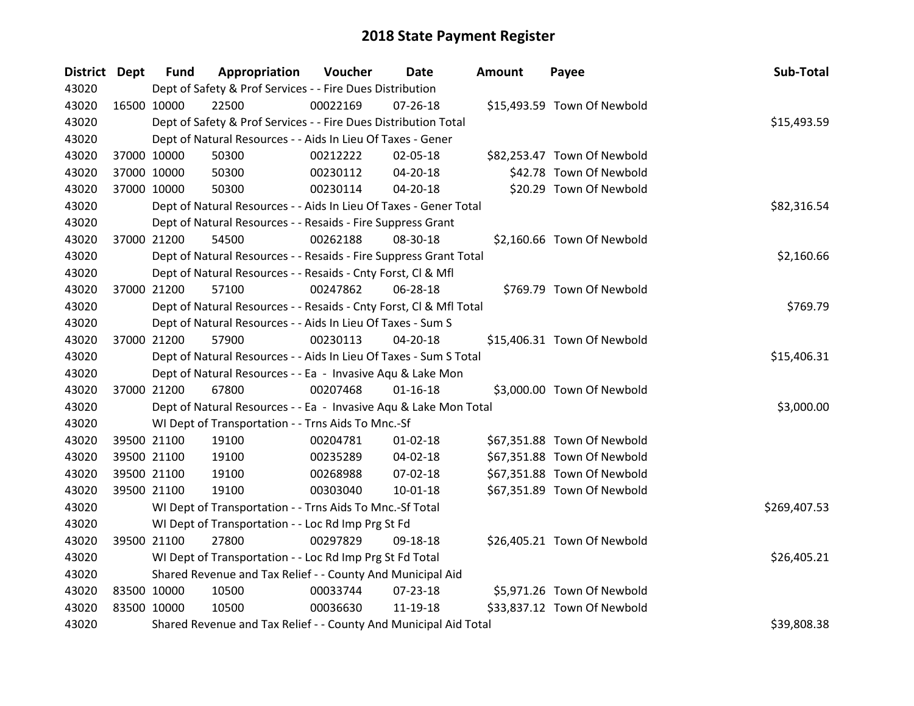# 2018 State Payment Register

| District | Dept | Fund | Appropriation | Voucher | Date | Amount | Payee | Sub-Total |
|---|---|---|---|---|---|---|---|---|
| 43020 | | Dept of Safety & Prof Services - - Fire Dues Distribution | | | | | | |
| 43020 | 16500 | 10000 | 22500 | 00022169 | 07-26-18 | $15,493.59 | Town Of Newbold | |
| 43020 | | Dept of Safety & Prof Services - - Fire Dues Distribution Total | | | | | | $15,493.59 |
| 43020 | | Dept of Natural Resources - - Aids In Lieu Of Taxes - Gener | | | | | | |
| 43020 | 37000 | 10000 | 50300 | 00212222 | 02-05-18 | $82,253.47 | Town Of Newbold | |
| 43020 | 37000 | 10000 | 50300 | 00230112 | 04-20-18 | $42.78 | Town Of Newbold | |
| 43020 | 37000 | 10000 | 50300 | 00230114 | 04-20-18 | $20.29 | Town Of Newbold | |
| 43020 | | Dept of Natural Resources - - Aids In Lieu Of Taxes - Gener Total | | | | | | $82,316.54 |
| 43020 | | Dept of Natural Resources - - Resaids - Fire Suppress Grant | | | | | | |
| 43020 | 37000 | 21200 | 54500 | 00262188 | 08-30-18 | $2,160.66 | Town Of Newbold | |
| 43020 | | Dept of Natural Resources - - Resaids - Fire Suppress Grant Total | | | | | | $2,160.66 |
| 43020 | | Dept of Natural Resources - - Resaids - Cnty Forst, Cl & Mfl | | | | | | |
| 43020 | 37000 | 21200 | 57100 | 00247862 | 06-28-18 | $769.79 | Town Of Newbold | |
| 43020 | | Dept of Natural Resources - - Resaids - Cnty Forst, Cl & Mfl Total | | | | | | $769.79 |
| 43020 | | Dept of Natural Resources - - Aids In Lieu Of Taxes - Sum S | | | | | | |
| 43020 | 37000 | 21200 | 57900 | 00230113 | 04-20-18 | $15,406.31 | Town Of Newbold | |
| 43020 | | Dept of Natural Resources - - Aids In Lieu Of Taxes - Sum S Total | | | | | | $15,406.31 |
| 43020 | | Dept of Natural Resources - - Ea - Invasive Aqu & Lake Mon | | | | | | |
| 43020 | 37000 | 21200 | 67800 | 00207468 | 01-16-18 | $3,000.00 | Town Of Newbold | |
| 43020 | | Dept of Natural Resources - - Ea - Invasive Aqu & Lake Mon Total | | | | | | $3,000.00 |
| 43020 | | WI Dept of Transportation - - Trns Aids To Mnc.-Sf | | | | | | |
| 43020 | 39500 | 21100 | 19100 | 00204781 | 01-02-18 | $67,351.88 | Town Of Newbold | |
| 43020 | 39500 | 21100 | 19100 | 00235289 | 04-02-18 | $67,351.88 | Town Of Newbold | |
| 43020 | 39500 | 21100 | 19100 | 00268988 | 07-02-18 | $67,351.88 | Town Of Newbold | |
| 43020 | 39500 | 21100 | 19100 | 00303040 | 10-01-18 | $67,351.89 | Town Of Newbold | |
| 43020 | | WI Dept of Transportation - - Trns Aids To Mnc.-Sf Total | | | | | | $269,407.53 |
| 43020 | | WI Dept of Transportation - - Loc Rd Imp Prg St Fd | | | | | | |
| 43020 | 39500 | 21100 | 27800 | 00297829 | 09-18-18 | $26,405.21 | Town Of Newbold | |
| 43020 | | WI Dept of Transportation - - Loc Rd Imp Prg St Fd Total | | | | | | $26,405.21 |
| 43020 | | Shared Revenue and Tax Relief - - County And Municipal Aid | | | | | | |
| 43020 | 83500 | 10000 | 10500 | 00033744 | 07-23-18 | $5,971.26 | Town Of Newbold | |
| 43020 | 83500 | 10000 | 10500 | 00036630 | 11-19-18 | $33,837.12 | Town Of Newbold | |
| 43020 | | Shared Revenue and Tax Relief - - County And Municipal Aid Total | | | | | | $39,808.38 |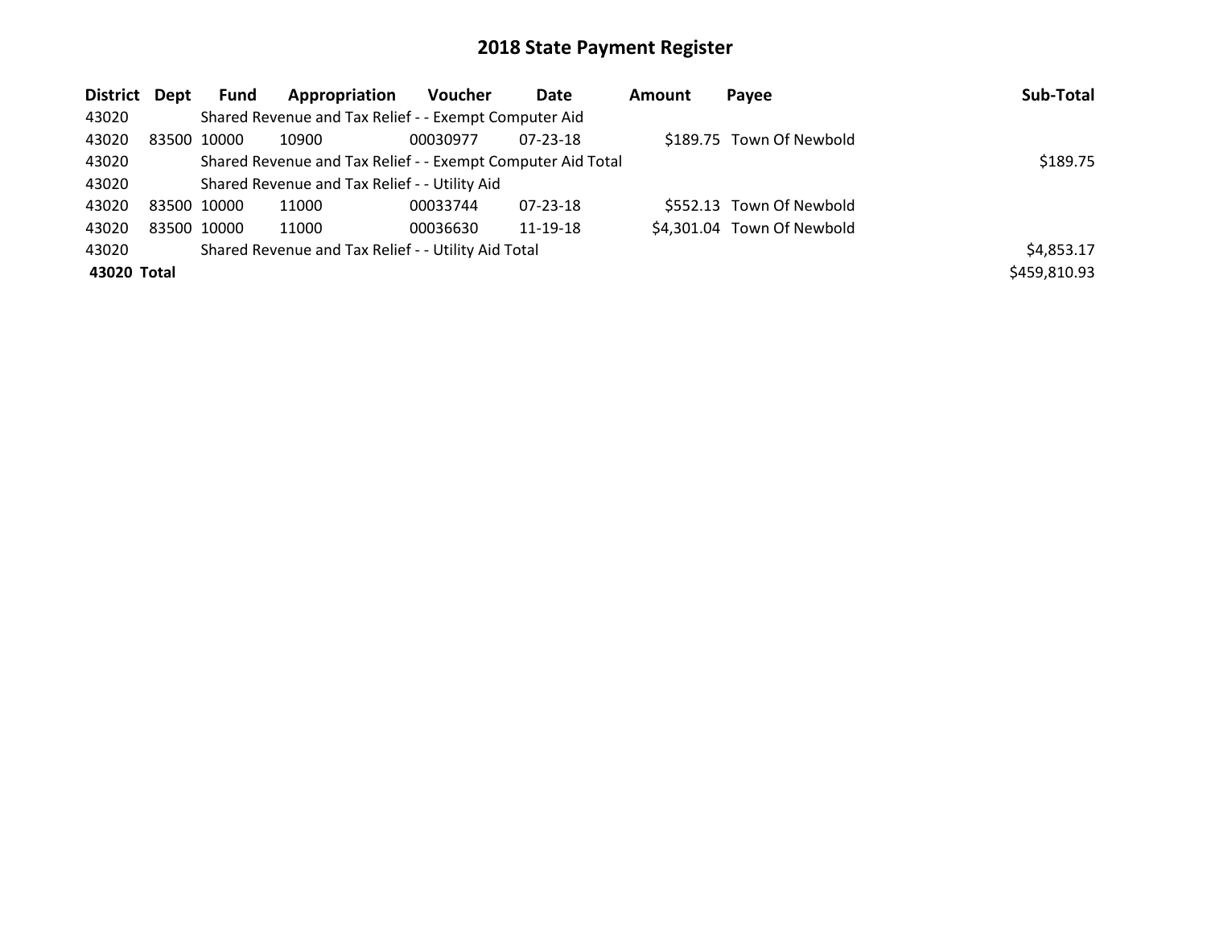# 2018 State Payment Register

| District | Dept | Fund | Appropriation | Voucher | Date | Amount | Payee | Sub-Total |
|---|---|---|---|---|---|---|---|---|
| 43020 | | Shared Revenue and Tax Relief - - Exempt Computer Aid | | | | | | |
| 43020 | 83500 | 10000 | 10900 | 00030977 | 07-23-18 | $189.75 | Town Of Newbold | |
| 43020 | | Shared Revenue and Tax Relief - - Exempt Computer Aid Total | | | | | | $189.75 |
| 43020 | | Shared Revenue and Tax Relief - - Utility Aid | | | | | | |
| 43020 | 83500 | 10000 | 11000 | 00033744 | 07-23-18 | $552.13 | Town Of Newbold | |
| 43020 | 83500 | 10000 | 11000 | 00036630 | 11-19-18 | $4,301.04 | Town Of Newbold | |
| 43020 | | Shared Revenue and Tax Relief - - Utility Aid Total | | | | | | $4,853.17 |
| **43020 Total** | | | | | | | | $459,810.93 |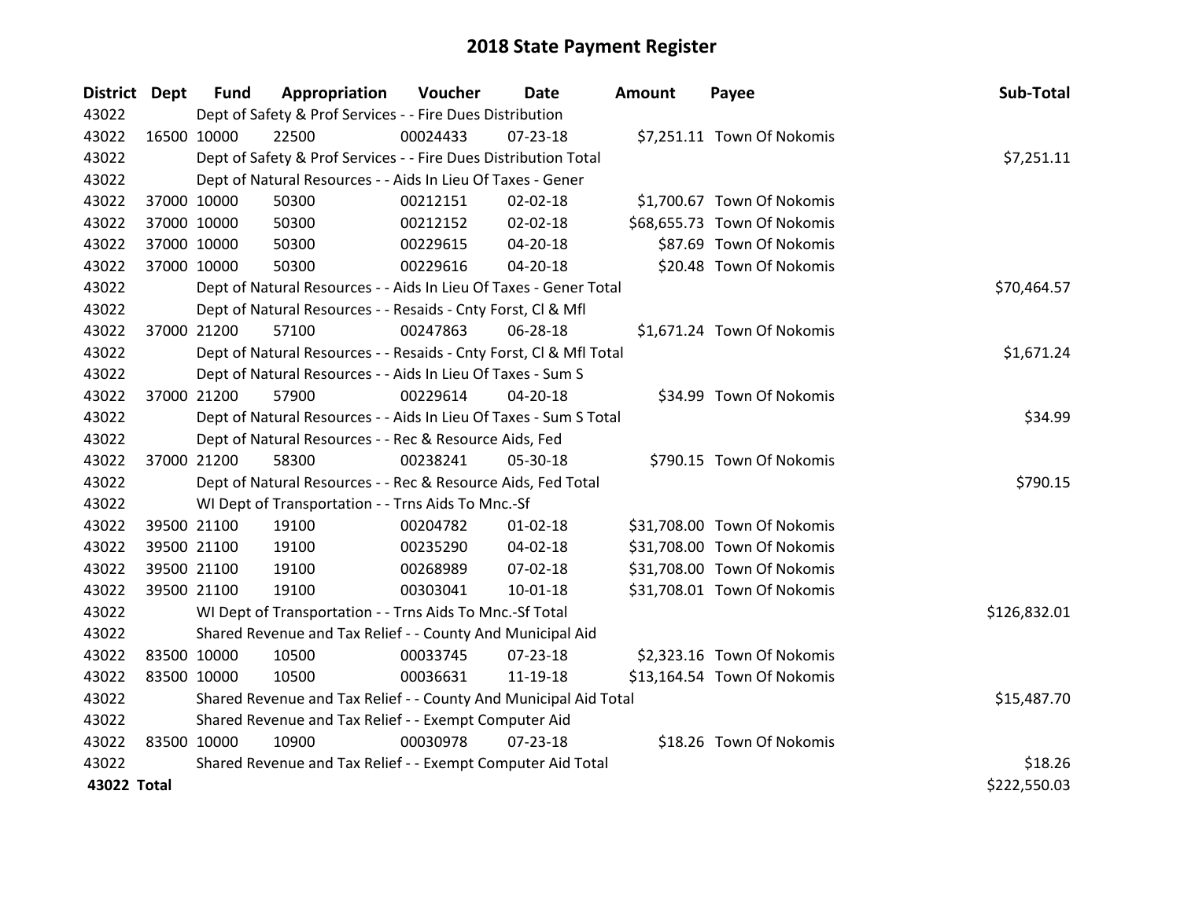# 2018 State Payment Register

| District | Dept | Fund | Appropriation | Voucher | Date | Amount | Payee | Sub-Total |
|---|---|---|---|---|---|---|---|---|
| 43022 | | Dept of Safety & Prof Services - - Fire Dues Distribution | | | | | | |
| 43022 | 16500 | 10000 | 22500 | 00024433 | 07-23-18 | $7,251.11 | Town Of Nokomis | |
| 43022 | | Dept of Safety & Prof Services - - Fire Dues Distribution Total | | | | | | $7,251.11 |
| 43022 | | Dept of Natural Resources - - Aids In Lieu Of Taxes - Gener | | | | | | |
| 43022 | 37000 | 10000 | 50300 | 00212151 | 02-02-18 | $1,700.67 | Town Of Nokomis | |
| 43022 | 37000 | 10000 | 50300 | 00212152 | 02-02-18 | $68,655.73 | Town Of Nokomis | |
| 43022 | 37000 | 10000 | 50300 | 00229615 | 04-20-18 | $87.69 | Town Of Nokomis | |
| 43022 | 37000 | 10000 | 50300 | 00229616 | 04-20-18 | $20.48 | Town Of Nokomis | |
| 43022 | | Dept of Natural Resources - - Aids In Lieu Of Taxes - Gener Total | | | | | | $70,464.57 |
| 43022 | | Dept of Natural Resources - - Resaids - Cnty Forst, Cl & Mfl | | | | | | |
| 43022 | 37000 | 21200 | 57100 | 00247863 | 06-28-18 | $1,671.24 | Town Of Nokomis | |
| 43022 | | Dept of Natural Resources - - Resaids - Cnty Forst, Cl & Mfl Total | | | | | | $1,671.24 |
| 43022 | | Dept of Natural Resources - - Aids In Lieu Of Taxes - Sum S | | | | | | |
| 43022 | 37000 | 21200 | 57900 | 00229614 | 04-20-18 | $34.99 | Town Of Nokomis | |
| 43022 | | Dept of Natural Resources - - Aids In Lieu Of Taxes - Sum S Total | | | | | | $34.99 |
| 43022 | | Dept of Natural Resources - - Rec & Resource Aids, Fed | | | | | | |
| 43022 | 37000 | 21200 | 58300 | 00238241 | 05-30-18 | $790.15 | Town Of Nokomis | |
| 43022 | | Dept of Natural Resources - - Rec & Resource Aids, Fed Total | | | | | | $790.15 |
| 43022 | | WI Dept of Transportation - - Trns Aids To Mnc.-Sf | | | | | | |
| 43022 | 39500 | 21100 | 19100 | 00204782 | 01-02-18 | $31,708.00 | Town Of Nokomis | |
| 43022 | 39500 | 21100 | 19100 | 00235290 | 04-02-18 | $31,708.00 | Town Of Nokomis | |
| 43022 | 39500 | 21100 | 19100 | 00268989 | 07-02-18 | $31,708.00 | Town Of Nokomis | |
| 43022 | 39500 | 21100 | 19100 | 00303041 | 10-01-18 | $31,708.01 | Town Of Nokomis | |
| 43022 | | WI Dept of Transportation - - Trns Aids To Mnc.-Sf Total | | | | | | $126,832.01 |
| 43022 | | Shared Revenue and Tax Relief - - County And Municipal Aid | | | | | | |
| 43022 | 83500 | 10000 | 10500 | 00033745 | 07-23-18 | $2,323.16 | Town Of Nokomis | |
| 43022 | 83500 | 10000 | 10500 | 00036631 | 11-19-18 | $13,164.54 | Town Of Nokomis | |
| 43022 | | Shared Revenue and Tax Relief - - County And Municipal Aid Total | | | | | | $15,487.70 |
| 43022 | | Shared Revenue and Tax Relief - - Exempt Computer Aid | | | | | | |
| 43022 | 83500 | 10000 | 10900 | 00030978 | 07-23-18 | $18.26 | Town Of Nokomis | |
| 43022 | | Shared Revenue and Tax Relief - - Exempt Computer Aid Total | | | | | | $18.26 |
| **43022 Total** | | | | | | | | $222,550.03 |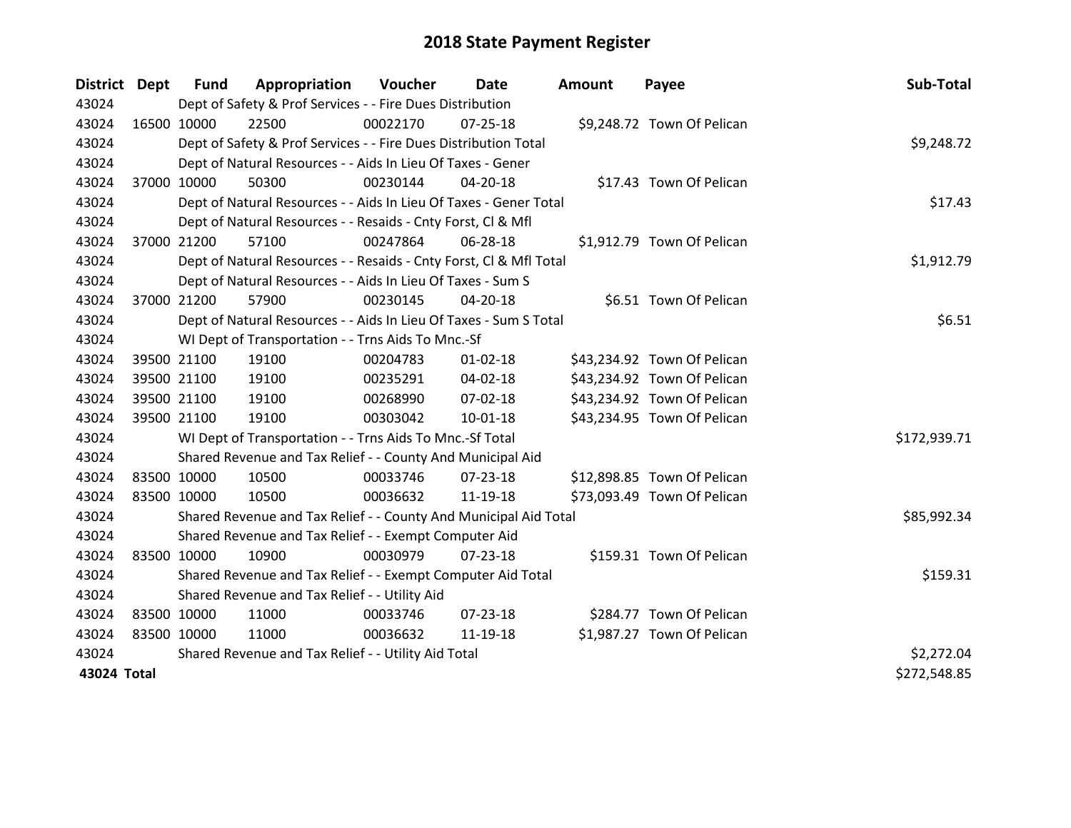# 2018 State Payment Register

| District | Dept | Fund | Appropriation | Voucher | Date | Amount | Payee | Sub-Total |
|---|---|---|---|---|---|---|---|---|
| 43024 | | Dept of Safety & Prof Services - - Fire Dues Distribution | | | | | | |
| 43024 | 16500 | 10000 | 22500 | 00022170 | 07-25-18 | $9,248.72 | Town Of Pelican | |
| 43024 | | Dept of Safety & Prof Services - - Fire Dues Distribution Total | | | | | | $9,248.72 |
| 43024 | | Dept of Natural Resources - - Aids In Lieu Of Taxes - Gener | | | | | | |
| 43024 | 37000 | 10000 | 50300 | 00230144 | 04-20-18 | $17.43 | Town Of Pelican | |
| 43024 | | Dept of Natural Resources - - Aids In Lieu Of Taxes - Gener Total | | | | | | $17.43 |
| 43024 | | Dept of Natural Resources - - Resaids - Cnty Forst, Cl & Mfl | | | | | | |
| 43024 | 37000 | 21200 | 57100 | 00247864 | 06-28-18 | $1,912.79 | Town Of Pelican | |
| 43024 | | Dept of Natural Resources - - Resaids - Cnty Forst, Cl & Mfl Total | | | | | | $1,912.79 |
| 43024 | | Dept of Natural Resources - - Aids In Lieu Of Taxes - Sum S | | | | | | |
| 43024 | 37000 | 21200 | 57900 | 00230145 | 04-20-18 | $6.51 | Town Of Pelican | |
| 43024 | | Dept of Natural Resources - - Aids In Lieu Of Taxes - Sum S Total | | | | | | $6.51 |
| 43024 | | WI Dept of Transportation - - Trns Aids To Mnc.-Sf | | | | | | |
| 43024 | 39500 | 21100 | 19100 | 00204783 | 01-02-18 | $43,234.92 | Town Of Pelican | |
| 43024 | 39500 | 21100 | 19100 | 00235291 | 04-02-18 | $43,234.92 | Town Of Pelican | |
| 43024 | 39500 | 21100 | 19100 | 00268990 | 07-02-18 | $43,234.92 | Town Of Pelican | |
| 43024 | 39500 | 21100 | 19100 | 00303042 | 10-01-18 | $43,234.95 | Town Of Pelican | |
| 43024 | | WI Dept of Transportation - - Trns Aids To Mnc.-Sf Total | | | | | | $172,939.71 |
| 43024 | | Shared Revenue and Tax Relief - - County And Municipal Aid | | | | | | |
| 43024 | 83500 | 10000 | 10500 | 00033746 | 07-23-18 | $12,898.85 | Town Of Pelican | |
| 43024 | 83500 | 10000 | 10500 | 00036632 | 11-19-18 | $73,093.49 | Town Of Pelican | |
| 43024 | | Shared Revenue and Tax Relief - - County And Municipal Aid Total | | | | | | $85,992.34 |
| 43024 | | Shared Revenue and Tax Relief - - Exempt Computer Aid | | | | | | |
| 43024 | 83500 | 10000 | 10900 | 00030979 | 07-23-18 | $159.31 | Town Of Pelican | |
| 43024 | | Shared Revenue and Tax Relief - - Exempt Computer Aid Total | | | | | | $159.31 |
| 43024 | | Shared Revenue and Tax Relief - - Utility Aid | | | | | | |
| 43024 | 83500 | 10000 | 11000 | 00033746 | 07-23-18 | $284.77 | Town Of Pelican | |
| 43024 | 83500 | 10000 | 11000 | 00036632 | 11-19-18 | $1,987.27 | Town Of Pelican | |
| 43024 | | Shared Revenue and Tax Relief - - Utility Aid Total | | | | | | $2,272.04 |
| **43024 Total** | | | | | | | | $272,548.85 |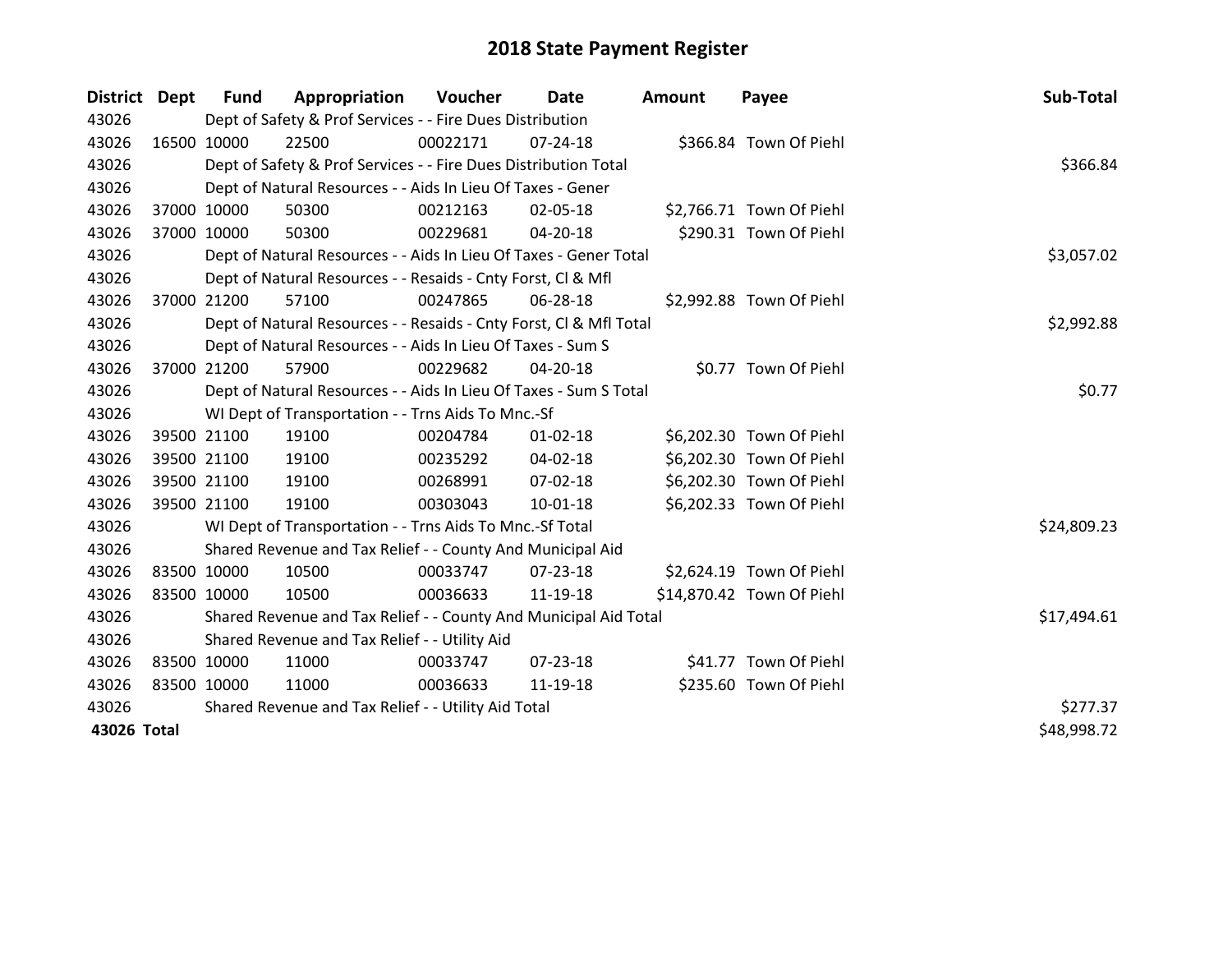# 2018 State Payment Register

| District | Dept | Fund | Appropriation | Voucher | Date | Amount | Payee | Sub-Total |
|---|---|---|---|---|---|---|---|---|
| 43026 | | Dept of Safety & Prof Services - - Fire Dues Distribution | | | | | | |
| 43026 | 16500 | 10000 | 22500 | 00022171 | 07-24-18 | $366.84 | Town Of Piehl | |
| 43026 | | Dept of Safety & Prof Services - - Fire Dues Distribution Total | | | | | | $366.84 |
| 43026 | | Dept of Natural Resources - - Aids In Lieu Of Taxes - Gener | | | | | | |
| 43026 | 37000 | 10000 | 50300 | 00212163 | 02-05-18 | $2,766.71 | Town Of Piehl | |
| 43026 | 37000 | 10000 | 50300 | 00229681 | 04-20-18 | $290.31 | Town Of Piehl | |
| 43026 | | Dept of Natural Resources - - Aids In Lieu Of Taxes - Gener Total | | | | | | $3,057.02 |
| 43026 | | Dept of Natural Resources - - Resaids - Cnty Forst, Cl & Mfl | | | | | | |
| 43026 | 37000 | 21200 | 57100 | 00247865 | 06-28-18 | $2,992.88 | Town Of Piehl | |
| 43026 | | Dept of Natural Resources - - Resaids - Cnty Forst, Cl & Mfl Total | | | | | | $2,992.88 |
| 43026 | | Dept of Natural Resources - - Aids In Lieu Of Taxes - Sum S | | | | | | |
| 43026 | 37000 | 21200 | 57900 | 00229682 | 04-20-18 | $0.77 | Town Of Piehl | |
| 43026 | | Dept of Natural Resources - - Aids In Lieu Of Taxes - Sum S Total | | | | | | $0.77 |
| 43026 | | WI Dept of Transportation - - Trns Aids To Mnc.-Sf | | | | | | |
| 43026 | 39500 | 21100 | 19100 | 00204784 | 01-02-18 | $6,202.30 | Town Of Piehl | |
| 43026 | 39500 | 21100 | 19100 | 00235292 | 04-02-18 | $6,202.30 | Town Of Piehl | |
| 43026 | 39500 | 21100 | 19100 | 00268991 | 07-02-18 | $6,202.30 | Town Of Piehl | |
| 43026 | 39500 | 21100 | 19100 | 00303043 | 10-01-18 | $6,202.33 | Town Of Piehl | |
| 43026 | | WI Dept of Transportation - - Trns Aids To Mnc.-Sf Total | | | | | | $24,809.23 |
| 43026 | | Shared Revenue and Tax Relief - - County And Municipal Aid | | | | | | |
| 43026 | 83500 | 10000 | 10500 | 00033747 | 07-23-18 | $2,624.19 | Town Of Piehl | |
| 43026 | 83500 | 10000 | 10500 | 00036633 | 11-19-18 | $14,870.42 | Town Of Piehl | |
| 43026 | | Shared Revenue and Tax Relief - - County And Municipal Aid Total | | | | | | $17,494.61 |
| 43026 | | Shared Revenue and Tax Relief - - Utility Aid | | | | | | |
| 43026 | 83500 | 10000 | 11000 | 00033747 | 07-23-18 | $41.77 | Town Of Piehl | |
| 43026 | 83500 | 10000 | 11000 | 00036633 | 11-19-18 | $235.60 | Town Of Piehl | |
| 43026 | | Shared Revenue and Tax Relief - - Utility Aid Total | | | | | | $277.37 |
| **43026 Total** | | | | | | | | $48,998.72 |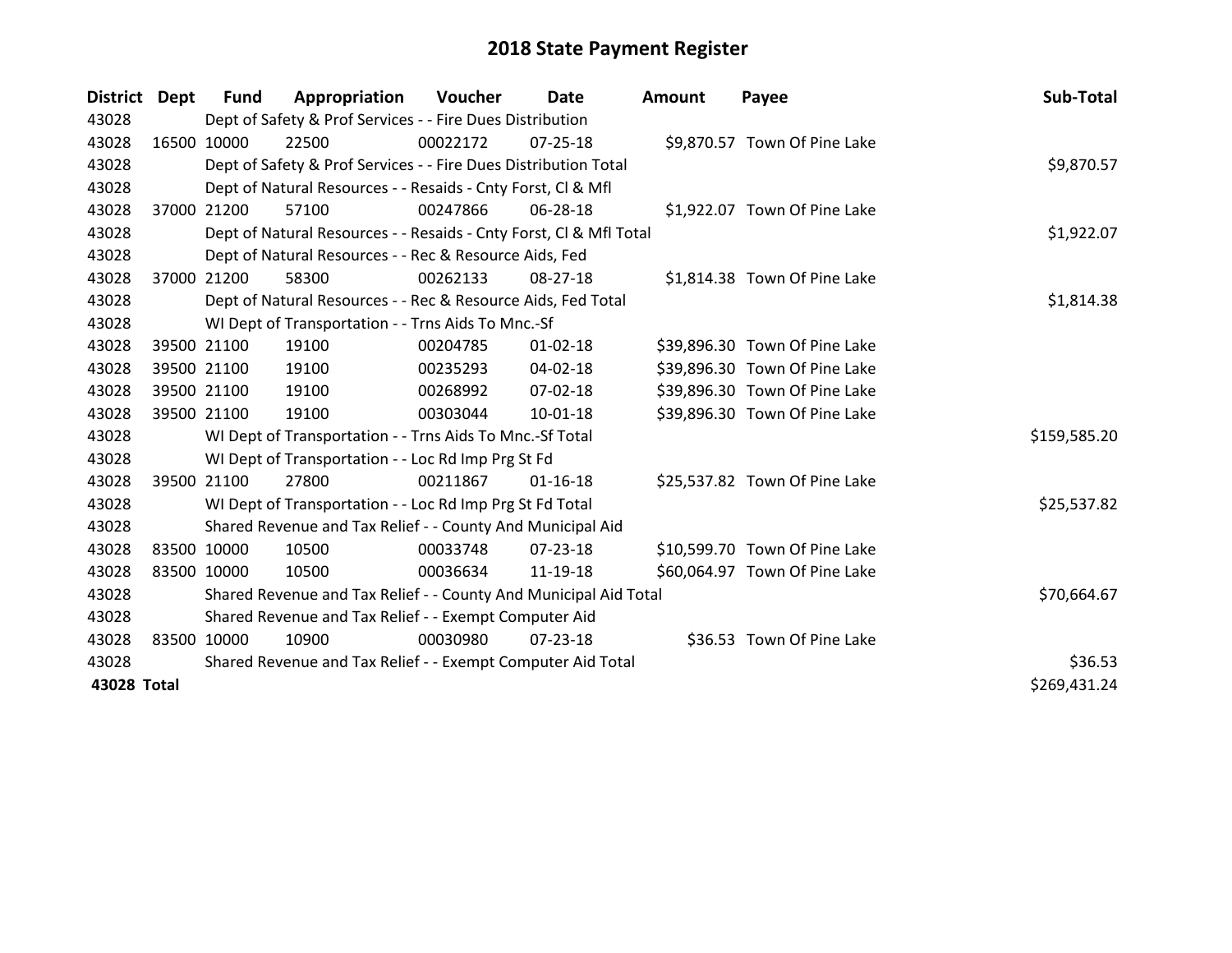# 2018 State Payment Register

| District | Dept | Fund | Appropriation | Voucher | Date | Amount | Payee | Sub-Total |
|---|---|---|---|---|---|---|---|---|
| 43028 | Dept of Safety & Prof Services - - Fire Dues Distribution | | | | | | | |
| 43028 | 16500 | 10000 | 22500 | 00022172 | 07-25-18 | $9,870.57 | Town Of Pine Lake | |
| 43028 | Dept of Safety & Prof Services - - Fire Dues Distribution Total | | | | | | | $9,870.57 |
| 43028 | Dept of Natural Resources - - Resaids - Cnty Forst, Cl & Mfl | | | | | | | |
| 43028 | 37000 | 21200 | 57100 | 00247866 | 06-28-18 | $1,922.07 | Town Of Pine Lake | |
| 43028 | Dept of Natural Resources - - Resaids - Cnty Forst, Cl & Mfl Total | | | | | | | $1,922.07 |
| 43028 | Dept of Natural Resources - - Rec & Resource Aids, Fed | | | | | | | |
| 43028 | 37000 | 21200 | 58300 | 00262133 | 08-27-18 | $1,814.38 | Town Of Pine Lake | |
| 43028 | Dept of Natural Resources - - Rec & Resource Aids, Fed Total | | | | | | | $1,814.38 |
| 43028 | WI Dept of Transportation - - Trns Aids To Mnc.-Sf | | | | | | | |
| 43028 | 39500 | 21100 | 19100 | 00204785 | 01-02-18 | $39,896.30 | Town Of Pine Lake | |
| 43028 | 39500 | 21100 | 19100 | 00235293 | 04-02-18 | $39,896.30 | Town Of Pine Lake | |
| 43028 | 39500 | 21100 | 19100 | 00268992 | 07-02-18 | $39,896.30 | Town Of Pine Lake | |
| 43028 | 39500 | 21100 | 19100 | 00303044 | 10-01-18 | $39,896.30 | Town Of Pine Lake | |
| 43028 | WI Dept of Transportation - - Trns Aids To Mnc.-Sf Total | | | | | | | $159,585.20 |
| 43028 | WI Dept of Transportation - - Loc Rd Imp Prg St Fd | | | | | | | |
| 43028 | 39500 | 21100 | 27800 | 00211867 | 01-16-18 | $25,537.82 | Town Of Pine Lake | |
| 43028 | WI Dept of Transportation - - Loc Rd Imp Prg St Fd Total | | | | | | | $25,537.82 |
| 43028 | Shared Revenue and Tax Relief - - County And Municipal Aid | | | | | | | |
| 43028 | 83500 | 10000 | 10500 | 00033748 | 07-23-18 | $10,599.70 | Town Of Pine Lake | |
| 43028 | 83500 | 10000 | 10500 | 00036634 | 11-19-18 | $60,064.97 | Town Of Pine Lake | |
| 43028 | Shared Revenue and Tax Relief - - County And Municipal Aid Total | | | | | | | $70,664.67 |
| 43028 | Shared Revenue and Tax Relief - - Exempt Computer Aid | | | | | | | |
| 43028 | 83500 | 10000 | 10900 | 00030980 | 07-23-18 | $36.53 | Town Of Pine Lake | |
| 43028 | Shared Revenue and Tax Relief - - Exempt Computer Aid Total | | | | | | | $36.53 |
| **43028 Total** | | | | | | | | $269,431.24 |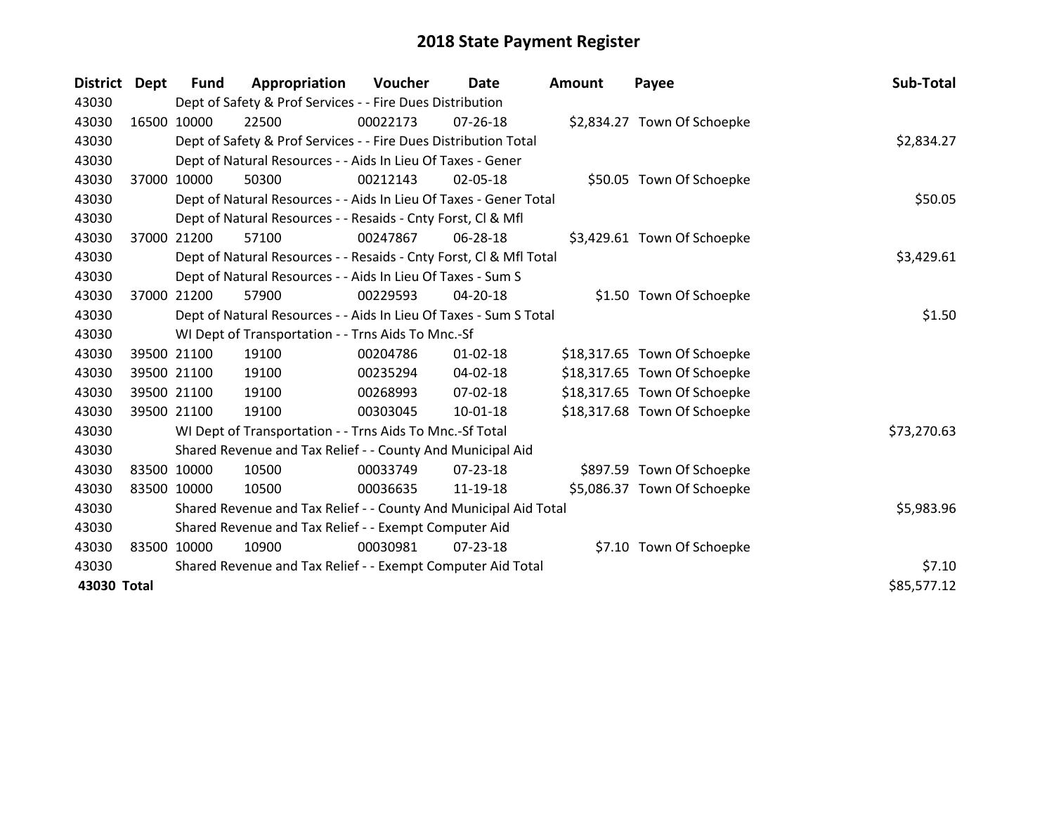# 2018 State Payment Register

| District | Dept | Fund | Appropriation | Voucher | Date | Amount | Payee | Sub-Total |
|---|---|---|---|---|---|---|---|---|
| 43030 | Dept of Safety & Prof Services - - Fire Dues Distribution | | | | | | | |
| 43030 | 16500 | 10000 | 22500 | 00022173 | 07-26-18 | $2,834.27 | Town Of Schoepke | |
| 43030 | Dept of Safety & Prof Services - - Fire Dues Distribution Total | | | | | | | $2,834.27 |
| 43030 | Dept of Natural Resources - - Aids In Lieu Of Taxes - Gener | | | | | | | |
| 43030 | 37000 | 10000 | 50300 | 00212143 | 02-05-18 | $50.05 | Town Of Schoepke | |
| 43030 | Dept of Natural Resources - - Aids In Lieu Of Taxes - Gener Total | | | | | | | $50.05 |
| 43030 | Dept of Natural Resources - - Resaids - Cnty Forst, Cl & Mfl | | | | | | | |
| 43030 | 37000 | 21200 | 57100 | 00247867 | 06-28-18 | $3,429.61 | Town Of Schoepke | |
| 43030 | Dept of Natural Resources - - Resaids - Cnty Forst, Cl & Mfl Total | | | | | | | $3,429.61 |
| 43030 | Dept of Natural Resources - - Aids In Lieu Of Taxes - Sum S | | | | | | | |
| 43030 | 37000 | 21200 | 57900 | 00229593 | 04-20-18 | $1.50 | Town Of Schoepke | |
| 43030 | Dept of Natural Resources - - Aids In Lieu Of Taxes - Sum S Total | | | | | | | $1.50 |
| 43030 | WI Dept of Transportation - - Trns Aids To Mnc.-Sf | | | | | | | |
| 43030 | 39500 | 21100 | 19100 | 00204786 | 01-02-18 | $18,317.65 | Town Of Schoepke | |
| 43030 | 39500 | 21100 | 19100 | 00235294 | 04-02-18 | $18,317.65 | Town Of Schoepke | |
| 43030 | 39500 | 21100 | 19100 | 00268993 | 07-02-18 | $18,317.65 | Town Of Schoepke | |
| 43030 | 39500 | 21100 | 19100 | 00303045 | 10-01-18 | $18,317.68 | Town Of Schoepke | |
| 43030 | WI Dept of Transportation - - Trns Aids To Mnc.-Sf Total | | | | | | | $73,270.63 |
| 43030 | Shared Revenue and Tax Relief - - County And Municipal Aid | | | | | | | |
| 43030 | 83500 | 10000 | 10500 | 00033749 | 07-23-18 | $897.59 | Town Of Schoepke | |
| 43030 | 83500 | 10000 | 10500 | 00036635 | 11-19-18 | $5,086.37 | Town Of Schoepke | |
| 43030 | Shared Revenue and Tax Relief - - County And Municipal Aid Total | | | | | | | $5,983.96 |
| 43030 | Shared Revenue and Tax Relief - - Exempt Computer Aid | | | | | | | |
| 43030 | 83500 | 10000 | 10900 | 00030981 | 07-23-18 | $7.10 | Town Of Schoepke | |
| 43030 | Shared Revenue and Tax Relief - - Exempt Computer Aid Total | | | | | | | $7.10 |
| **43030 Total** | | | | | | | | $85,577.12 |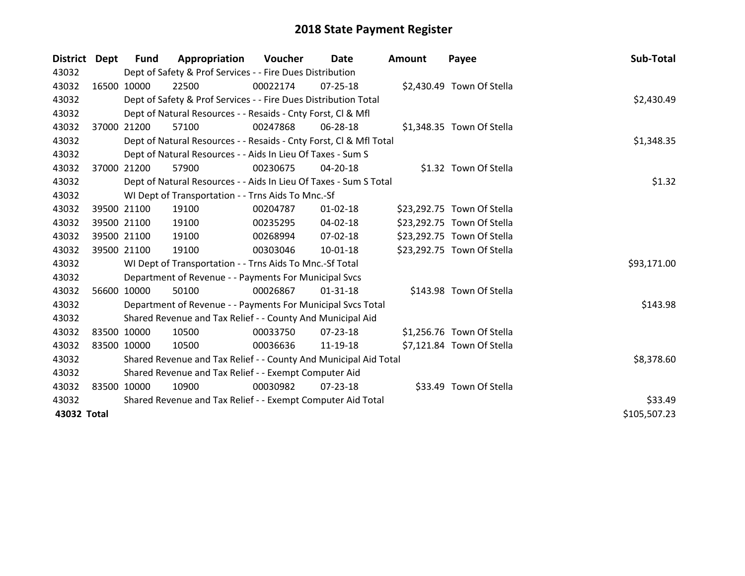# 2018 State Payment Register

| District | Dept | Fund | Appropriation | Voucher | Date | Amount | Payee | Sub-Total |
|---|---|---|---|---|---|---|---|---|
| 43032 | Dept of Safety & Prof Services - - Fire Dues Distribution | | | | | | | |
| 43032 | 16500 | 10000 | 22500 | 00022174 | 07-25-18 | $2,430.49 | Town Of Stella | |
| 43032 | Dept of Safety & Prof Services - - Fire Dues Distribution Total | | | | | | | $2,430.49 |
| 43032 | Dept of Natural Resources - - Resaids - Cnty Forst, Cl & Mfl | | | | | | | |
| 43032 | 37000 | 21200 | 57100 | 00247868 | 06-28-18 | $1,348.35 | Town Of Stella | |
| 43032 | Dept of Natural Resources - - Resaids - Cnty Forst, Cl & Mfl Total | | | | | | | $1,348.35 |
| 43032 | Dept of Natural Resources - - Aids In Lieu Of Taxes - Sum S | | | | | | | |
| 43032 | 37000 | 21200 | 57900 | 00230675 | 04-20-18 | $1.32 | Town Of Stella | |
| 43032 | Dept of Natural Resources - - Aids In Lieu Of Taxes - Sum S Total | | | | | | | $1.32 |
| 43032 | WI Dept of Transportation - - Trns Aids To Mnc.-Sf | | | | | | | |
| 43032 | 39500 | 21100 | 19100 | 00204787 | 01-02-18 | $23,292.75 | Town Of Stella | |
| 43032 | 39500 | 21100 | 19100 | 00235295 | 04-02-18 | $23,292.75 | Town Of Stella | |
| 43032 | 39500 | 21100 | 19100 | 00268994 | 07-02-18 | $23,292.75 | Town Of Stella | |
| 43032 | 39500 | 21100 | 19100 | 00303046 | 10-01-18 | $23,292.75 | Town Of Stella | |
| 43032 | WI Dept of Transportation - - Trns Aids To Mnc.-Sf Total | | | | | | | $93,171.00 |
| 43032 | Department of Revenue - - Payments For Municipal Svcs | | | | | | | |
| 43032 | 56600 | 10000 | 50100 | 00026867 | 01-31-18 | $143.98 | Town Of Stella | |
| 43032 | Department of Revenue - - Payments For Municipal Svcs Total | | | | | | | $143.98 |
| 43032 | Shared Revenue and Tax Relief - - County And Municipal Aid | | | | | | | |
| 43032 | 83500 | 10000 | 10500 | 00033750 | 07-23-18 | $1,256.76 | Town Of Stella | |
| 43032 | 83500 | 10000 | 10500 | 00036636 | 11-19-18 | $7,121.84 | Town Of Stella | |
| 43032 | Shared Revenue and Tax Relief - - County And Municipal Aid Total | | | | | | | $8,378.60 |
| 43032 | Shared Revenue and Tax Relief - - Exempt Computer Aid | | | | | | | |
| 43032 | 83500 | 10000 | 10900 | 00030982 | 07-23-18 | $33.49 | Town Of Stella | |
| 43032 | Shared Revenue and Tax Relief - - Exempt Computer Aid Total | | | | | | | $33.49 |
| **43032 Total** | | | | | | | | $105,507.23 |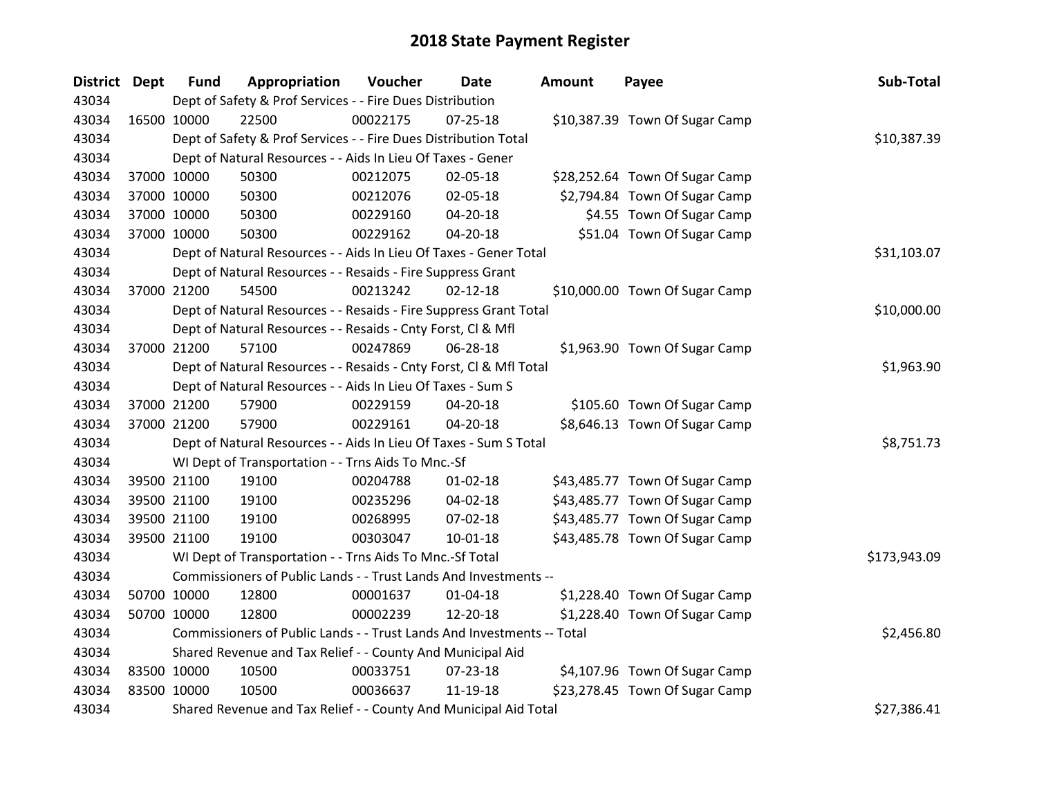# 2018 State Payment Register

| District | Dept | Fund | Appropriation | Voucher | Date | Amount | Payee | Sub-Total |
|---|---|---|---|---|---|---|---|---|
| 43034 | | Dept of Safety & Prof Services - - Fire Dues Distribution | | | | | | |
| 43034 | 16500 | 10000 | 22500 | 00022175 | 07-25-18 | $10,387.39 | Town Of Sugar Camp | |
| 43034 | | Dept of Safety & Prof Services - - Fire Dues Distribution Total | | | | | | $10,387.39 |
| 43034 | | Dept of Natural Resources - - Aids In Lieu Of Taxes - Gener | | | | | | |
| 43034 | 37000 | 10000 | 50300 | 00212075 | 02-05-18 | $28,252.64 | Town Of Sugar Camp | |
| 43034 | 37000 | 10000 | 50300 | 00212076 | 02-05-18 | $2,794.84 | Town Of Sugar Camp | |
| 43034 | 37000 | 10000 | 50300 | 00229160 | 04-20-18 | $4.55 | Town Of Sugar Camp | |
| 43034 | 37000 | 10000 | 50300 | 00229162 | 04-20-18 | $51.04 | Town Of Sugar Camp | |
| 43034 | | Dept of Natural Resources - - Aids In Lieu Of Taxes - Gener Total | | | | | | $31,103.07 |
| 43034 | | Dept of Natural Resources - - Resaids - Fire Suppress Grant | | | | | | |
| 43034 | 37000 | 21200 | 54500 | 00213242 | 02-12-18 | $10,000.00 | Town Of Sugar Camp | |
| 43034 | | Dept of Natural Resources - - Resaids - Fire Suppress Grant Total | | | | | | $10,000.00 |
| 43034 | | Dept of Natural Resources - - Resaids - Cnty Forst, Cl & Mfl | | | | | | |
| 43034 | 37000 | 21200 | 57100 | 00247869 | 06-28-18 | $1,963.90 | Town Of Sugar Camp | |
| 43034 | | Dept of Natural Resources - - Resaids - Cnty Forst, Cl & Mfl Total | | | | | | $1,963.90 |
| 43034 | | Dept of Natural Resources - - Aids In Lieu Of Taxes - Sum S | | | | | | |
| 43034 | 37000 | 21200 | 57900 | 00229159 | 04-20-18 | $105.60 | Town Of Sugar Camp | |
| 43034 | 37000 | 21200 | 57900 | 00229161 | 04-20-18 | $8,646.13 | Town Of Sugar Camp | |
| 43034 | | Dept of Natural Resources - - Aids In Lieu Of Taxes - Sum S Total | | | | | | $8,751.73 |
| 43034 | | WI Dept of Transportation - - Trns Aids To Mnc.-Sf | | | | | | |
| 43034 | 39500 | 21100 | 19100 | 00204788 | 01-02-18 | $43,485.77 | Town Of Sugar Camp | |
| 43034 | 39500 | 21100 | 19100 | 00235296 | 04-02-18 | $43,485.77 | Town Of Sugar Camp | |
| 43034 | 39500 | 21100 | 19100 | 00268995 | 07-02-18 | $43,485.77 | Town Of Sugar Camp | |
| 43034 | 39500 | 21100 | 19100 | 00303047 | 10-01-18 | $43,485.78 | Town Of Sugar Camp | |
| 43034 | | WI Dept of Transportation - - Trns Aids To Mnc.-Sf Total | | | | | | $173,943.09 |
| 43034 | | Commissioners of Public Lands - - Trust Lands And Investments -- | | | | | | |
| 43034 | 50700 | 10000 | 12800 | 00001637 | 01-04-18 | $1,228.40 | Town Of Sugar Camp | |
| 43034 | 50700 | 10000 | 12800 | 00002239 | 12-20-18 | $1,228.40 | Town Of Sugar Camp | |
| 43034 | | Commissioners of Public Lands - - Trust Lands And Investments -- Total | | | | | | $2,456.80 |
| 43034 | | Shared Revenue and Tax Relief - - County And Municipal Aid | | | | | | |
| 43034 | 83500 | 10000 | 10500 | 00033751 | 07-23-18 | $4,107.96 | Town Of Sugar Camp | |
| 43034 | 83500 | 10000 | 10500 | 00036637 | 11-19-18 | $23,278.45 | Town Of Sugar Camp | |
| 43034 | | Shared Revenue and Tax Relief - - County And Municipal Aid Total | | | | | | $27,386.41 |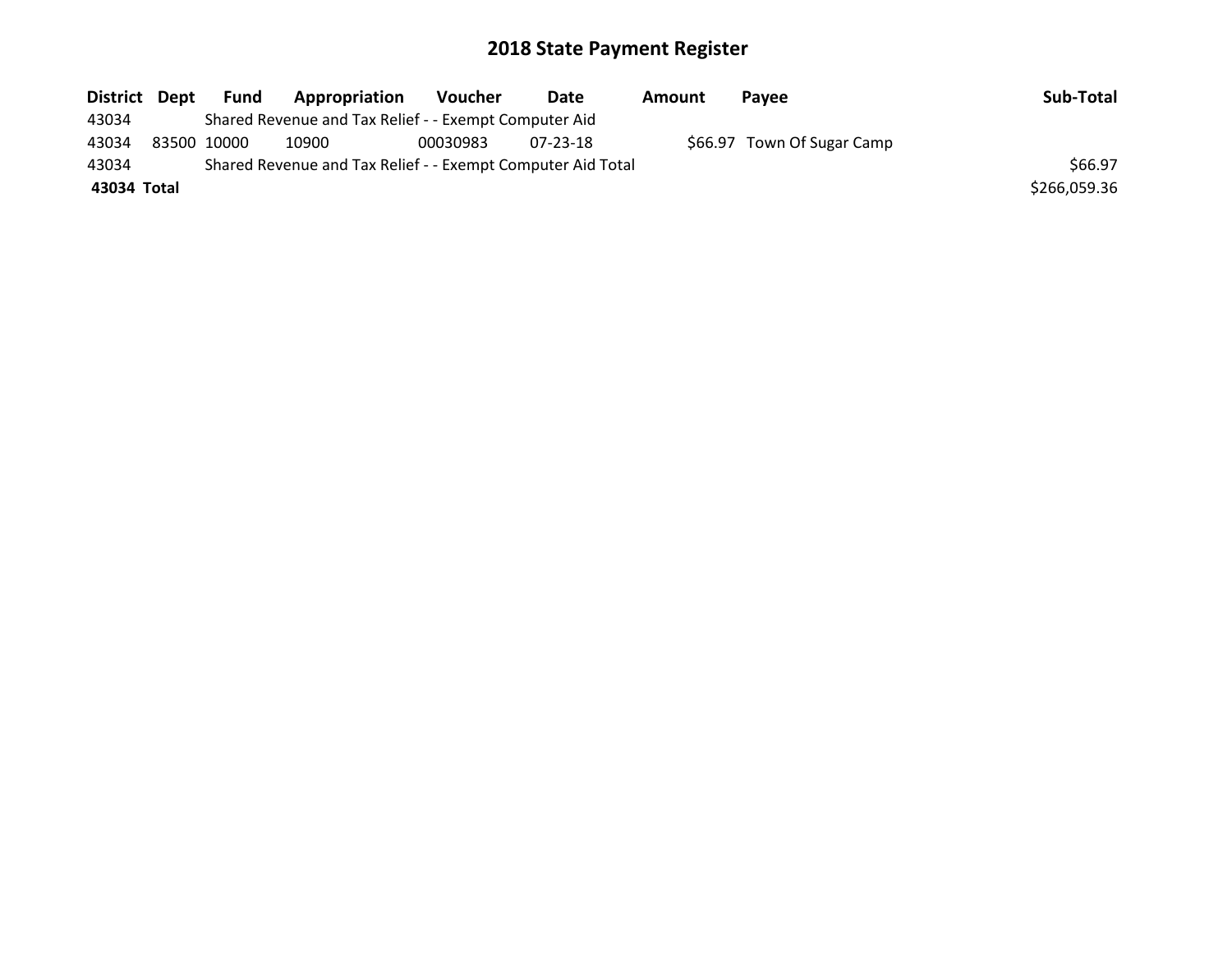# 2018 State Payment Register

| District | Dept | Fund | Appropriation | Voucher | Date | Amount | Payee | Sub-Total |
|---|---|---|---|---|---|---|---|---|
| 43034 | | Shared Revenue and Tax Relief - - Exempt Computer Aid | | | | | | |
| 43034 | 83500 | 10000 | 10900 | 00030983 | 07-23-18 | $66.97 | Town Of Sugar Camp | |
| 43034 | | Shared Revenue and Tax Relief - - Exempt Computer Aid Total | | | | | | $66.97 |
| **43034** | **Total** | | | | | | | $266,059.36 |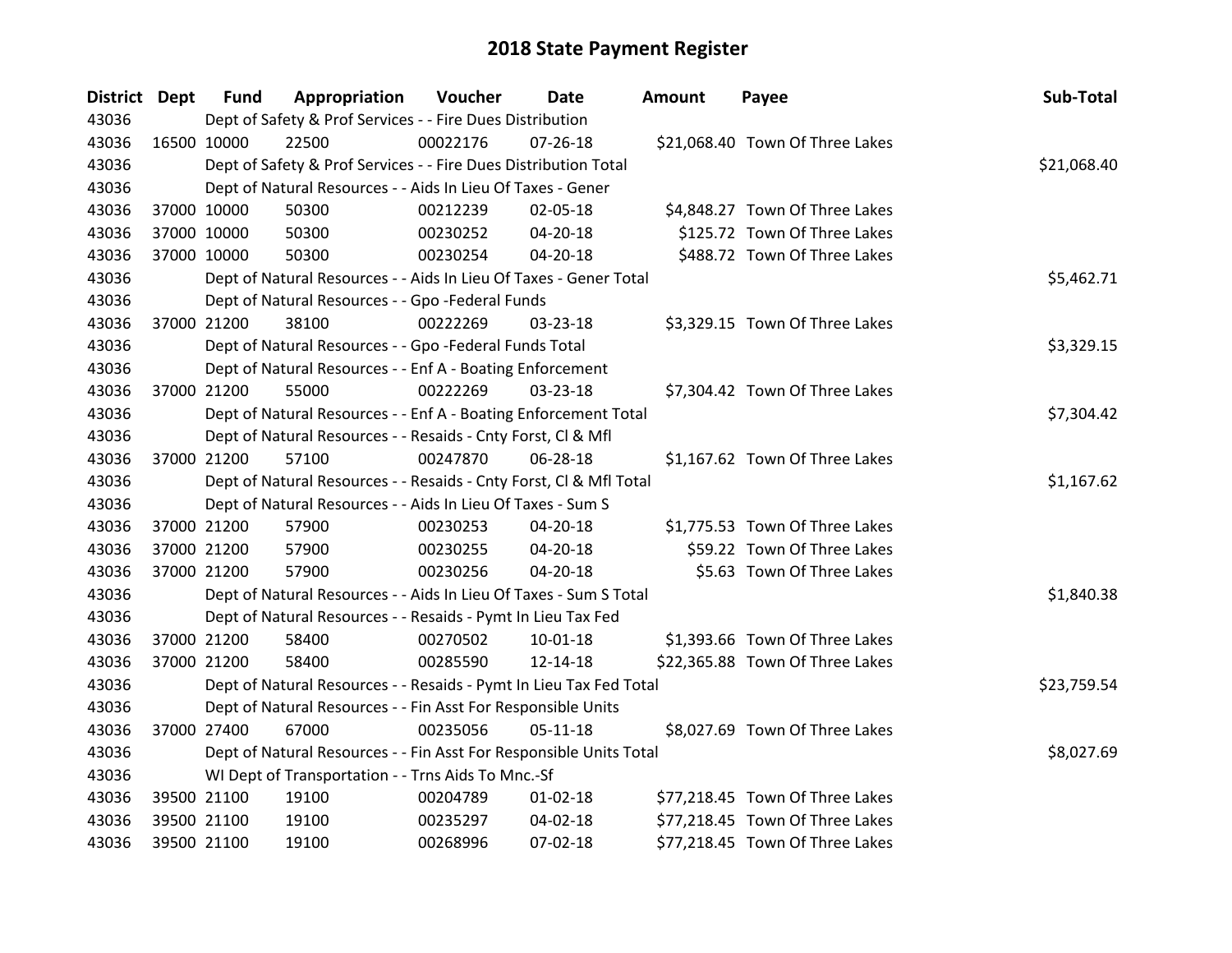# 2018 State Payment Register

| District | Dept | Fund | Appropriation | Voucher | Date | Amount | Payee | Sub-Total |
|---|---|---|---|---|---|---|---|---|
| 43036 | Dept of Safety & Prof Services - - Fire Dues Distribution | | | | | | | |
| 43036 | 16500 | 10000 | 22500 | 00022176 | 07-26-18 | $21,068.40 | Town Of Three Lakes | |
| 43036 | Dept of Safety & Prof Services - - Fire Dues Distribution Total | | | | | | | $21,068.40 |
| 43036 | Dept of Natural Resources - - Aids In Lieu Of Taxes - Gener | | | | | | | |
| 43036 | 37000 | 10000 | 50300 | 00212239 | 02-05-18 | $4,848.27 | Town Of Three Lakes | |
| 43036 | 37000 | 10000 | 50300 | 00230252 | 04-20-18 | $125.72 | Town Of Three Lakes | |
| 43036 | 37000 | 10000 | 50300 | 00230254 | 04-20-18 | $488.72 | Town Of Three Lakes | |
| 43036 | Dept of Natural Resources - - Aids In Lieu Of Taxes - Gener Total | | | | | | | $5,462.71 |
| 43036 | Dept of Natural Resources - - Gpo -Federal Funds | | | | | | | |
| 43036 | 37000 | 21200 | 38100 | 00222269 | 03-23-18 | $3,329.15 | Town Of Three Lakes | |
| 43036 | Dept of Natural Resources - - Gpo -Federal Funds Total | | | | | | | $3,329.15 |
| 43036 | Dept of Natural Resources - - Enf A - Boating Enforcement | | | | | | | |
| 43036 | 37000 | 21200 | 55000 | 00222269 | 03-23-18 | $7,304.42 | Town Of Three Lakes | |
| 43036 | Dept of Natural Resources - - Enf A - Boating Enforcement Total | | | | | | | $7,304.42 |
| 43036 | Dept of Natural Resources - - Resaids - Cnty Forst, Cl & Mfl | | | | | | | |
| 43036 | 37000 | 21200 | 57100 | 00247870 | 06-28-18 | $1,167.62 | Town Of Three Lakes | |
| 43036 | Dept of Natural Resources - - Resaids - Cnty Forst, Cl & Mfl Total | | | | | | | $1,167.62 |
| 43036 | Dept of Natural Resources - - Aids In Lieu Of Taxes - Sum S | | | | | | | |
| 43036 | 37000 | 21200 | 57900 | 00230253 | 04-20-18 | $1,775.53 | Town Of Three Lakes | |
| 43036 | 37000 | 21200 | 57900 | 00230255 | 04-20-18 | $59.22 | Town Of Three Lakes | |
| 43036 | 37000 | 21200 | 57900 | 00230256 | 04-20-18 | $5.63 | Town Of Three Lakes | |
| 43036 | Dept of Natural Resources - - Aids In Lieu Of Taxes - Sum S Total | | | | | | | $1,840.38 |
| 43036 | Dept of Natural Resources - - Resaids - Pymt In Lieu Tax Fed | | | | | | | |
| 43036 | 37000 | 21200 | 58400 | 00270502 | 10-01-18 | $1,393.66 | Town Of Three Lakes | |
| 43036 | 37000 | 21200 | 58400 | 00285590 | 12-14-18 | $22,365.88 | Town Of Three Lakes | |
| 43036 | Dept of Natural Resources - - Resaids - Pymt In Lieu Tax Fed Total | | | | | | | $23,759.54 |
| 43036 | Dept of Natural Resources - - Fin Asst For Responsible Units | | | | | | | |
| 43036 | 37000 | 27400 | 67000 | 00235056 | 05-11-18 | $8,027.69 | Town Of Three Lakes | |
| 43036 | Dept of Natural Resources - - Fin Asst For Responsible Units Total | | | | | | | $8,027.69 |
| 43036 | WI Dept of Transportation - - Trns Aids To Mnc.-Sf | | | | | | | |
| 43036 | 39500 | 21100 | 19100 | 00204789 | 01-02-18 | $77,218.45 | Town Of Three Lakes | |
| 43036 | 39500 | 21100 | 19100 | 00235297 | 04-02-18 | $77,218.45 | Town Of Three Lakes | |
| 43036 | 39500 | 21100 | 19100 | 00268996 | 07-02-18 | $77,218.45 | Town Of Three Lakes | |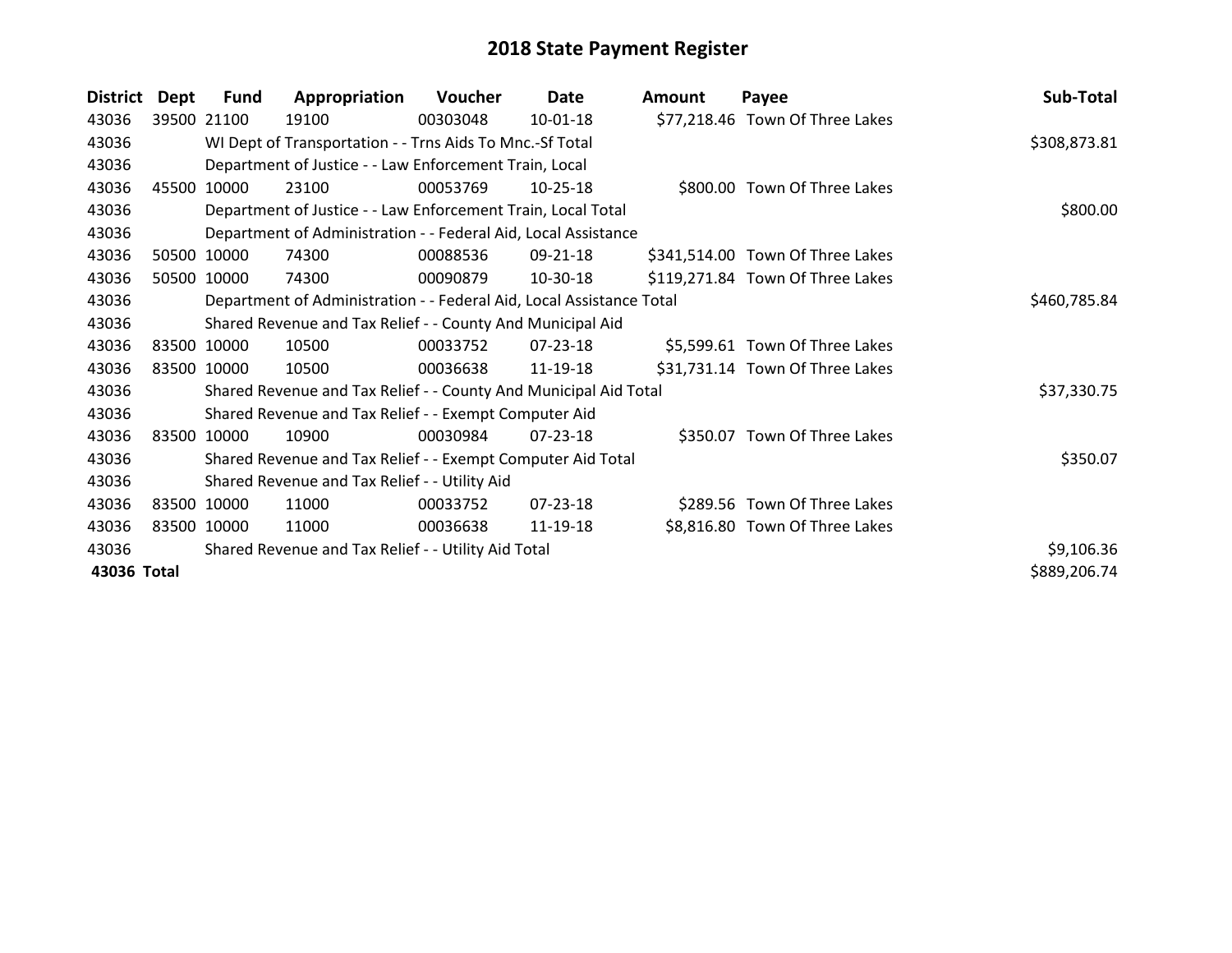# 2018 State Payment Register

| District | Dept | Fund | Appropriation | Voucher | Date | Amount | Payee | Sub-Total |
|---|---|---|---|---|---|---|---|---|
| 43036 | 39500 | 21100 | 19100 | 00303048 | 10-01-18 | $77,218.46 | Town Of Three Lakes | |
| 43036 | | WI Dept of Transportation - - Trns Aids To Mnc.-Sf Total | | | | | | $308,873.81 |
| 43036 | | Department of Justice - - Law Enforcement Train, Local | | | | | | |
| 43036 | 45500 | 10000 | 23100 | 00053769 | 10-25-18 | $800.00 | Town Of Three Lakes | |
| 43036 | | Department of Justice - - Law Enforcement Train, Local Total | | | | | | $800.00 |
| 43036 | | Department of Administration - - Federal Aid, Local Assistance | | | | | | |
| 43036 | 50500 | 10000 | 74300 | 00088536 | 09-21-18 | $341,514.00 | Town Of Three Lakes | |
| 43036 | 50500 | 10000 | 74300 | 00090879 | 10-30-18 | $119,271.84 | Town Of Three Lakes | |
| 43036 | | Department of Administration - - Federal Aid, Local Assistance Total | | | | | | $460,785.84 |
| 43036 | | Shared Revenue and Tax Relief - - County And Municipal Aid | | | | | | |
| 43036 | 83500 | 10000 | 10500 | 00033752 | 07-23-18 | $5,599.61 | Town Of Three Lakes | |
| 43036 | 83500 | 10000 | 10500 | 00036638 | 11-19-18 | $31,731.14 | Town Of Three Lakes | |
| 43036 | | Shared Revenue and Tax Relief - - County And Municipal Aid Total | | | | | | $37,330.75 |
| 43036 | | Shared Revenue and Tax Relief - - Exempt Computer Aid | | | | | | |
| 43036 | 83500 | 10000 | 10900 | 00030984 | 07-23-18 | $350.07 | Town Of Three Lakes | |
| 43036 | | Shared Revenue and Tax Relief - - Exempt Computer Aid Total | | | | | | $350.07 |
| 43036 | | Shared Revenue and Tax Relief - - Utility Aid | | | | | | |
| 43036 | 83500 | 10000 | 11000 | 00033752 | 07-23-18 | $289.56 | Town Of Three Lakes | |
| 43036 | 83500 | 10000 | 11000 | 00036638 | 11-19-18 | $8,816.80 | Town Of Three Lakes | |
| 43036 | | Shared Revenue and Tax Relief - - Utility Aid Total | | | | | | $9,106.36 |
| **43036 Total** | | | | | | | | $889,206.74 |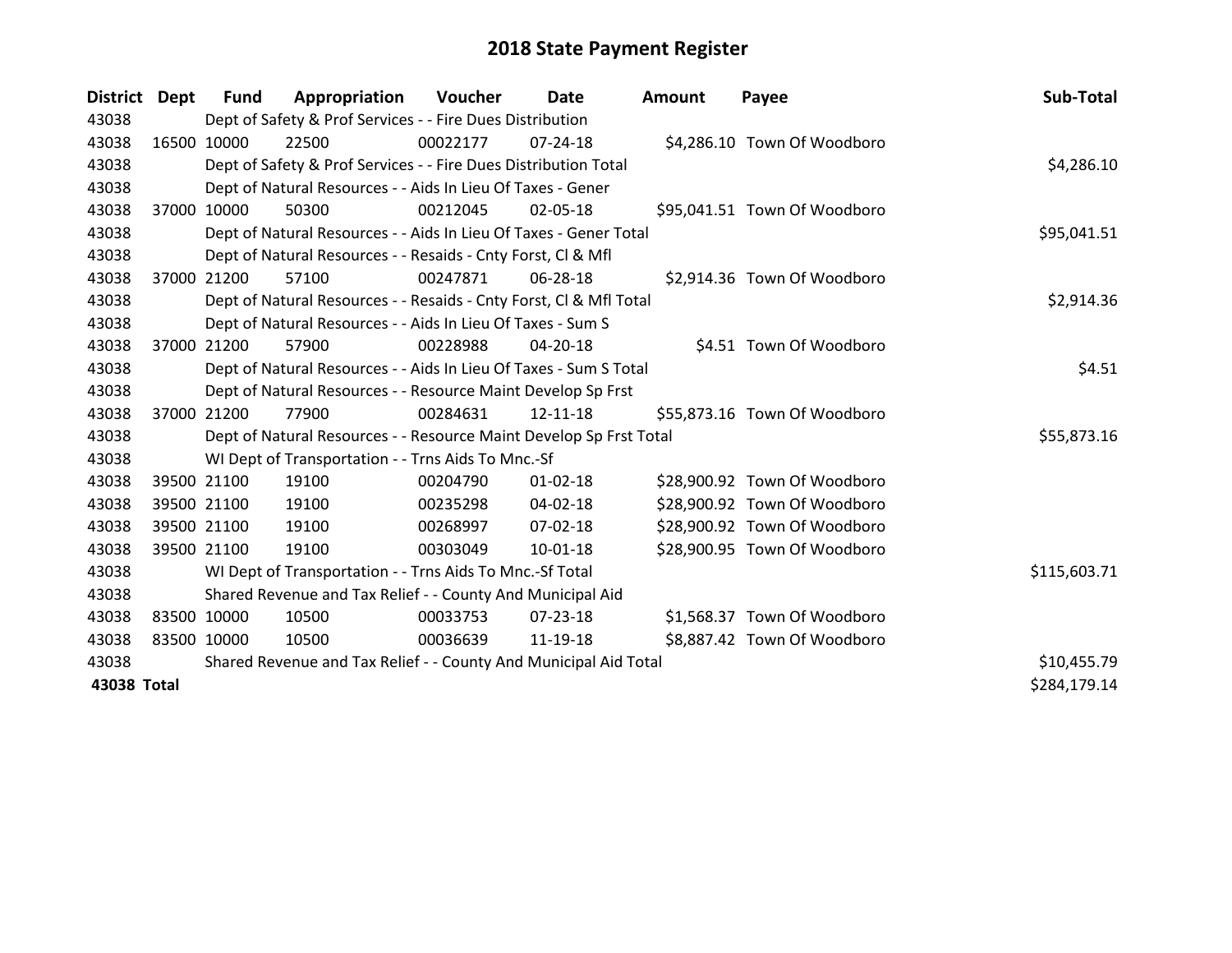# 2018 State Payment Register

| District | Dept | Fund | Appropriation | Voucher | Date | Amount | Payee | Sub-Total |
|---|---|---|---|---|---|---|---|---|
| 43038 | | Dept of Safety & Prof Services - - Fire Dues Distribution | | | | | | |
| 43038 | 16500 | 10000 | 22500 | 00022177 | 07-24-18 | $4,286.10 | Town Of Woodboro | |
| 43038 | | Dept of Safety & Prof Services - - Fire Dues Distribution Total | | | | | | $4,286.10 |
| 43038 | | Dept of Natural Resources - - Aids In Lieu Of Taxes - Gener | | | | | | |
| 43038 | 37000 | 10000 | 50300 | 00212045 | 02-05-18 | $95,041.51 | Town Of Woodboro | |
| 43038 | | Dept of Natural Resources - - Aids In Lieu Of Taxes - Gener Total | | | | | | $95,041.51 |
| 43038 | | Dept of Natural Resources - - Resaids - Cnty Forst, Cl & Mfl | | | | | | |
| 43038 | 37000 | 21200 | 57100 | 00247871 | 06-28-18 | $2,914.36 | Town Of Woodboro | |
| 43038 | | Dept of Natural Resources - - Resaids - Cnty Forst, Cl & Mfl Total | | | | | | $2,914.36 |
| 43038 | | Dept of Natural Resources - - Aids In Lieu Of Taxes - Sum S | | | | | | |
| 43038 | 37000 | 21200 | 57900 | 00228988 | 04-20-18 | $4.51 | Town Of Woodboro | |
| 43038 | | Dept of Natural Resources - - Aids In Lieu Of Taxes - Sum S Total | | | | | | $4.51 |
| 43038 | | Dept of Natural Resources - - Resource Maint Develop Sp Frst | | | | | | |
| 43038 | 37000 | 21200 | 77900 | 00284631 | 12-11-18 | $55,873.16 | Town Of Woodboro | |
| 43038 | | Dept of Natural Resources - - Resource Maint Develop Sp Frst Total | | | | | | $55,873.16 |
| 43038 | | WI Dept of Transportation - - Trns Aids To Mnc.-Sf | | | | | | |
| 43038 | 39500 | 21100 | 19100 | 00204790 | 01-02-18 | $28,900.92 | Town Of Woodboro | |
| 43038 | 39500 | 21100 | 19100 | 00235298 | 04-02-18 | $28,900.92 | Town Of Woodboro | |
| 43038 | 39500 | 21100 | 19100 | 00268997 | 07-02-18 | $28,900.92 | Town Of Woodboro | |
| 43038 | 39500 | 21100 | 19100 | 00303049 | 10-01-18 | $28,900.95 | Town Of Woodboro | |
| 43038 | | WI Dept of Transportation - - Trns Aids To Mnc.-Sf Total | | | | | | $115,603.71 |
| 43038 | | Shared Revenue and Tax Relief - - County And Municipal Aid | | | | | | |
| 43038 | 83500 | 10000 | 10500 | 00033753 | 07-23-18 | $1,568.37 | Town Of Woodboro | |
| 43038 | 83500 | 10000 | 10500 | 00036639 | 11-19-18 | $8,887.42 | Town Of Woodboro | |
| 43038 | | Shared Revenue and Tax Relief - - County And Municipal Aid Total | | | | | | $10,455.79 |
| **43038 Total** | | | | | | | | $284,179.14 |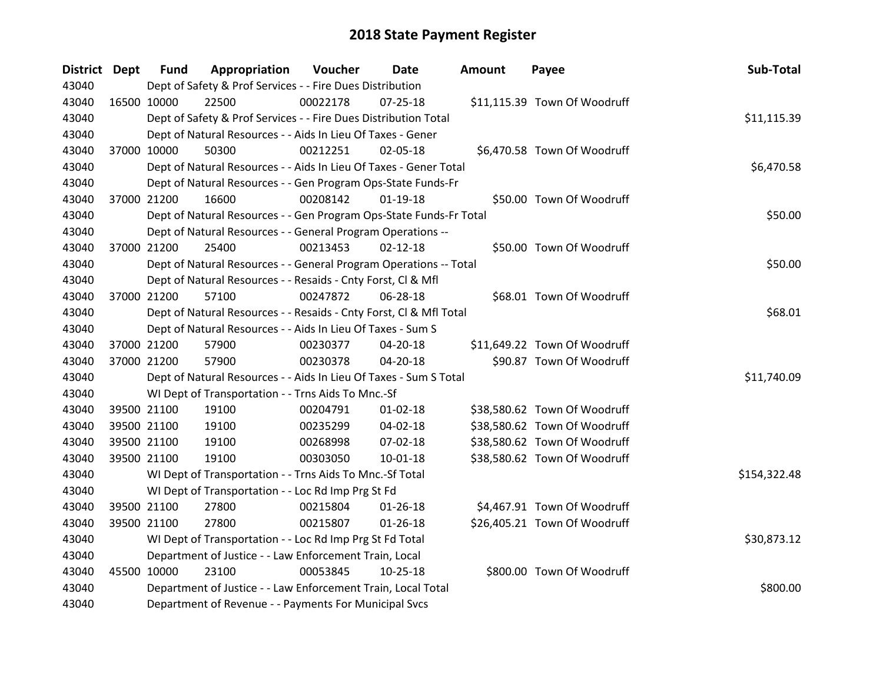# 2018 State Payment Register

| District | Dept | Fund | Appropriation | Voucher | Date | Amount | Payee | Sub-Total |
|---|---|---|---|---|---|---|---|---|
| 43040 | | Dept of Safety & Prof Services - - Fire Dues Distribution | | | | | | |
| 43040 | 16500 | 10000 | 22500 | 00022178 | 07-25-18 | $11,115.39 | Town Of Woodruff | |
| 43040 | | Dept of Safety & Prof Services - - Fire Dues Distribution Total | | | | | | $11,115.39 |
| 43040 | | Dept of Natural Resources - - Aids In Lieu Of Taxes - Gener | | | | | | |
| 43040 | 37000 | 10000 | 50300 | 00212251 | 02-05-18 | $6,470.58 | Town Of Woodruff | |
| 43040 | | Dept of Natural Resources - - Aids In Lieu Of Taxes - Gener Total | | | | | | $6,470.58 |
| 43040 | | Dept of Natural Resources - - Gen Program Ops-State Funds-Fr | | | | | | |
| 43040 | 37000 | 21200 | 16600 | 00208142 | 01-19-18 | $50.00 | Town Of Woodruff | |
| 43040 | | Dept of Natural Resources - - Gen Program Ops-State Funds-Fr Total | | | | | | $50.00 |
| 43040 | | Dept of Natural Resources - - General Program Operations -- | | | | | | |
| 43040 | 37000 | 21200 | 25400 | 00213453 | 02-12-18 | $50.00 | Town Of Woodruff | |
| 43040 | | Dept of Natural Resources - - General Program Operations -- Total | | | | | | $50.00 |
| 43040 | | Dept of Natural Resources - - Resaids - Cnty Forst, Cl & Mfl | | | | | | |
| 43040 | 37000 | 21200 | 57100 | 00247872 | 06-28-18 | $68.01 | Town Of Woodruff | |
| 43040 | | Dept of Natural Resources - - Resaids - Cnty Forst, Cl & Mfl Total | | | | | | $68.01 |
| 43040 | | Dept of Natural Resources - - Aids In Lieu Of Taxes - Sum S | | | | | | |
| 43040 | 37000 | 21200 | 57900 | 00230377 | 04-20-18 | $11,649.22 | Town Of Woodruff | |
| 43040 | 37000 | 21200 | 57900 | 00230378 | 04-20-18 | $90.87 | Town Of Woodruff | |
| 43040 | | Dept of Natural Resources - - Aids In Lieu Of Taxes - Sum S Total | | | | | | $11,740.09 |
| 43040 | | WI Dept of Transportation - - Trns Aids To Mnc.-Sf | | | | | | |
| 43040 | 39500 | 21100 | 19100 | 00204791 | 01-02-18 | $38,580.62 | Town Of Woodruff | |
| 43040 | 39500 | 21100 | 19100 | 00235299 | 04-02-18 | $38,580.62 | Town Of Woodruff | |
| 43040 | 39500 | 21100 | 19100 | 00268998 | 07-02-18 | $38,580.62 | Town Of Woodruff | |
| 43040 | 39500 | 21100 | 19100 | 00303050 | 10-01-18 | $38,580.62 | Town Of Woodruff | |
| 43040 | | WI Dept of Transportation - - Trns Aids To Mnc.-Sf Total | | | | | | $154,322.48 |
| 43040 | | WI Dept of Transportation - - Loc Rd Imp Prg St Fd | | | | | | |
| 43040 | 39500 | 21100 | 27800 | 00215804 | 01-26-18 | $4,467.91 | Town Of Woodruff | |
| 43040 | 39500 | 21100 | 27800 | 00215807 | 01-26-18 | $26,405.21 | Town Of Woodruff | |
| 43040 | | WI Dept of Transportation - - Loc Rd Imp Prg St Fd Total | | | | | | $30,873.12 |
| 43040 | | Department of Justice - - Law Enforcement Train, Local | | | | | | |
| 43040 | 45500 | 10000 | 23100 | 00053845 | 10-25-18 | $800.00 | Town Of Woodruff | |
| 43040 | | Department of Justice - - Law Enforcement Train, Local Total | | | | | | $800.00 |
| 43040 | | Department of Revenue - - Payments For Municipal Svcs | | | | | | |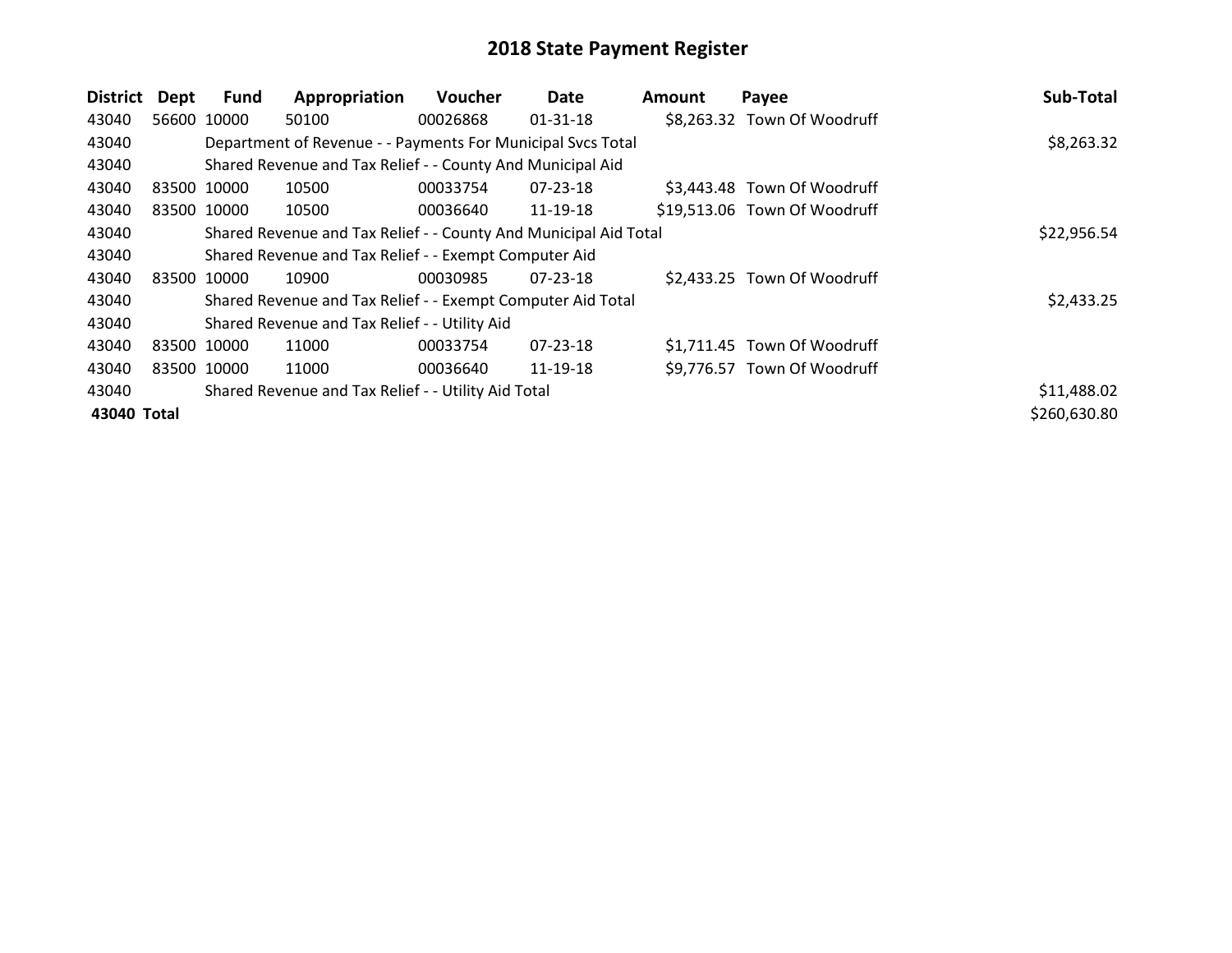# 2018 State Payment Register

| District | Dept | Fund | Appropriation | Voucher | Date | Amount | Payee | Sub-Total |
|---|---|---|---|---|---|---|---|---|
| 43040 | 56600 | 10000 | 50100 | 00026868 | 01-31-18 | $8,263.32 | Town Of Woodruff | |
| 43040 | | Department of Revenue - - Payments For Municipal Svcs Total | | | | | | $8,263.32 |
| 43040 | | Shared Revenue and Tax Relief - - County And Municipal Aid | | | | | | |
| 43040 | 83500 | 10000 | 10500 | 00033754 | 07-23-18 | $3,443.48 | Town Of Woodruff | |
| 43040 | 83500 | 10000 | 10500 | 00036640 | 11-19-18 | $19,513.06 | Town Of Woodruff | |
| 43040 | | Shared Revenue and Tax Relief - - County And Municipal Aid Total | | | | | | $22,956.54 |
| 43040 | | Shared Revenue and Tax Relief - - Exempt Computer Aid | | | | | | |
| 43040 | 83500 | 10000 | 10900 | 00030985 | 07-23-18 | $2,433.25 | Town Of Woodruff | |
| 43040 | | Shared Revenue and Tax Relief - - Exempt Computer Aid Total | | | | | | $2,433.25 |
| 43040 | | Shared Revenue and Tax Relief - - Utility Aid | | | | | | |
| 43040 | 83500 | 10000 | 11000 | 00033754 | 07-23-18 | $1,711.45 | Town Of Woodruff | |
| 43040 | 83500 | 10000 | 11000 | 00036640 | 11-19-18 | $9,776.57 | Town Of Woodruff | |
| 43040 | | Shared Revenue and Tax Relief - - Utility Aid Total | | | | | | $11,488.02 |
| **43040** | **Total** | | | | | | | $260,630.80 |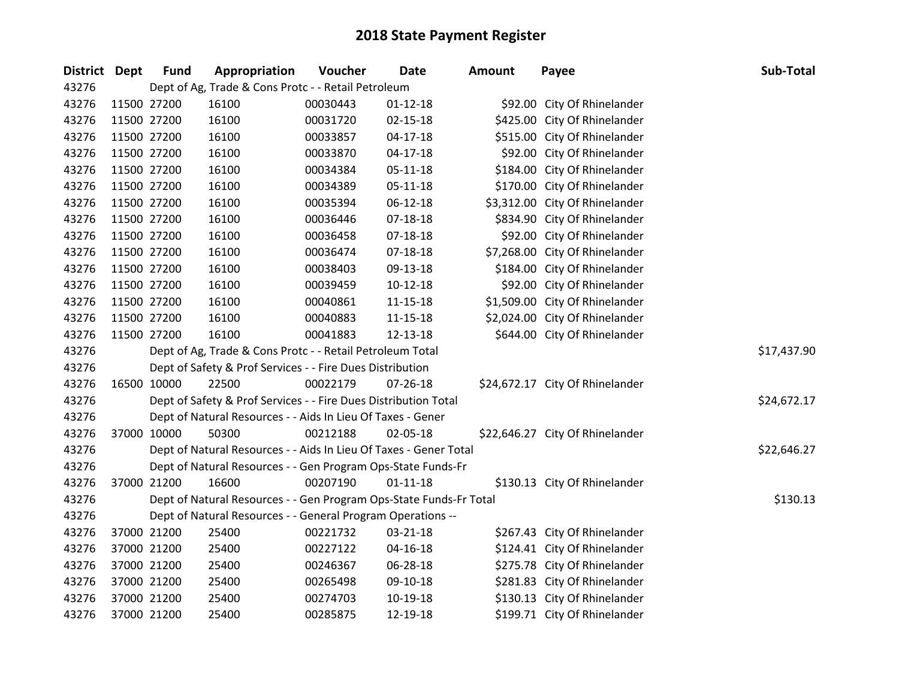# 2018 State Payment Register

| District | Dept | Fund | Appropriation | Voucher | Date | Amount | Payee | Sub-Total |
|---|---|---|---|---|---|---|---|---|
| 43276 | Dept of Ag, Trade & Cons Protc - - Retail Petroleum | | | | | | | |
| 43276 | 11500 | 27200 | 16100 | 00030443 | 01-12-18 | $92.00 | City Of Rhinelander | |
| 43276 | 11500 | 27200 | 16100 | 00031720 | 02-15-18 | $425.00 | City Of Rhinelander | |
| 43276 | 11500 | 27200 | 16100 | 00033857 | 04-17-18 | $515.00 | City Of Rhinelander | |
| 43276 | 11500 | 27200 | 16100 | 00033870 | 04-17-18 | $92.00 | City Of Rhinelander | |
| 43276 | 11500 | 27200 | 16100 | 00034384 | 05-11-18 | $184.00 | City Of Rhinelander | |
| 43276 | 11500 | 27200 | 16100 | 00034389 | 05-11-18 | $170.00 | City Of Rhinelander | |
| 43276 | 11500 | 27200 | 16100 | 00035394 | 06-12-18 | $3,312.00 | City Of Rhinelander | |
| 43276 | 11500 | 27200 | 16100 | 00036446 | 07-18-18 | $834.90 | City Of Rhinelander | |
| 43276 | 11500 | 27200 | 16100 | 00036458 | 07-18-18 | $92.00 | City Of Rhinelander | |
| 43276 | 11500 | 27200 | 16100 | 00036474 | 07-18-18 | $7,268.00 | City Of Rhinelander | |
| 43276 | 11500 | 27200 | 16100 | 00038403 | 09-13-18 | $184.00 | City Of Rhinelander | |
| 43276 | 11500 | 27200 | 16100 | 00039459 | 10-12-18 | $92.00 | City Of Rhinelander | |
| 43276 | 11500 | 27200 | 16100 | 00040861 | 11-15-18 | $1,509.00 | City Of Rhinelander | |
| 43276 | 11500 | 27200 | 16100 | 00040883 | 11-15-18 | $2,024.00 | City Of Rhinelander | |
| 43276 | 11500 | 27200 | 16100 | 00041883 | 12-13-18 | $644.00 | City Of Rhinelander | |
| 43276 | Dept of Ag, Trade & Cons Protc - - Retail Petroleum Total | | | | | | | $17,437.90 |
| 43276 | Dept of Safety & Prof Services - - Fire Dues Distribution | | | | | | | |
| 43276 | 16500 | 10000 | 22500 | 00022179 | 07-26-18 | $24,672.17 | City Of Rhinelander | |
| 43276 | Dept of Safety & Prof Services - - Fire Dues Distribution Total | | | | | | | $24,672.17 |
| 43276 | Dept of Natural Resources - - Aids In Lieu Of Taxes - Gener | | | | | | | |
| 43276 | 37000 | 10000 | 50300 | 00212188 | 02-05-18 | $22,646.27 | City Of Rhinelander | |
| 43276 | Dept of Natural Resources - - Aids In Lieu Of Taxes - Gener Total | | | | | | | $22,646.27 |
| 43276 | Dept of Natural Resources - - Gen Program Ops-State Funds-Fr | | | | | | | |
| 43276 | 37000 | 21200 | 16600 | 00207190 | 01-11-18 | $130.13 | City Of Rhinelander | |
| 43276 | Dept of Natural Resources - - Gen Program Ops-State Funds-Fr Total | | | | | | | $130.13 |
| 43276 | Dept of Natural Resources - - General Program Operations -- | | | | | | | |
| 43276 | 37000 | 21200 | 25400 | 00221732 | 03-21-18 | $267.43 | City Of Rhinelander | |
| 43276 | 37000 | 21200 | 25400 | 00227122 | 04-16-18 | $124.41 | City Of Rhinelander | |
| 43276 | 37000 | 21200 | 25400 | 00246367 | 06-28-18 | $275.78 | City Of Rhinelander | |
| 43276 | 37000 | 21200 | 25400 | 00265498 | 09-10-18 | $281.83 | City Of Rhinelander | |
| 43276 | 37000 | 21200 | 25400 | 00274703 | 10-19-18 | $130.13 | City Of Rhinelander | |
| 43276 | 37000 | 21200 | 25400 | 00285875 | 12-19-18 | $199.71 | City Of Rhinelander | |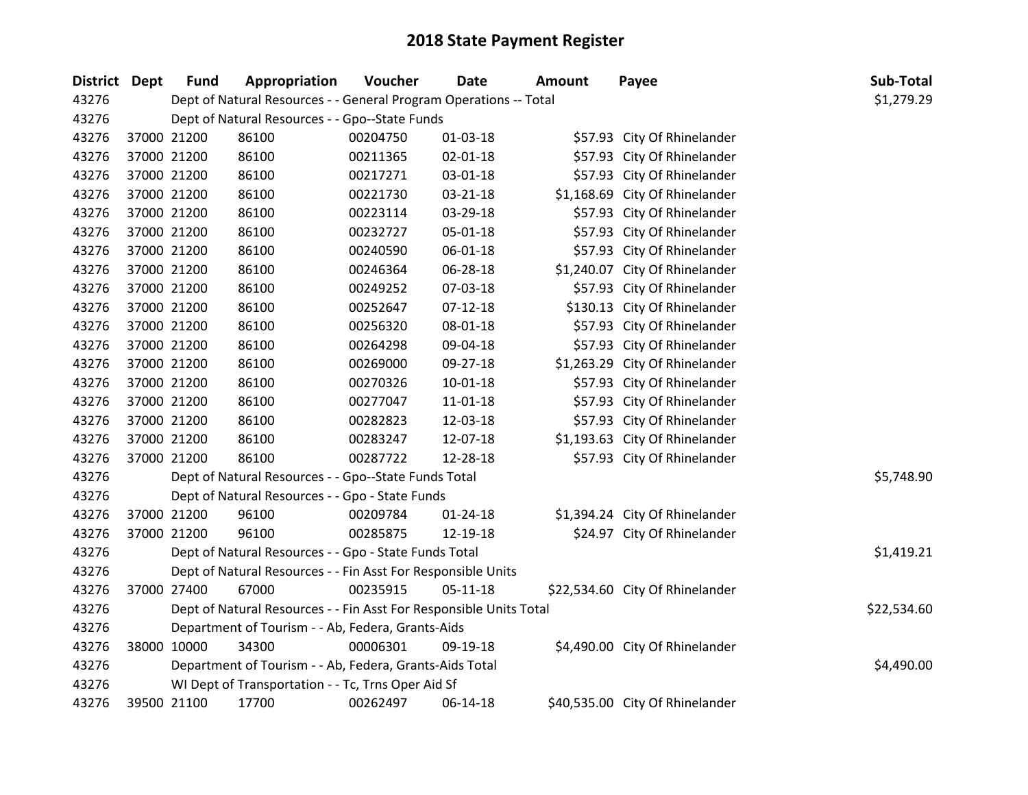# 2018 State Payment Register

| District | Dept | Fund | Appropriation | Voucher | Date | Amount | Payee | Sub-Total |
|---|---|---|---|---|---|---|---|---|
| 43276 | | Dept of Natural Resources - - General Program Operations -- Total | | | | | | $1,279.29 |
| 43276 | | Dept of Natural Resources - - Gpo--State Funds | | | | | | |
| 43276 | 37000 | 21200 | 86100 | 00204750 | 01-03-18 | $57.93 | City Of Rhinelander | |
| 43276 | 37000 | 21200 | 86100 | 00211365 | 02-01-18 | $57.93 | City Of Rhinelander | |
| 43276 | 37000 | 21200 | 86100 | 00217271 | 03-01-18 | $57.93 | City Of Rhinelander | |
| 43276 | 37000 | 21200 | 86100 | 00221730 | 03-21-18 | $1,168.69 | City Of Rhinelander | |
| 43276 | 37000 | 21200 | 86100 | 00223114 | 03-29-18 | $57.93 | City Of Rhinelander | |
| 43276 | 37000 | 21200 | 86100 | 00232727 | 05-01-18 | $57.93 | City Of Rhinelander | |
| 43276 | 37000 | 21200 | 86100 | 00240590 | 06-01-18 | $57.93 | City Of Rhinelander | |
| 43276 | 37000 | 21200 | 86100 | 00246364 | 06-28-18 | $1,240.07 | City Of Rhinelander | |
| 43276 | 37000 | 21200 | 86100 | 00249252 | 07-03-18 | $57.93 | City Of Rhinelander | |
| 43276 | 37000 | 21200 | 86100 | 00252647 | 07-12-18 | $130.13 | City Of Rhinelander | |
| 43276 | 37000 | 21200 | 86100 | 00256320 | 08-01-18 | $57.93 | City Of Rhinelander | |
| 43276 | 37000 | 21200 | 86100 | 00264298 | 09-04-18 | $57.93 | City Of Rhinelander | |
| 43276 | 37000 | 21200 | 86100 | 00269000 | 09-27-18 | $1,263.29 | City Of Rhinelander | |
| 43276 | 37000 | 21200 | 86100 | 00270326 | 10-01-18 | $57.93 | City Of Rhinelander | |
| 43276 | 37000 | 21200 | 86100 | 00277047 | 11-01-18 | $57.93 | City Of Rhinelander | |
| 43276 | 37000 | 21200 | 86100 | 00282823 | 12-03-18 | $57.93 | City Of Rhinelander | |
| 43276 | 37000 | 21200 | 86100 | 00283247 | 12-07-18 | $1,193.63 | City Of Rhinelander | |
| 43276 | 37000 | 21200 | 86100 | 00287722 | 12-28-18 | $57.93 | City Of Rhinelander | |
| 43276 | | Dept of Natural Resources - - Gpo--State Funds Total | | | | | | $5,748.90 |
| 43276 | | Dept of Natural Resources - - Gpo - State Funds | | | | | | |
| 43276 | 37000 | 21200 | 96100 | 00209784 | 01-24-18 | $1,394.24 | City Of Rhinelander | |
| 43276 | 37000 | 21200 | 96100 | 00285875 | 12-19-18 | $24.97 | City Of Rhinelander | |
| 43276 | | Dept of Natural Resources - - Gpo - State Funds Total | | | | | | $1,419.21 |
| 43276 | | Dept of Natural Resources - - Fin Asst For Responsible Units | | | | | | |
| 43276 | 37000 | 27400 | 67000 | 00235915 | 05-11-18 | $22,534.60 | City Of Rhinelander | |
| 43276 | | Dept of Natural Resources - - Fin Asst For Responsible Units Total | | | | | | $22,534.60 |
| 43276 | | Department of Tourism - - Ab, Federa, Grants-Aids | | | | | | |
| 43276 | 38000 | 10000 | 34300 | 00006301 | 09-19-18 | $4,490.00 | City Of Rhinelander | |
| 43276 | | Department of Tourism - - Ab, Federa, Grants-Aids Total | | | | | | $4,490.00 |
| 43276 | | WI Dept of Transportation - - Tc, Trns Oper Aid Sf | | | | | | |
| 43276 | 39500 | 21100 | 17700 | 00262497 | 06-14-18 | $40,535.00 | City Of Rhinelander | |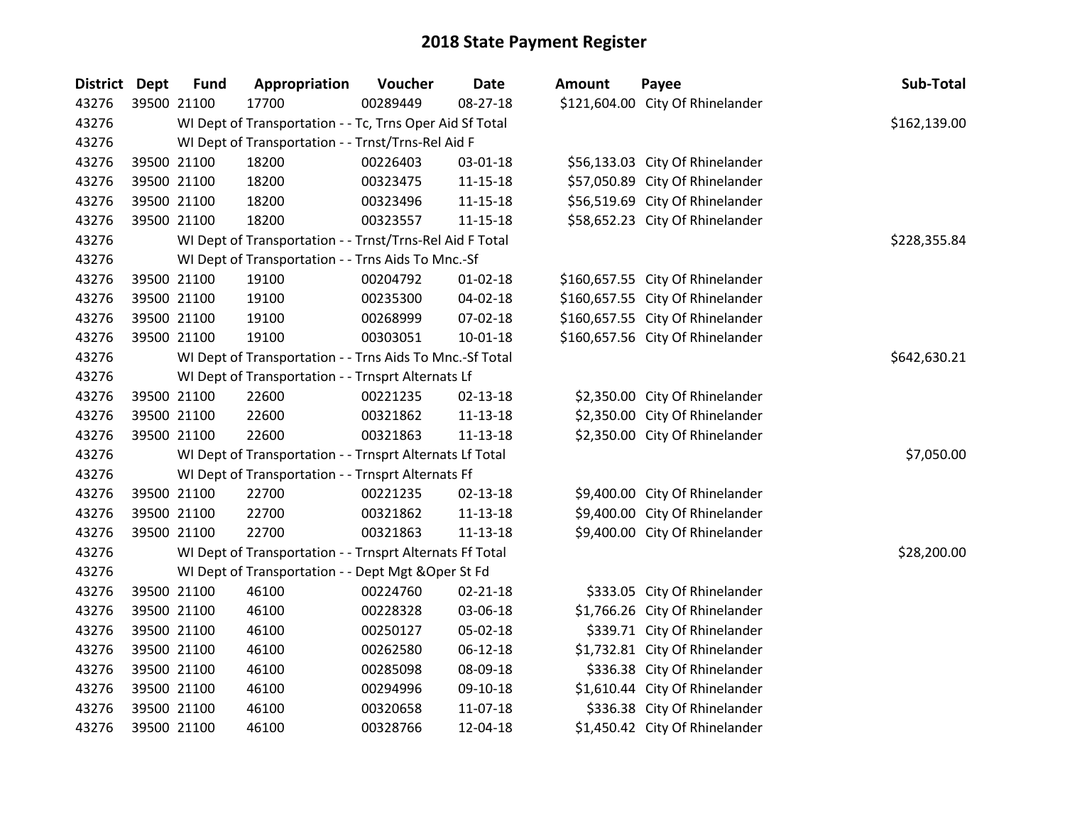# 2018 State Payment Register

| District | Dept | Fund | Appropriation | Voucher | Date | Amount | Payee | Sub-Total |
|---|---|---|---|---|---|---|---|---|
| 43276 | 39500 | 21100 | 17700 | 00289449 | 08-27-18 | $121,604.00 | City Of Rhinelander | |
| 43276 | | WI Dept of Transportation - - Tc, Trns Oper Aid Sf Total | | | | | | $162,139.00 |
| 43276 | | WI Dept of Transportation - - Trnst/Trns-Rel Aid F | | | | | | |
| 43276 | 39500 | 21100 | 18200 | 00226403 | 03-01-18 | $56,133.03 | City Of Rhinelander | |
| 43276 | 39500 | 21100 | 18200 | 00323475 | 11-15-18 | $57,050.89 | City Of Rhinelander | |
| 43276 | 39500 | 21100 | 18200 | 00323496 | 11-15-18 | $56,519.69 | City Of Rhinelander | |
| 43276 | 39500 | 21100 | 18200 | 00323557 | 11-15-18 | $58,652.23 | City Of Rhinelander | |
| 43276 | | WI Dept of Transportation - - Trnst/Trns-Rel Aid F Total | | | | | | $228,355.84 |
| 43276 | | WI Dept of Transportation - - Trns Aids To Mnc.-Sf | | | | | | |
| 43276 | 39500 | 21100 | 19100 | 00204792 | 01-02-18 | $160,657.55 | City Of Rhinelander | |
| 43276 | 39500 | 21100 | 19100 | 00235300 | 04-02-18 | $160,657.55 | City Of Rhinelander | |
| 43276 | 39500 | 21100 | 19100 | 00268999 | 07-02-18 | $160,657.55 | City Of Rhinelander | |
| 43276 | 39500 | 21100 | 19100 | 00303051 | 10-01-18 | $160,657.56 | City Of Rhinelander | |
| 43276 | | WI Dept of Transportation - - Trns Aids To Mnc.-Sf Total | | | | | | $642,630.21 |
| 43276 | | WI Dept of Transportation - - Trnsprt Alternats Lf | | | | | | |
| 43276 | 39500 | 21100 | 22600 | 00221235 | 02-13-18 | $2,350.00 | City Of Rhinelander | |
| 43276 | 39500 | 21100 | 22600 | 00321862 | 11-13-18 | $2,350.00 | City Of Rhinelander | |
| 43276 | 39500 | 21100 | 22600 | 00321863 | 11-13-18 | $2,350.00 | City Of Rhinelander | |
| 43276 | | WI Dept of Transportation - - Trnsprt Alternats Lf Total | | | | | | $7,050.00 |
| 43276 | | WI Dept of Transportation - - Trnsprt Alternats Ff | | | | | | |
| 43276 | 39500 | 21100 | 22700 | 00221235 | 02-13-18 | $9,400.00 | City Of Rhinelander | |
| 43276 | 39500 | 21100 | 22700 | 00321862 | 11-13-18 | $9,400.00 | City Of Rhinelander | |
| 43276 | 39500 | 21100 | 22700 | 00321863 | 11-13-18 | $9,400.00 | City Of Rhinelander | |
| 43276 | | WI Dept of Transportation - - Trnsprt Alternats Ff Total | | | | | | $28,200.00 |
| 43276 | | WI Dept of Transportation - - Dept Mgt &Oper St Fd | | | | | | |
| 43276 | 39500 | 21100 | 46100 | 00224760 | 02-21-18 | $333.05 | City Of Rhinelander | |
| 43276 | 39500 | 21100 | 46100 | 00228328 | 03-06-18 | $1,766.26 | City Of Rhinelander | |
| 43276 | 39500 | 21100 | 46100 | 00250127 | 05-02-18 | $339.71 | City Of Rhinelander | |
| 43276 | 39500 | 21100 | 46100 | 00262580 | 06-12-18 | $1,732.81 | City Of Rhinelander | |
| 43276 | 39500 | 21100 | 46100 | 00285098 | 08-09-18 | $336.38 | City Of Rhinelander | |
| 43276 | 39500 | 21100 | 46100 | 00294996 | 09-10-18 | $1,610.44 | City Of Rhinelander | |
| 43276 | 39500 | 21100 | 46100 | 00320658 | 11-07-18 | $336.38 | City Of Rhinelander | |
| 43276 | 39500 | 21100 | 46100 | 00328766 | 12-04-18 | $1,450.42 | City Of Rhinelander | |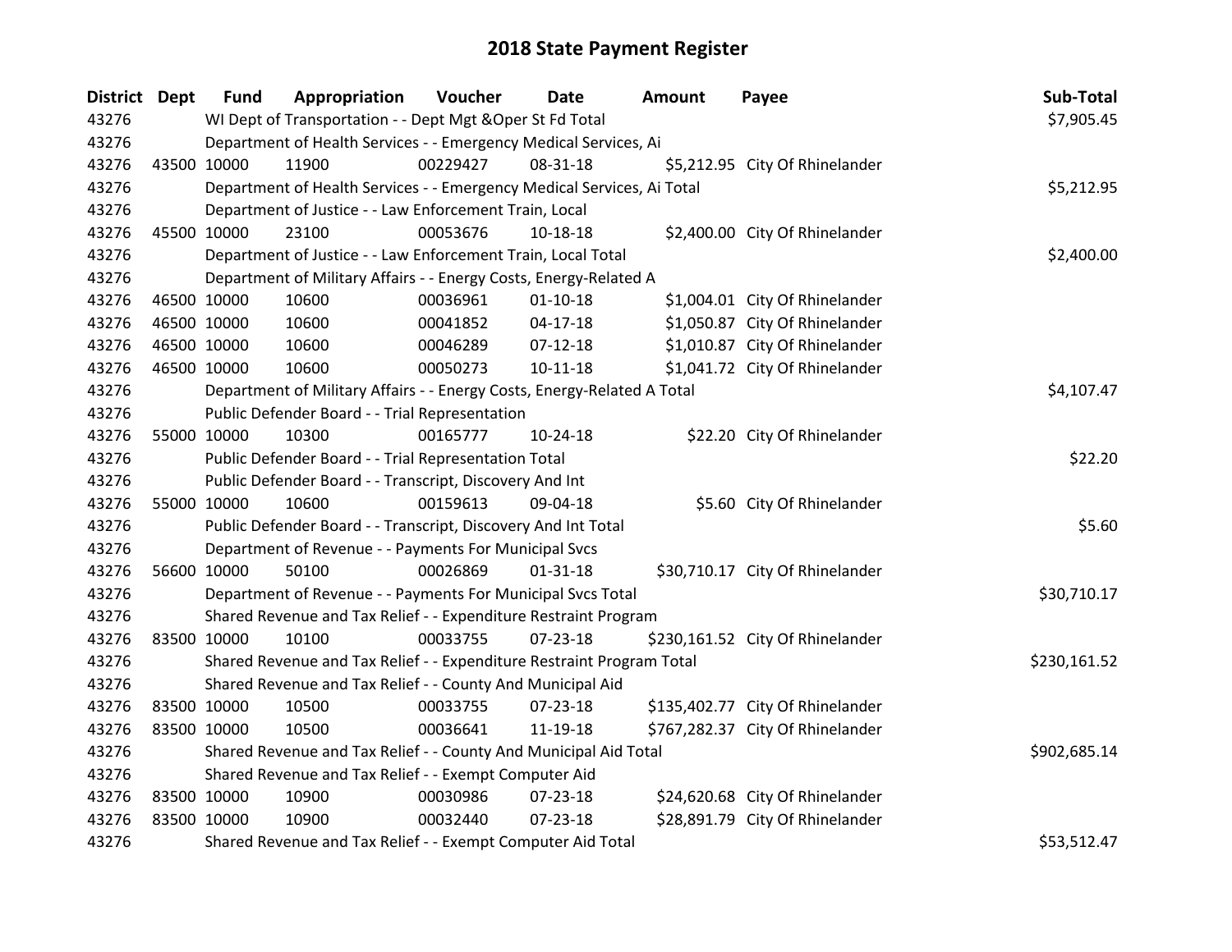# 2018 State Payment Register

| District | Dept | Fund | Appropriation | Voucher | Date | Amount | Payee | Sub-Total |
|---|---|---|---|---|---|---|---|---|
| 43276 | | WI Dept of Transportation - - Dept Mgt &Oper St Fd Total | | | | | | $7,905.45 |
| 43276 | | Department of Health Services - - Emergency Medical Services, Ai | | | | | | |
| 43276 | 43500 | 10000 | 11900 | 00229427 | 08-31-18 | $5,212.95 | City Of Rhinelander | |
| 43276 | | Department of Health Services - - Emergency Medical Services, Ai Total | | | | | | $5,212.95 |
| 43276 | | Department of Justice - - Law Enforcement Train, Local | | | | | | |
| 43276 | 45500 | 10000 | 23100 | 00053676 | 10-18-18 | $2,400.00 | City Of Rhinelander | |
| 43276 | | Department of Justice - - Law Enforcement Train, Local Total | | | | | | $2,400.00 |
| 43276 | | Department of Military Affairs - - Energy Costs, Energy-Related A | | | | | | |
| 43276 | 46500 | 10000 | 10600 | 00036961 | 01-10-18 | $1,004.01 | City Of Rhinelander | |
| 43276 | 46500 | 10000 | 10600 | 00041852 | 04-17-18 | $1,050.87 | City Of Rhinelander | |
| 43276 | 46500 | 10000 | 10600 | 00046289 | 07-12-18 | $1,010.87 | City Of Rhinelander | |
| 43276 | 46500 | 10000 | 10600 | 00050273 | 10-11-18 | $1,041.72 | City Of Rhinelander | |
| 43276 | | Department of Military Affairs - - Energy Costs, Energy-Related A Total | | | | | | $4,107.47 |
| 43276 | | Public Defender Board - - Trial Representation | | | | | | |
| 43276 | 55000 | 10000 | 10300 | 00165777 | 10-24-18 | $22.20 | City Of Rhinelander | |
| 43276 | | Public Defender Board - - Trial Representation Total | | | | | | $22.20 |
| 43276 | | Public Defender Board - - Transcript, Discovery And Int | | | | | | |
| 43276 | 55000 | 10000 | 10600 | 00159613 | 09-04-18 | $5.60 | City Of Rhinelander | |
| 43276 | | Public Defender Board - - Transcript, Discovery And Int Total | | | | | | $5.60 |
| 43276 | | Department of Revenue - - Payments For Municipal Svcs | | | | | | |
| 43276 | 56600 | 10000 | 50100 | 00026869 | 01-31-18 | $30,710.17 | City Of Rhinelander | |
| 43276 | | Department of Revenue - - Payments For Municipal Svcs Total | | | | | | $30,710.17 |
| 43276 | | Shared Revenue and Tax Relief - - Expenditure Restraint Program | | | | | | |
| 43276 | 83500 | 10000 | 10100 | 00033755 | 07-23-18 | $230,161.52 | City Of Rhinelander | |
| 43276 | | Shared Revenue and Tax Relief - - Expenditure Restraint Program Total | | | | | | $230,161.52 |
| 43276 | | Shared Revenue and Tax Relief - - County And Municipal Aid | | | | | | |
| 43276 | 83500 | 10000 | 10500 | 00033755 | 07-23-18 | $135,402.77 | City Of Rhinelander | |
| 43276 | 83500 | 10000 | 10500 | 00036641 | 11-19-18 | $767,282.37 | City Of Rhinelander | |
| 43276 | | Shared Revenue and Tax Relief - - County And Municipal Aid Total | | | | | | $902,685.14 |
| 43276 | | Shared Revenue and Tax Relief - - Exempt Computer Aid | | | | | | |
| 43276 | 83500 | 10000 | 10900 | 00030986 | 07-23-18 | $24,620.68 | City Of Rhinelander | |
| 43276 | 83500 | 10000 | 10900 | 00032440 | 07-23-18 | $28,891.79 | City Of Rhinelander | |
| 43276 | | Shared Revenue and Tax Relief - - Exempt Computer Aid Total | | | | | | $53,512.47 |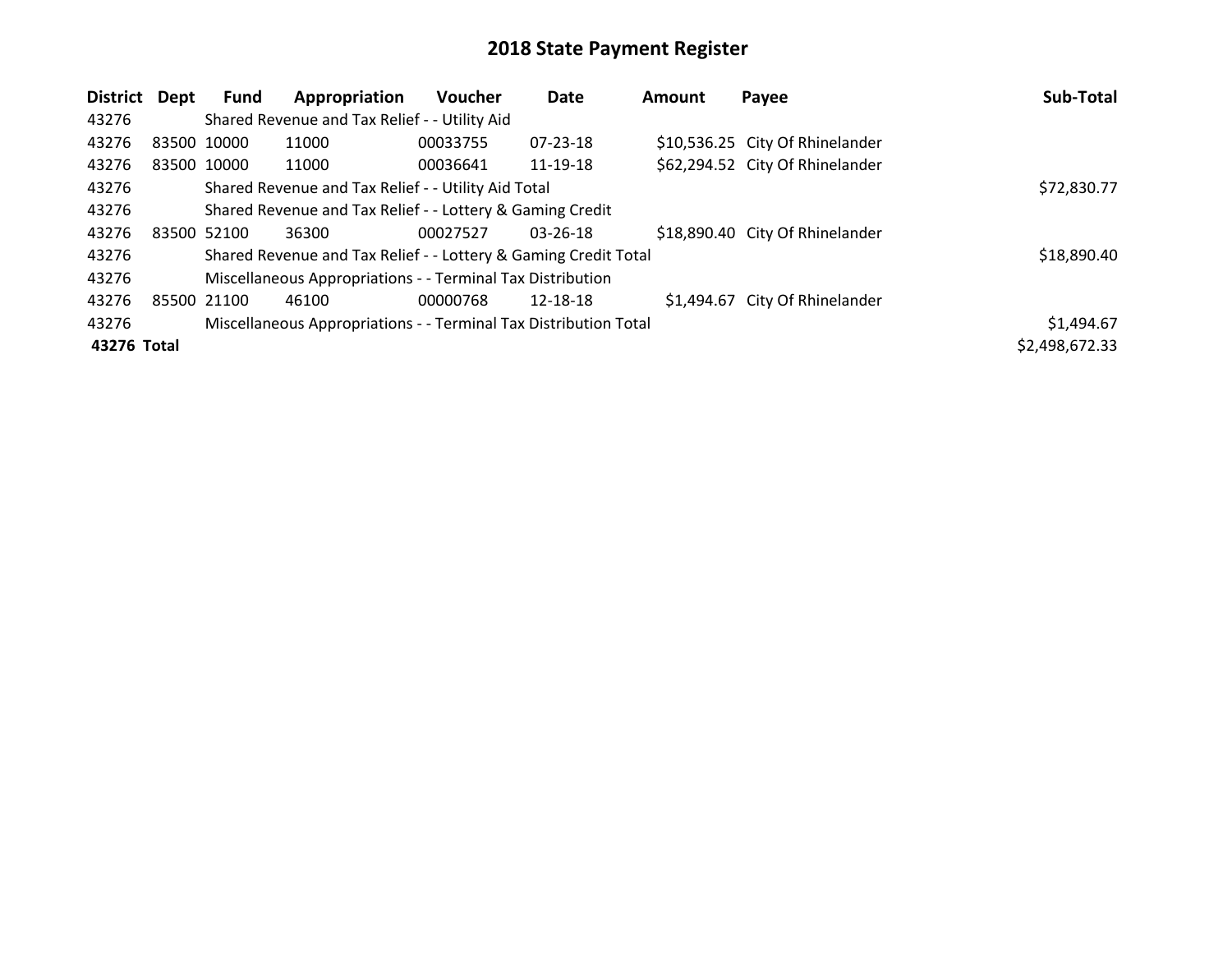# 2018 State Payment Register

| District | Dept | Fund | Appropriation | Voucher | Date | Amount | Payee | Sub-Total |
|---|---|---|---|---|---|---|---|---|
| 43276 | | Shared Revenue and Tax Relief - - Utility Aid | | | | | | |
| 43276 | 83500 | 10000 | 11000 | 00033755 | 07-23-18 | $10,536.25 | City Of Rhinelander | |
| 43276 | 83500 | 10000 | 11000 | 00036641 | 11-19-18 | $62,294.52 | City Of Rhinelander | |
| 43276 | | Shared Revenue and Tax Relief - - Utility Aid Total | | | | | | $72,830.77 |
| 43276 | | Shared Revenue and Tax Relief - - Lottery & Gaming Credit | | | | | | |
| 43276 | 83500 | 52100 | 36300 | 00027527 | 03-26-18 | $18,890.40 | City Of Rhinelander | |
| 43276 | | Shared Revenue and Tax Relief - - Lottery & Gaming Credit Total | | | | | | $18,890.40 |
| 43276 | | Miscellaneous Appropriations - - Terminal Tax Distribution | | | | | | |
| 43276 | 85500 | 21100 | 46100 | 00000768 | 12-18-18 | $1,494.67 | City Of Rhinelander | |
| 43276 | | Miscellaneous Appropriations - - Terminal Tax Distribution Total | | | | | | $1,494.67 |
| **43276** | **Total** | | | | | | | $2,498,672.33 |